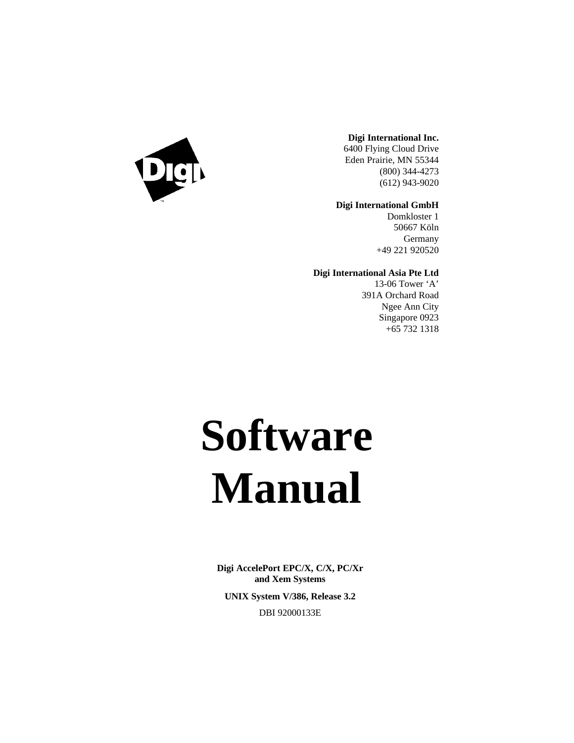**Digi International Inc.**
6400 Flying Cloud Drive
Eden Prairie, MN 55344
(800) 344-4273
(612) 943-9020

**Digi International GmbH**
Domkloster 1
50667 Köln
Germany
+49 221 920520

**Digi International Asia Pte Ltd**
13-06 Tower 'A'
391A Orchard Road
Ngee Ann City
Singapore 0923
+65 732 1318

# Software Manual

**Digi AccelePort EPC/X, C/X, PC/Xr and Xem Systems**

**UNIX System V/386, Release 3.2**

DBI 92000133E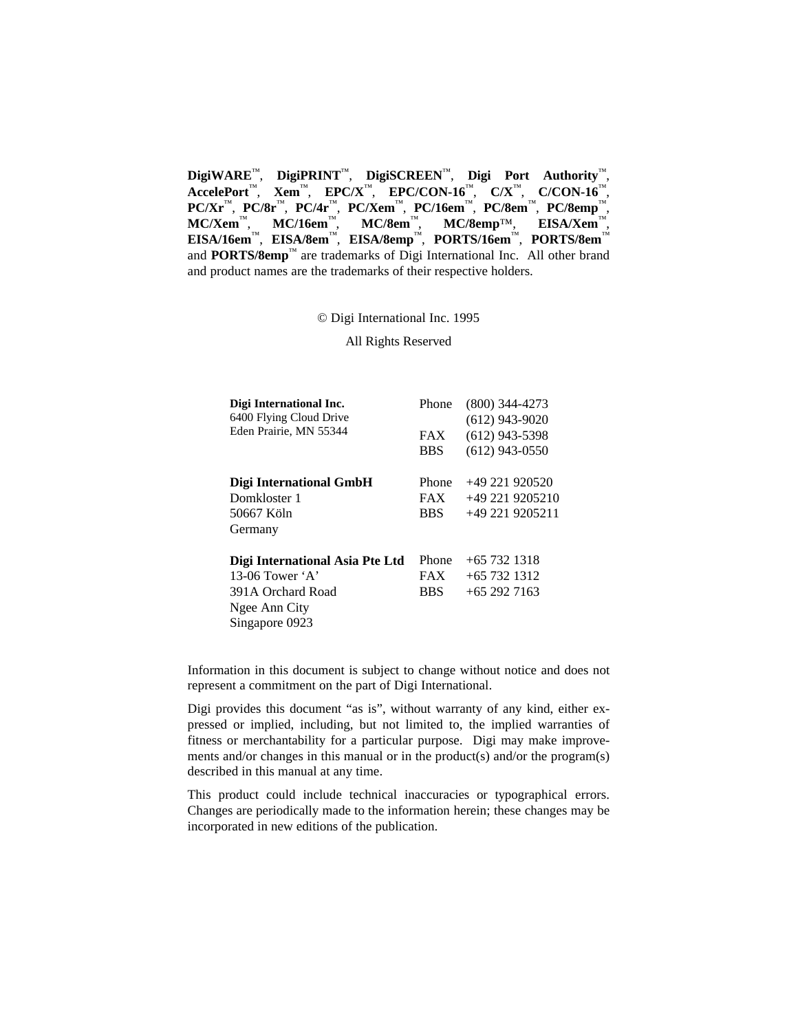**DigiWARE**™, **DigiPRINT**™, **DigiSCREEN**™, **Digi Port Authority**™, **AccelePort**™, **Xem**™, **EPC/X**™, **EPC/CON-16**™, **C/X**™, **C/CON-16**™, **PC/Xr**™, **PC/8r**™, **PC/4r**™, **PC/Xem**™, **PC/16em**™, **PC/8em**™, **PC/8emp**™, **MC/Xem**™, **MC/16em**™, **MC/8em**™, **MC/8emp**™, **EISA/Xem**™, **EISA/16em**™, **EISA/8em**™, **EISA/8emp**™, **PORTS/16em**™, **PORTS/8em**™ and **PORTS/8emp**™ are trademarks of Digi International Inc. All other brand and product names are the trademarks of their respective holders.

© Digi International Inc. 1995

All Rights Reserved

| | | |
|---|---|---|
| **Digi International Inc.** | Phone | (800) 344-4273 |
| 6400 Flying Cloud Drive | | (612) 943-9020 |
| Eden Prairie, MN 55344 | FAX | (612) 943-5398 |
| | BBS | (612) 943-0550 |
| **Digi International GmbH** | Phone | +49 221 920520 |
| Domkloster 1 | FAX | +49 221 9205210 |
| 50667 Köln | BBS | +49 221 9205211 |
| Germany | | |
| **Digi International Asia Pte Ltd** | Phone | +65 732 1318 |
| 13-06 Tower 'A' | FAX | +65 732 1312 |
| 391A Orchard Road | BBS | +65 292 7163 |
| Ngee Ann City | | |
| Singapore 0923 | | |

Information in this document is subject to change without notice and does not represent a commitment on the part of Digi International.

Digi provides this document "as is", without warranty of any kind, either expressed or implied, including, but not limited to, the implied warranties of fitness or merchantability for a particular purpose. Digi may make improvements and/or changes in this manual or in the product(s) and/or the program(s) described in this manual at any time.

This product could include technical inaccuracies or typographical errors. Changes are periodically made to the information herein; these changes may be incorporated in new editions of the publication.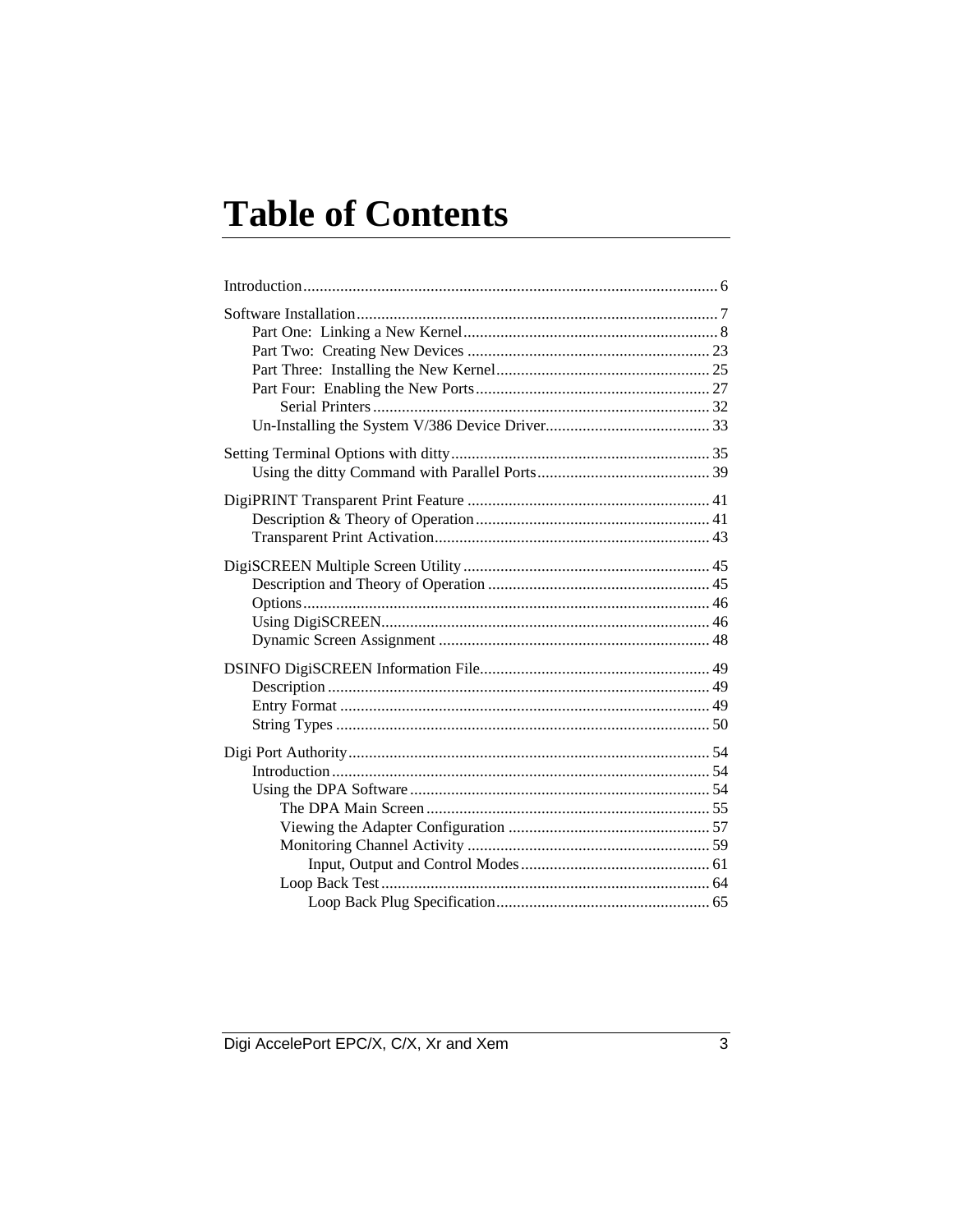# Table of Contents

Introduction .................................................................................................. 6

Software Installation ...................................................................................... 7
- Part One: Linking a New Kernel ............................................................ 8
- Part Two: Creating New Devices .......................................................... 23
- Part Three: Installing the New Kernel ................................................... 25
- Part Four: Enabling the New Ports ........................................................ 27
  - Serial Printers ................................................................................. 32
- Un-Installing the System V/386 Device Driver ....................................... 33

Setting Terminal Options with ditty .............................................................. 35
- Using the ditty Command with Parallel Ports ......................................... 39

DigiPRINT Transparent Print Feature .......................................................... 41
- Description & Theory of Operation ........................................................ 41
- Transparent Print Activation .................................................................. 43

DigiSCREEN Multiple Screen Utility ............................................................ 45
- Description and Theory of Operation ..................................................... 45
- Options .................................................................................................. 46
- Using DigiSCREEN ................................................................................ 46
- Dynamic Screen Assignment ................................................................. 48

DSINFO DigiSCREEN Information File ....................................................... 49
- Description ............................................................................................ 49
- Entry Format ......................................................................................... 49
- String Types .......................................................................................... 50

Digi Port Authority ....................................................................................... 54
- Introduction ........................................................................................... 54
- Using the DPA Software ........................................................................ 54
  - The DPA Main Screen .................................................................... 55
  - Viewing the Adapter Configuration ................................................ 57
  - Monitoring Channel Activity .......................................................... 59
    - Input, Output and Control Modes ............................................. 61
  - Loop Back Test ............................................................................... 64
    - Loop Back Plug Specification ................................................... 65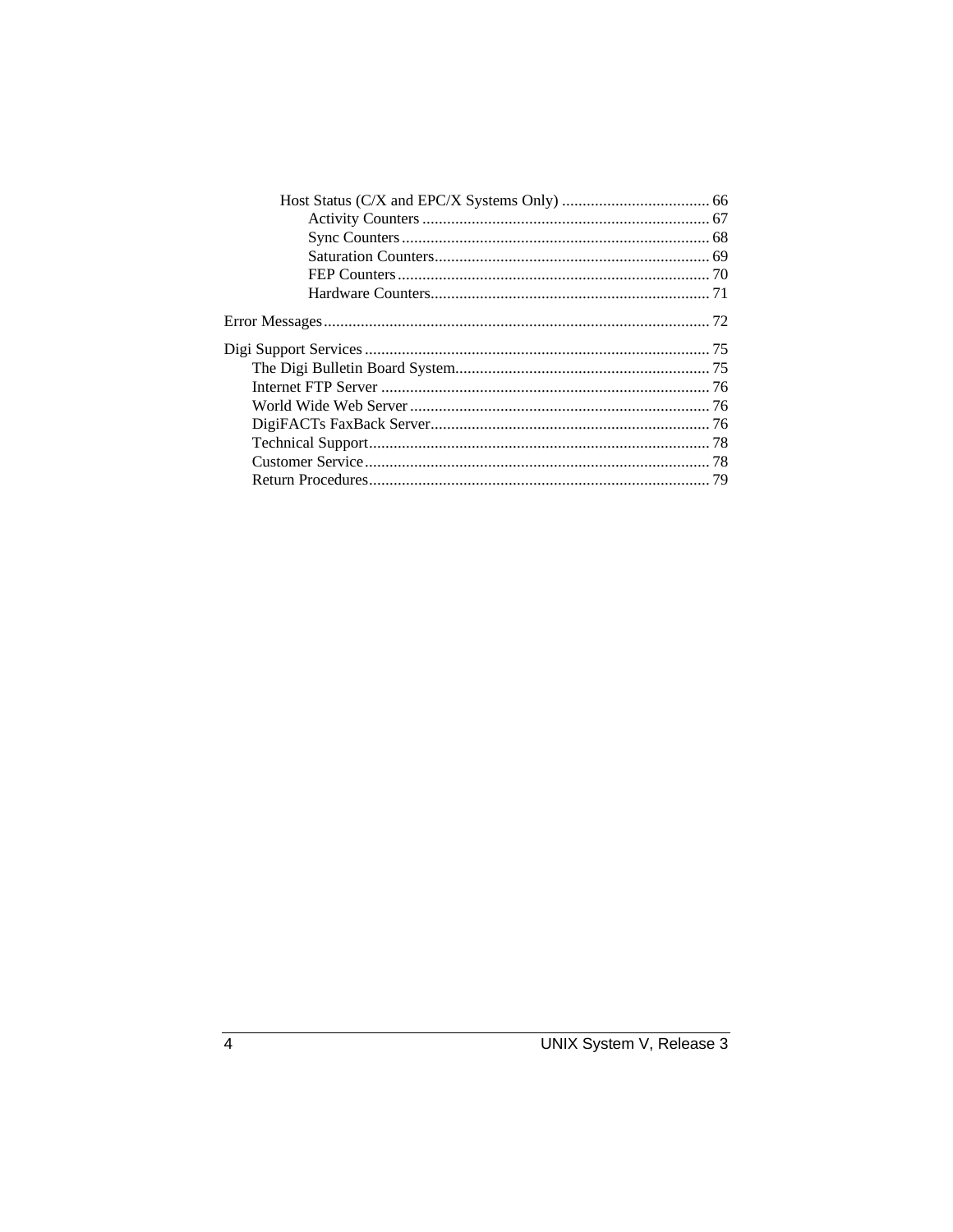Host Status (C/X and EPC/X Systems Only) .................................... 66

Activity Counters ..................................................................... 67

Sync Counters .......................................................................... 68

Saturation Counters.................................................................. 69

FEP Counters ........................................................................... 70

Hardware Counters................................................................... 71

Error Messages............................................................................................. 72

Digi Support Services .................................................................................. 75

The Digi Bulletin Board System............................................................. 75

Internet FTP Server ................................................................................ 76

World Wide Web Server ......................................................................... 76

DigiFACTs FaxBack Server.................................................................... 76

Technical Support................................................................................... 78

Customer Service.................................................................................... 78

Return Procedures................................................................................... 79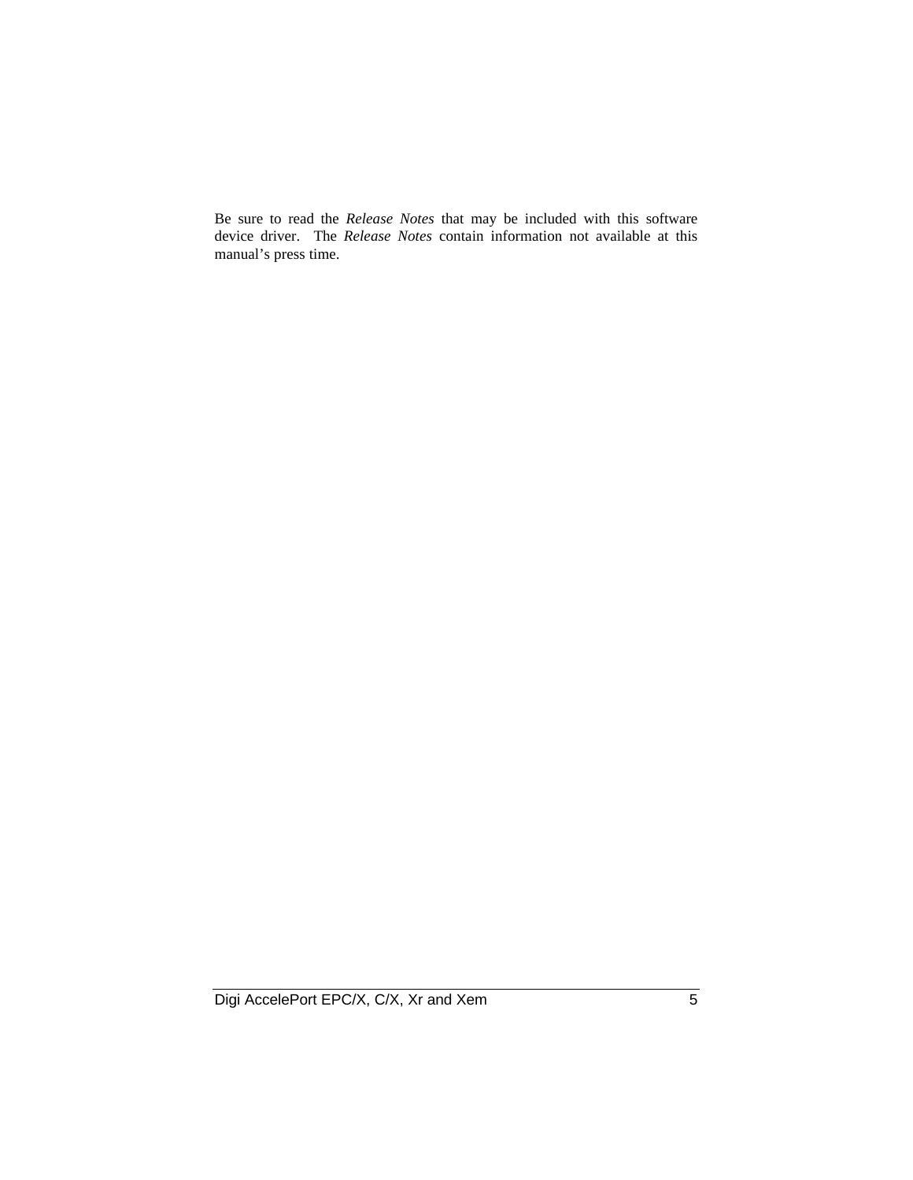Be sure to read the *Release Notes* that may be included with this software device driver. The *Release Notes* contain information not available at this manual's press time.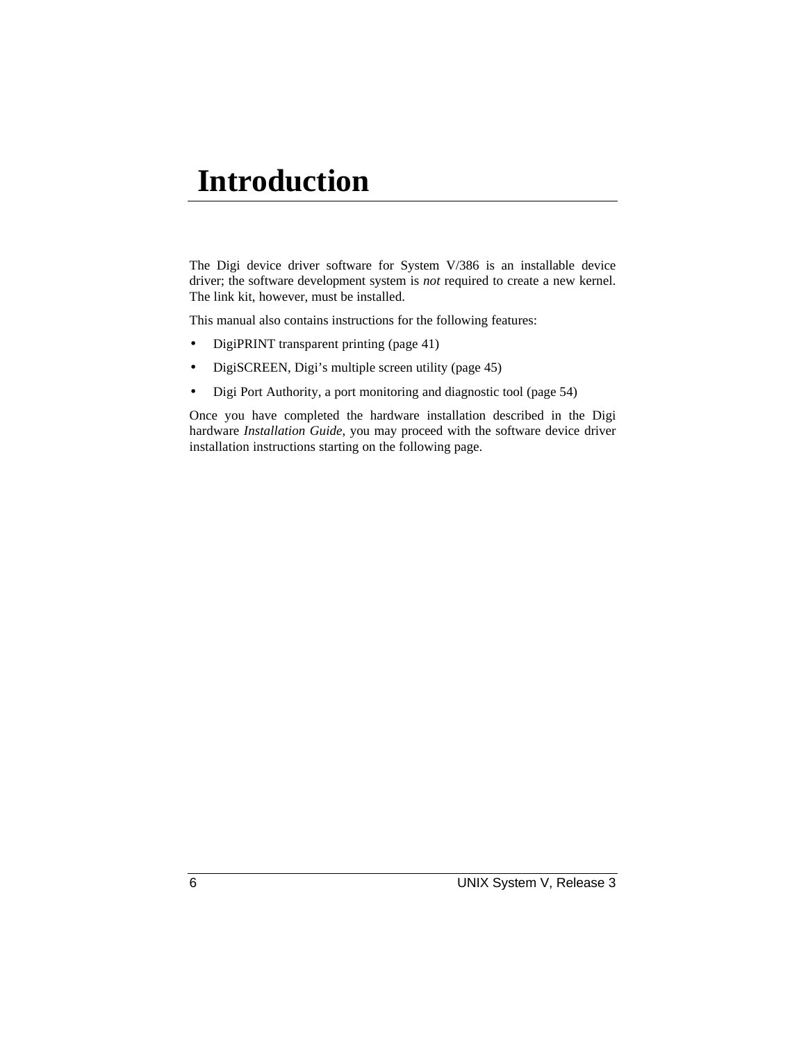# Introduction

The Digi device driver software for System V/386 is an installable device driver; the software development system is *not* required to create a new kernel. The link kit, however, must be installed.

This manual also contains instructions for the following features:

- DigiPRINT transparent printing (page 41)
- DigiSCREEN, Digi's multiple screen utility (page 45)
- Digi Port Authority, a port monitoring and diagnostic tool (page 54)

Once you have completed the hardware installation described in the Digi hardware *Installation Guide*, you may proceed with the software device driver installation instructions starting on the following page.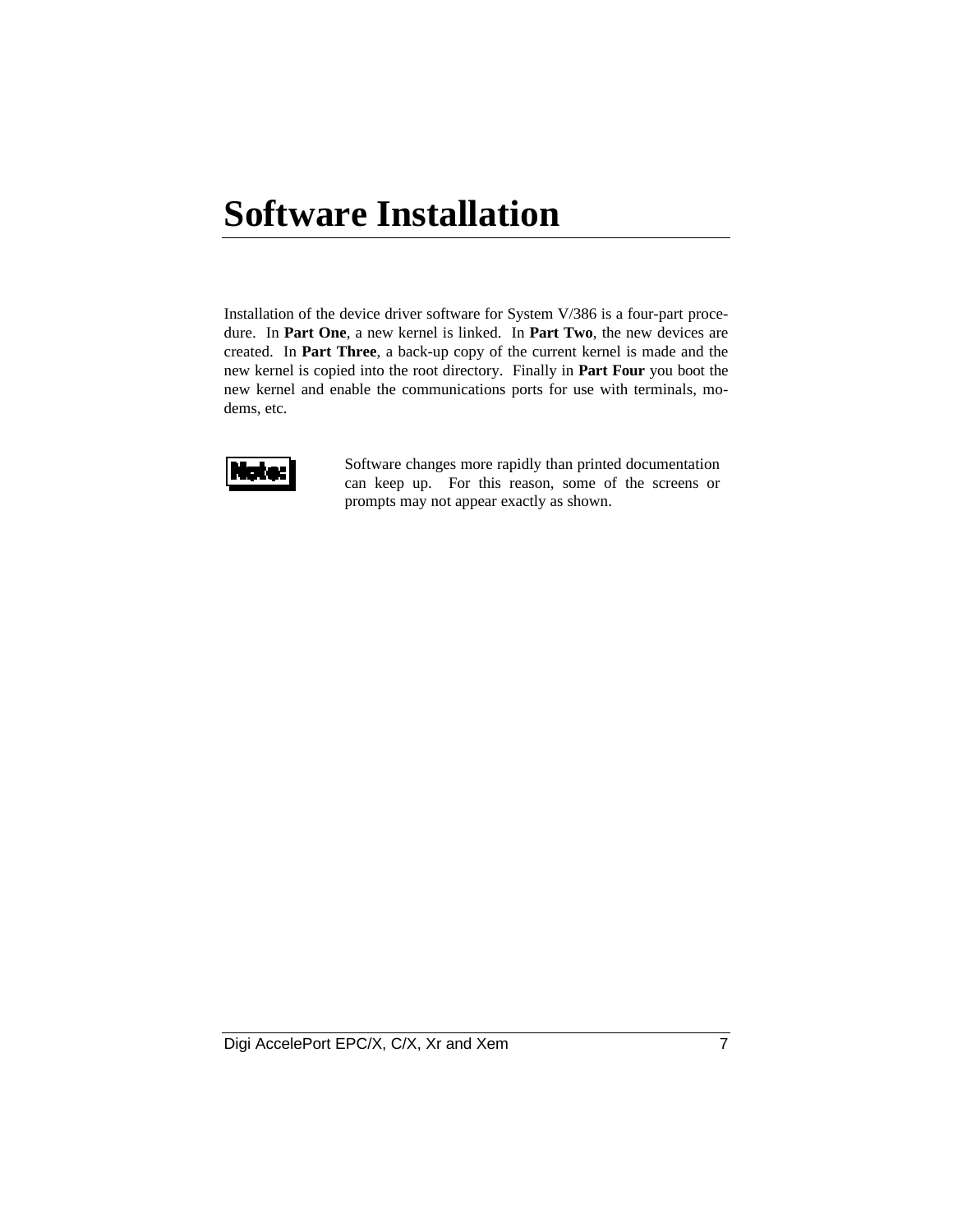# Software Installation

Installation of the device driver software for System V/386 is a four-part procedure. In **Part One**, a new kernel is linked. In **Part Two**, the new devices are created. In **Part Three**, a back-up copy of the current kernel is made and the new kernel is copied into the root directory. Finally in **Part Four** you boot the new kernel and enable the communications ports for use with terminals, modems, etc.

**Note:** Software changes more rapidly than printed documentation can keep up. For this reason, some of the screens or prompts may not appear exactly as shown.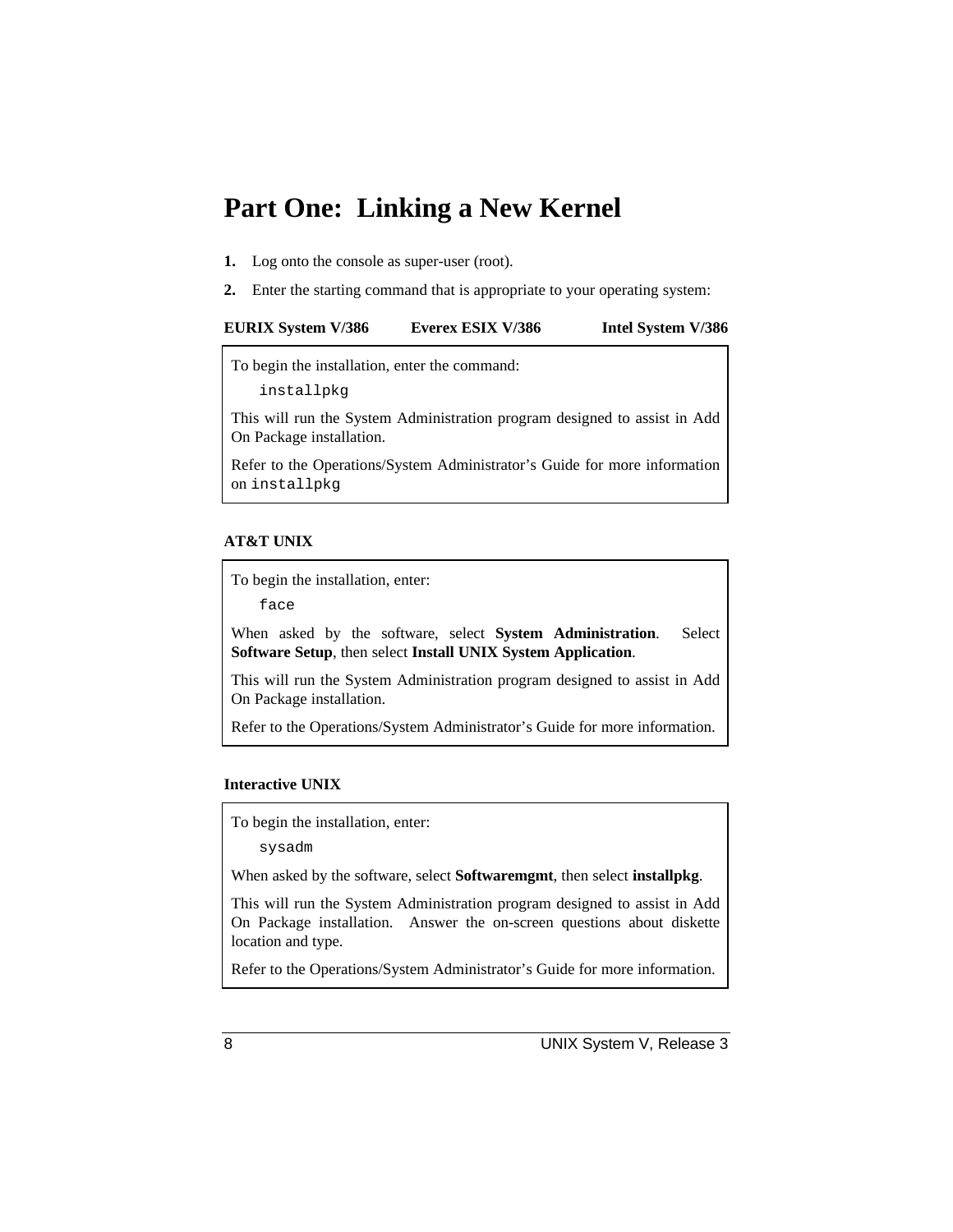# Part One: Linking a New Kernel

1. Log onto the console as super-user (root).
2. Enter the starting command that is appropriate to your operating system:

**EURIX System V/386** **Everex ESIX V/386** **Intel System V/386**

> To begin the installation, enter the command:
>
> ```
> installpkg
> ```
>
> This will run the System Administration program designed to assist in Add On Package installation.
>
> Refer to the Operations/System Administrator's Guide for more information on `installpkg`

**AT&T UNIX**

> To begin the installation, enter:
>
> ```
> face
> ```
>
> When asked by the software, select **System Administration**. Select **Software Setup**, then select **Install UNIX System Application**.
>
> This will run the System Administration program designed to assist in Add On Package installation.
>
> Refer to the Operations/System Administrator's Guide for more information.

**Interactive UNIX**

> To begin the installation, enter:
>
> ```
> sysadm
> ```
>
> When asked by the software, select **Softwaremgmt**, then select **installpkg**.
>
> This will run the System Administration program designed to assist in Add On Package installation. Answer the on-screen questions about diskette location and type.
>
> Refer to the Operations/System Administrator's Guide for more information.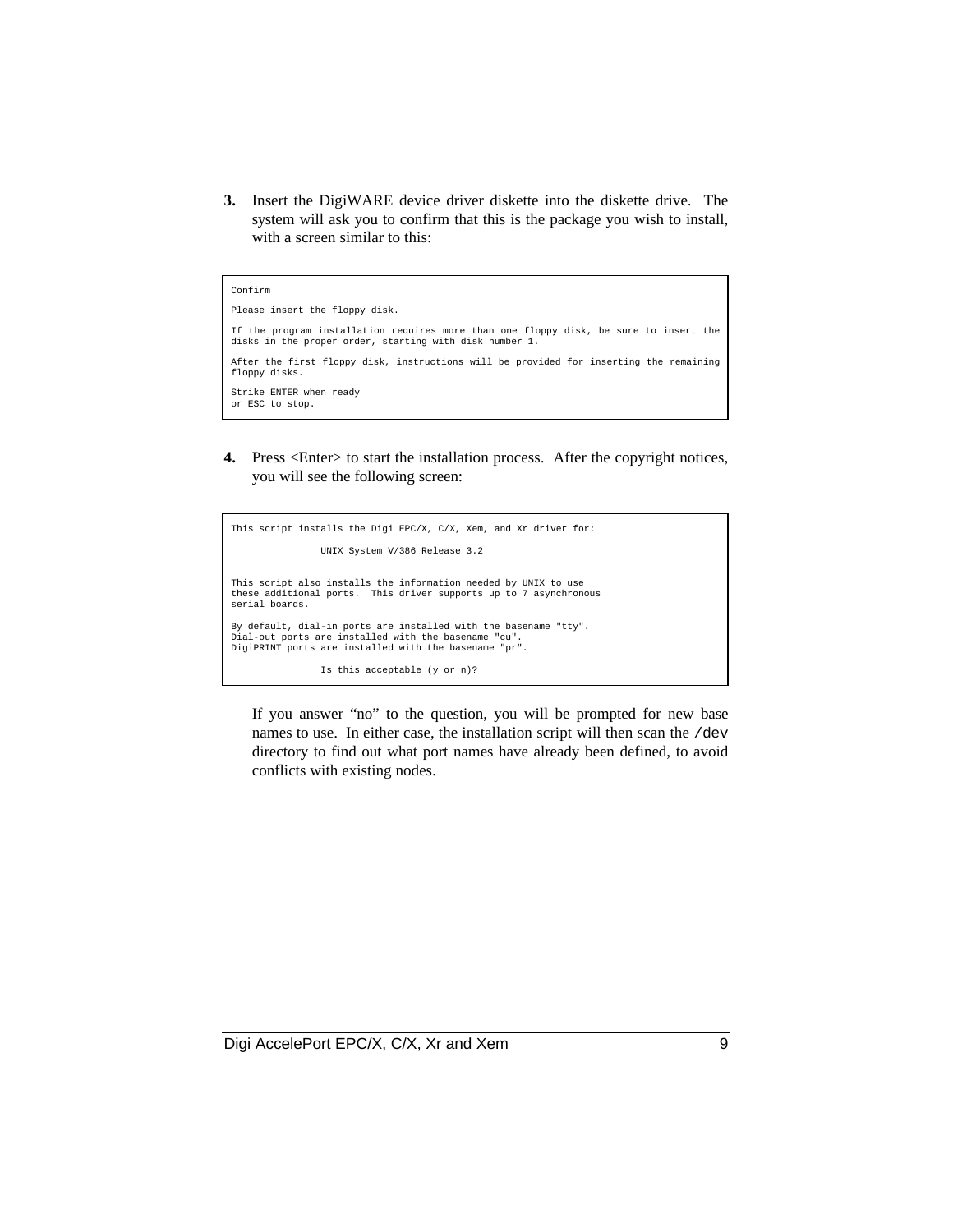3. Insert the DigiWARE device driver diskette into the diskette drive. The system will ask you to confirm that this is the package you wish to install, with a screen similar to this:

```
Confirm

Please insert the floppy disk.

If the program installation requires more than one floppy disk, be sure to insert the
disks in the proper order, starting with disk number 1.

After the first floppy disk, instructions will be provided for inserting the remaining
floppy disks.

Strike ENTER when ready
or ESC to stop.
```

4. Press <Enter> to start the installation process. After the copyright notices, you will see the following screen:

```
This script installs the Digi EPC/X, C/X, Xem, and Xr driver for:

                UNIX System V/386 Release 3.2


This script also installs the information needed by UNIX to use
these additional ports.  This driver supports up to 7 asynchronous
serial boards.

By default, dial-in ports are installed with the basename "tty".
Dial-out ports are installed with the basename "cu".
DigiPRINT ports are installed with the basename "pr".

                Is this acceptable (y or n)?
```

If you answer "no" to the question, you will be prompted for new base names to use. In either case, the installation script will then scan the `/dev` directory to find out what port names have already been defined, to avoid conflicts with existing nodes.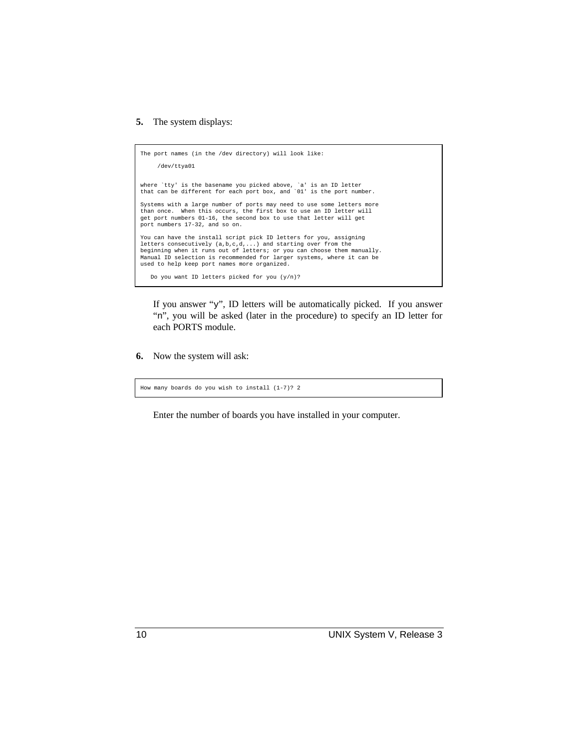5. The system displays:

```
The port names (in the /dev directory) will look like:

     /dev/ttya01


where `tty' is the basename you picked above, `a' is an ID letter
that can be different for each port box, and `01' is the port number.

Systems with a large number of ports may need to use some letters more
than once.  When this occurs, the first box to use an ID letter will
get port numbers 01-16, the second box to use that letter will get
port numbers 17-32, and so on.

You can have the install script pick ID letters for you, assigning
letters consecutively (a,b,c,d,...) and starting over from the
beginning when it runs out of letters; or you can choose them manually.
Manual ID selection is recommended for larger systems, where it can be
used to help keep port names more organized.

   Do you want ID letters picked for you (y/n)?
```

If you answer “y”, ID letters will be automatically picked. If you answer “n”, you will be asked (later in the procedure) to specify an ID letter for each PORTS module.

6. Now the system will ask:

```
How many boards do you wish to install (1-7)? 2
```

Enter the number of boards you have installed in your computer.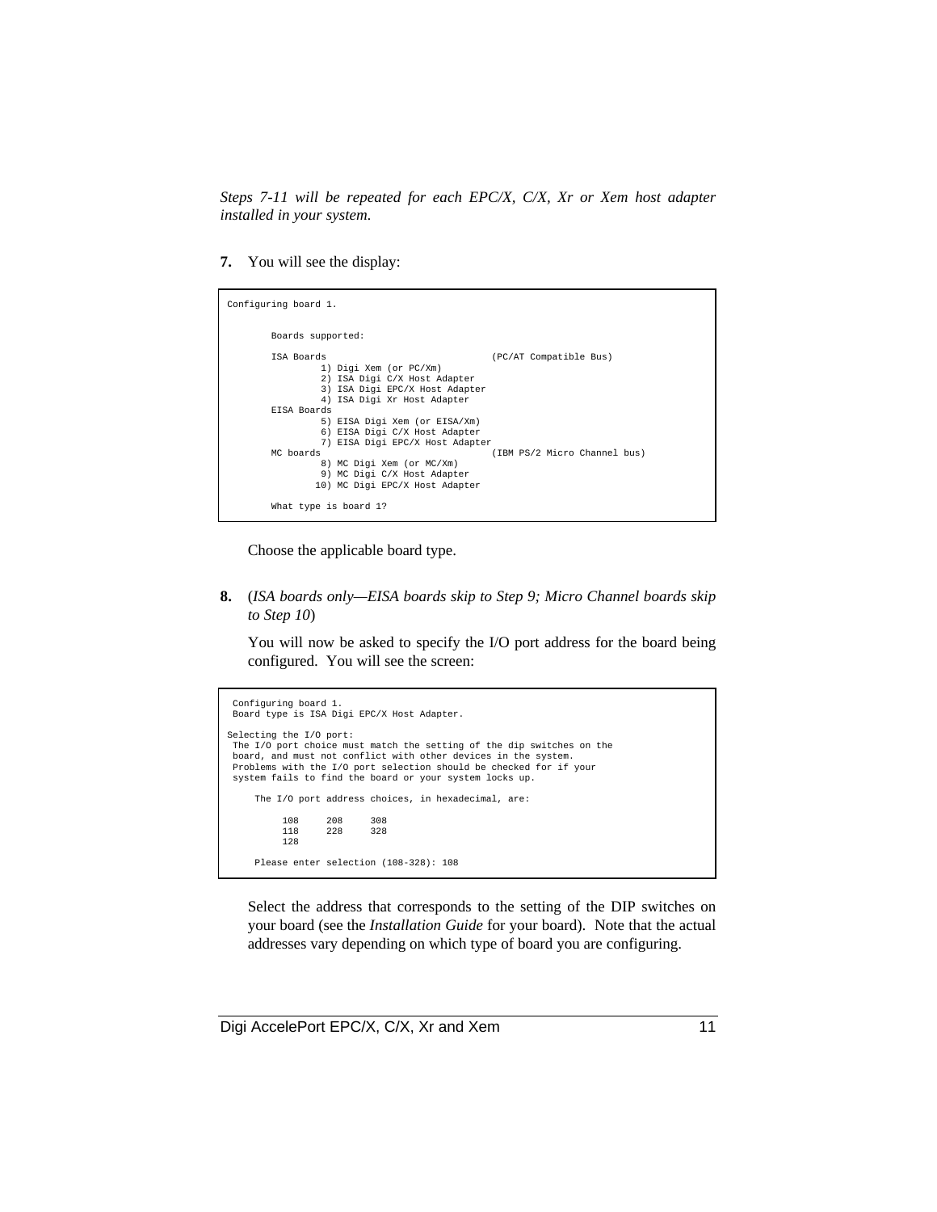*Steps 7-11 will be repeated for each EPC/X, C/X, Xr or Xem host adapter installed in your system.*

**7.** You will see the display:

```
Configuring board 1.


        Boards supported:

        ISA Boards                              (PC/AT Compatible Bus)
                 1) Digi Xem (or PC/Xm)
                 2) ISA Digi C/X Host Adapter
                 3) ISA Digi EPC/X Host Adapter
                 4) ISA Digi Xr Host Adapter
        EISA Boards
                 5) EISA Digi Xem (or EISA/Xm)
                 6) EISA Digi C/X Host Adapter
                 7) EISA Digi EPC/X Host Adapter
        MC boards                               (IBM PS/2 Micro Channel bus)
                 8) MC Digi Xem (or MC/Xm)
                 9) MC Digi C/X Host Adapter
                10) MC Digi EPC/X Host Adapter

        What type is board 1?
```

Choose the applicable board type.

**8.** (*ISA boards only—EISA boards skip to Step 9; Micro Channel boards skip to Step 10*)

You will now be asked to specify the I/O port address for the board being configured. You will see the screen:

```
 Configuring board 1.
 Board type is ISA Digi EPC/X Host Adapter.

Selecting the I/O port:
 The I/O port choice must match the setting of the dip switches on the
 board, and must not conflict with other devices in the system.
 Problems with the I/O port selection should be checked for if your
 system fails to find the board or your system locks up.

     The I/O port address choices, in hexadecimal, are:

          108     208     308
          118     228     328
          128

     Please enter selection (108-328): 108
```

Select the address that corresponds to the setting of the DIP switches on your board (see the *Installation Guide* for your board). Note that the actual addresses vary depending on which type of board you are configuring.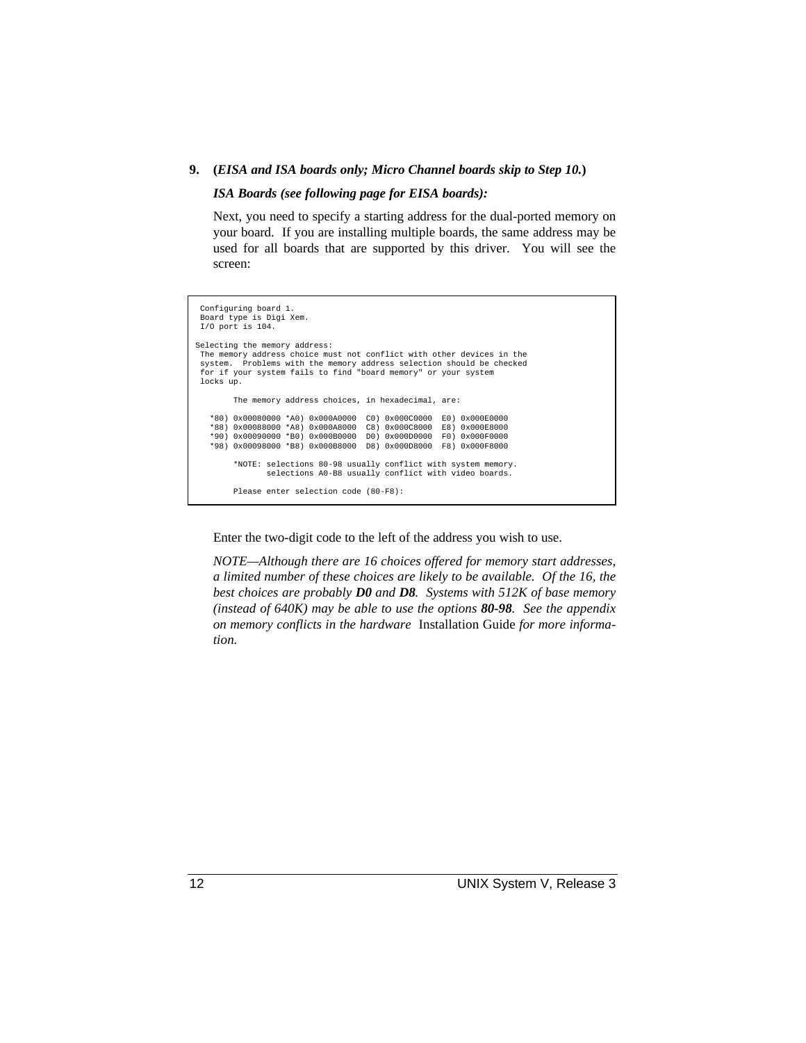**9. (*EISA and ISA boards only; Micro Channel boards skip to Step 10.*)**

***ISA Boards (see following page for EISA boards):***

Next, you need to specify a starting address for the dual-ported memory on your board. If you are installing multiple boards, the same address may be used for all boards that are supported by this driver. You will see the screen:

```
 Configuring board 1.
 Board type is Digi Xem.
 I/O port is 104.

Selecting the memory address:
 The memory address choice must not conflict with other devices in the
 system.  Problems with the memory address selection should be checked
 for if your system fails to find "board memory" or your system
 locks up.

        The memory address choices, in hexadecimal, are:

   *80) 0x00080000 *A0) 0x000A0000  C0) 0x000C0000  E0) 0x000E0000
   *88) 0x00088000 *A8) 0x000A8000  C8) 0x000C8000  E8) 0x000E8000
   *90) 0x00090000 *B0) 0x000B0000  D0) 0x000D0000  F0) 0x000F0000
   *98) 0x00098000 *B8) 0x000B8000  D8) 0x000D8000  F8) 0x000F8000

        *NOTE: selections 80-98 usually conflict with system memory.
               selections A0-B8 usually conflict with video boards.

        Please enter selection code (80-F8):
```

Enter the two-digit code to the left of the address you wish to use.

*NOTE—Although there are 16 choices offered for memory start addresses, a limited number of these choices are likely to be available. Of the 16, the best choices are probably* ***D0*** *and* ***D8****. Systems with 512K of base memory (instead of 640K) may be able to use the options* ***80-98****. See the appendix on memory conflicts in the hardware* Installation Guide *for more information.*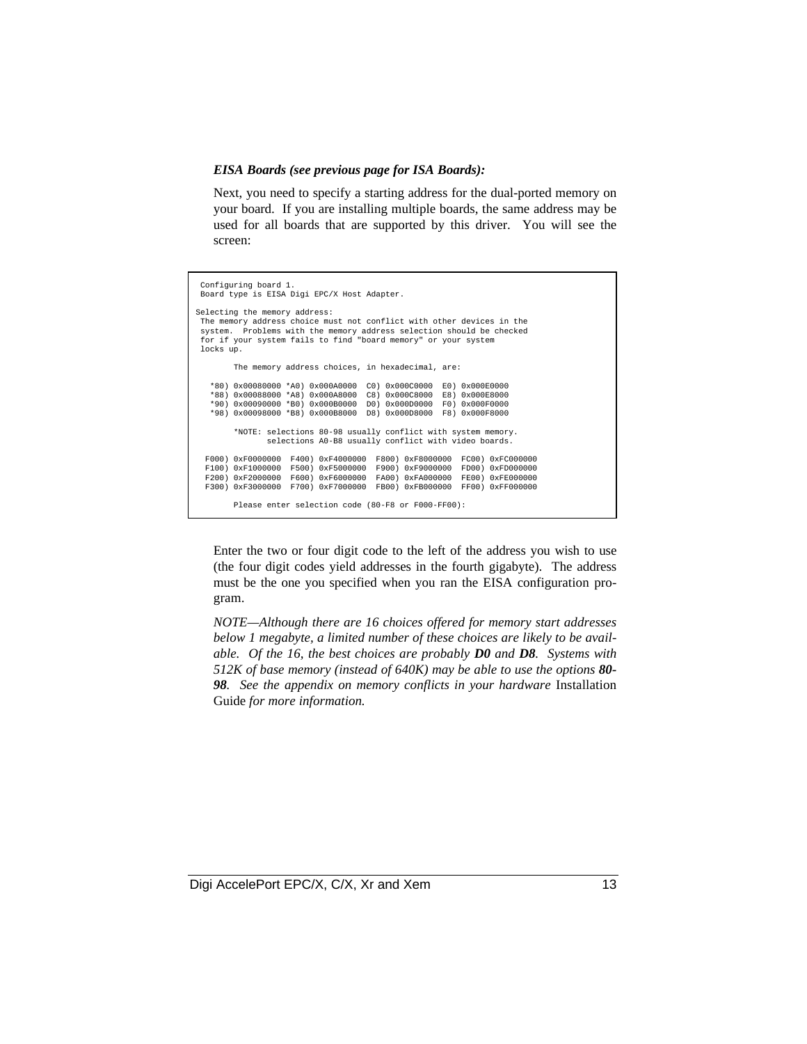***EISA Boards (see previous page for ISA Boards):***

Next, you need to specify a starting address for the dual-ported memory on your board. If you are installing multiple boards, the same address may be used for all boards that are supported by this driver. You will see the screen:

```
 Configuring board 1.
 Board type is EISA Digi EPC/X Host Adapter.

Selecting the memory address:
 The memory address choice must not conflict with other devices in the
 system.  Problems with the memory address selection should be checked
 for if your system fails to find "board memory" or your system
 locks up.

        The memory address choices, in hexadecimal, are:

   *80) 0x00080000 *A0) 0x000A0000  C0) 0x000C0000  E0) 0x000E0000
   *88) 0x00088000 *A8) 0x000A8000  C8) 0x000C8000  E8) 0x000E8000
   *90) 0x00090000 *B0) 0x000B0000  D0) 0x000D0000  F0) 0x000F0000
   *98) 0x00098000 *B8) 0x000B8000  D8) 0x000D8000  F8) 0x000F8000

        *NOTE: selections 80-98 usually conflict with system memory.
               selections A0-B8 usually conflict with video boards.

  F000) 0xF0000000  F400) 0xF4000000  F800) 0xF8000000  FC00) 0xFC000000
  F100) 0xF1000000  F500) 0xF5000000  F900) 0xF9000000  FD00) 0xFD000000
  F200) 0xF2000000  F600) 0xF6000000  FA00) 0xFA000000  FE00) 0xFE000000
  F300) 0xF3000000  F700) 0xF7000000  FB00) 0xFB000000  FF00) 0xFF000000

        Please enter selection code (80-F8 or F000-FF00):
```

Enter the two or four digit code to the left of the address you wish to use (the four digit codes yield addresses in the fourth gigabyte). The address must be the one you specified when you ran the EISA configuration program.

*NOTE—Although there are 16 choices offered for memory start addresses below 1 megabyte, a limited number of these choices are likely to be available. Of the 16, the best choices are probably **D0** and **D8**. Systems with 512K of base memory (instead of 640K) may be able to use the options **80-98**. See the appendix on memory conflicts in your hardware* Installation Guide *for more information.*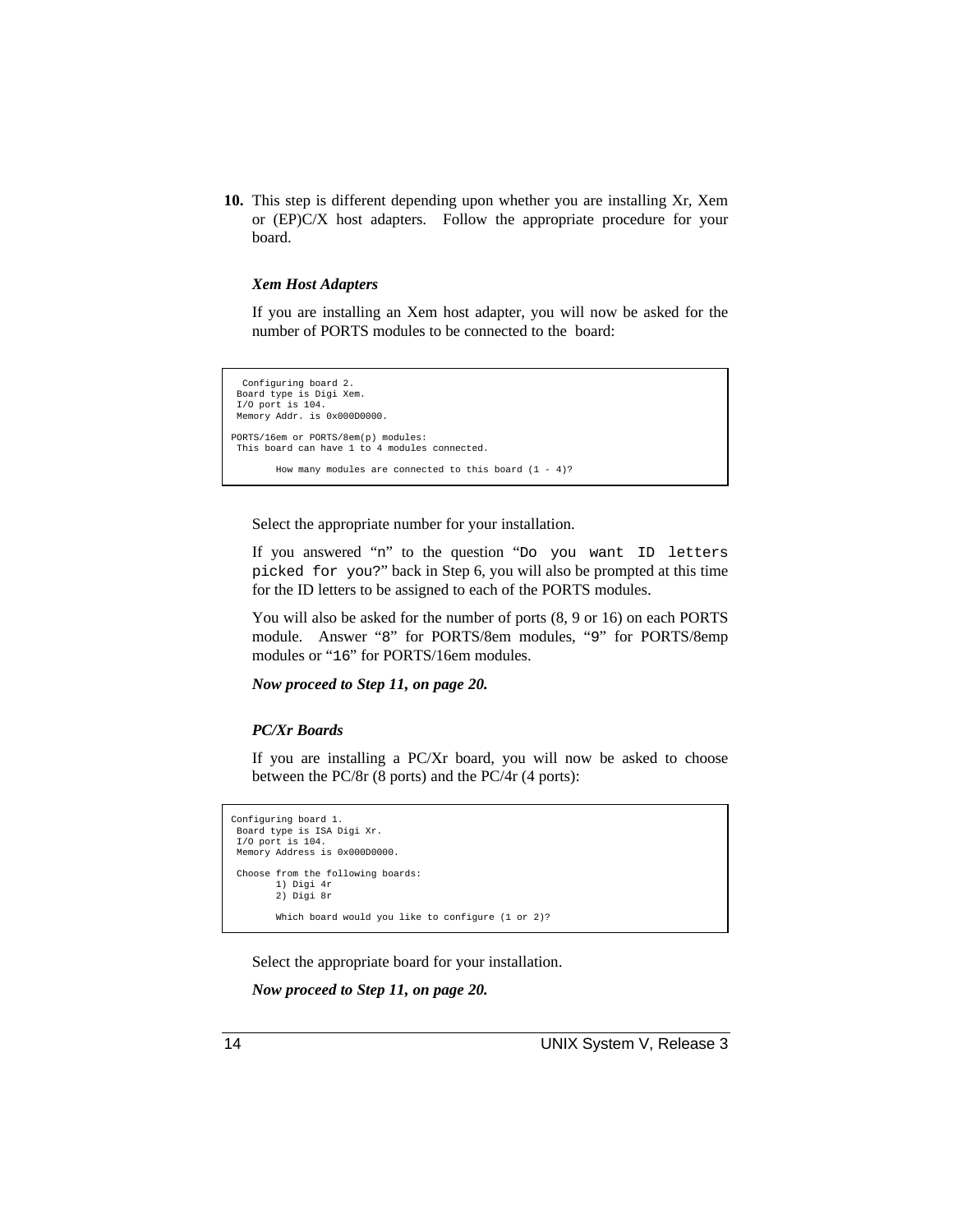**10.** This step is different depending upon whether you are installing Xr, Xem or (EP)C/X host adapters. Follow the appropriate procedure for your board.

***Xem Host Adapters***

If you are installing an Xem host adapter, you will now be asked for the number of PORTS modules to be connected to the board:

```
  Configuring board 2.
 Board type is Digi Xem.
 I/O port is 104.
 Memory Addr. is 0x000D0000.

PORTS/16em or PORTS/8em(p) modules:
 This board can have 1 to 4 modules connected.

        How many modules are connected to this board (1 - 4)?
```

Select the appropriate number for your installation.

If you answered "`n`" to the question "`Do you want ID letters picked for you?`" back in Step 6, you will also be prompted at this time for the ID letters to be assigned to each of the PORTS modules.

You will also be asked for the number of ports (8, 9 or 16) on each PORTS module. Answer "`8`" for PORTS/8em modules, "`9`" for PORTS/8emp modules or "`16`" for PORTS/16em modules.

***Now proceed to Step 11, on page 20.***

***PC/Xr Boards***

If you are installing a PC/Xr board, you will now be asked to choose between the PC/8r (8 ports) and the PC/4r (4 ports):

```
Configuring board 1.
 Board type is ISA Digi Xr.
 I/O port is 104.
 Memory Address is 0x000D0000.

 Choose from the following boards:
        1) Digi 4r
        2) Digi 8r

        Which board would you like to configure (1 or 2)?
```

Select the appropriate board for your installation.

***Now proceed to Step 11, on page 20.***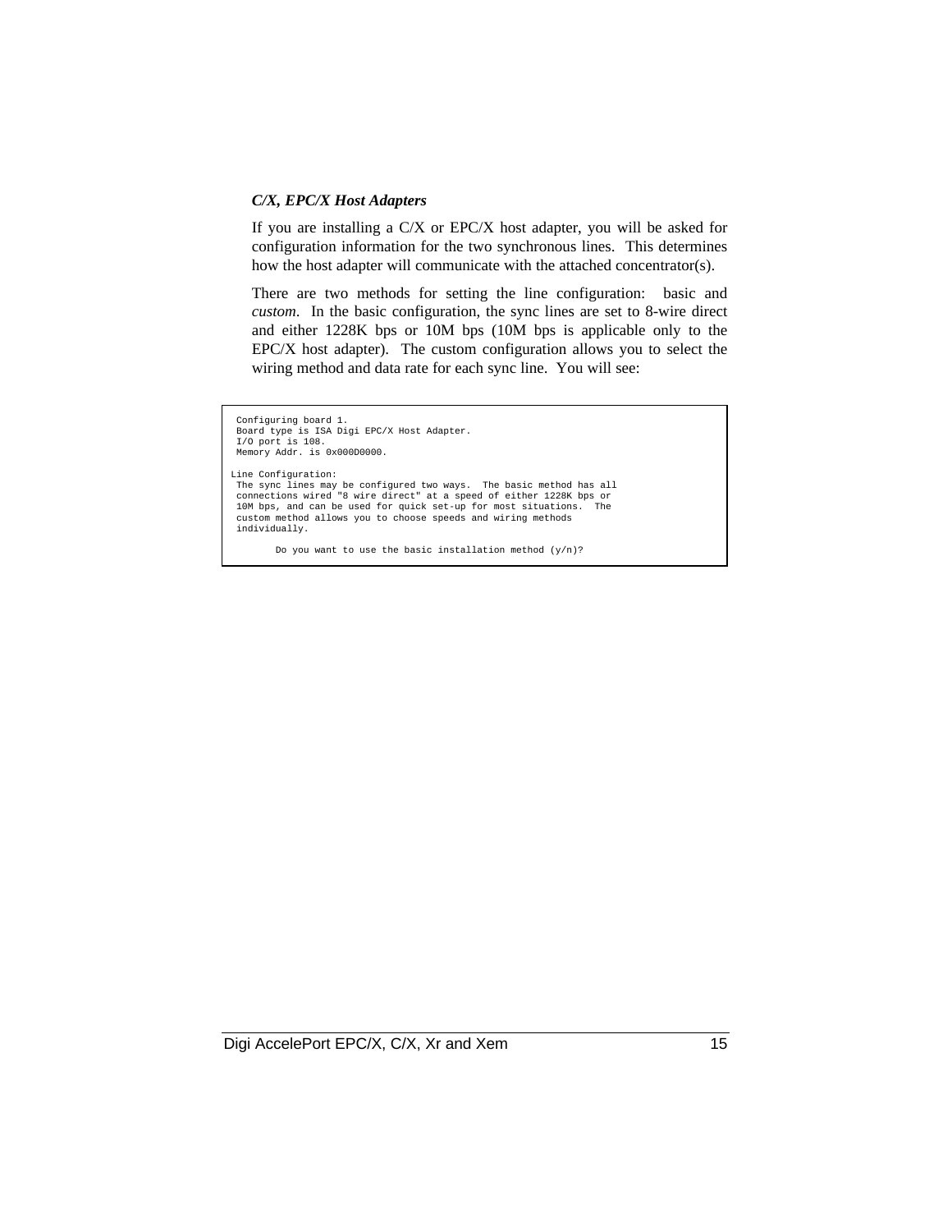### *C/X, EPC/X Host Adapters*

If you are installing a C/X or EPC/X host adapter, you will be asked for configuration information for the two synchronous lines. This determines how the host adapter will communicate with the attached concentrator(s).

There are two methods for setting the line configuration: basic and *custom*. In the basic configuration, the sync lines are set to 8-wire direct and either 1228K bps or 10M bps (10M bps is applicable only to the EPC/X host adapter). The custom configuration allows you to select the wiring method and data rate for each sync line. You will see:

```
 Configuring board 1.
 Board type is ISA Digi EPC/X Host Adapter.
 I/O port is 108.
 Memory Addr. is 0x000D0000.

Line Configuration:
 The sync lines may be configured two ways.  The basic method has all
 connections wired "8 wire direct" at a speed of either 1228K bps or
 10M bps, and can be used for quick set-up for most situations.  The
 custom method allows you to choose speeds and wiring methods
 individually.

        Do you want to use the basic installation method (y/n)?
```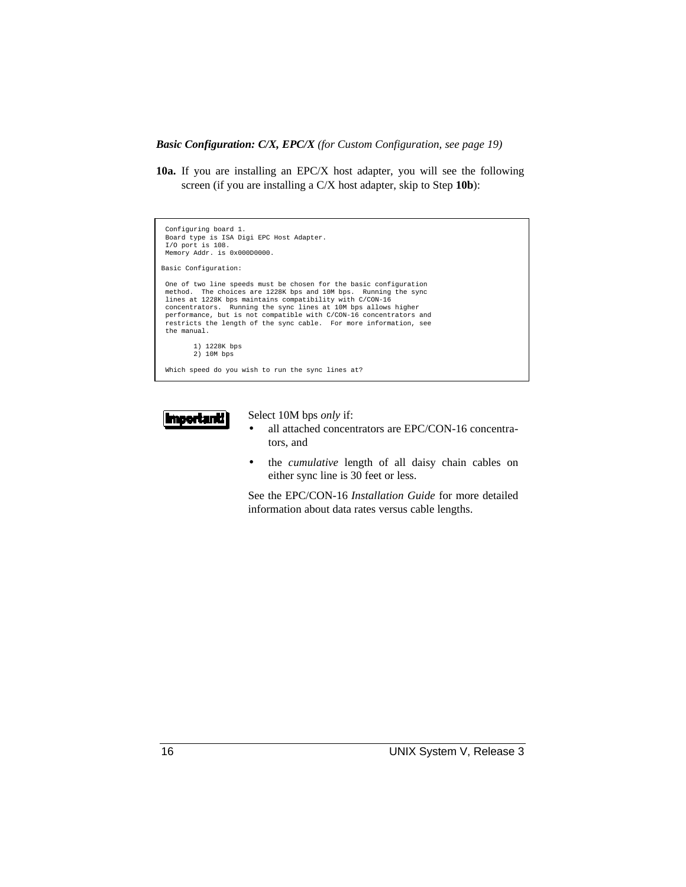***Basic Configuration: C/X, EPC/X*** *(for Custom Configuration, see page 19)*

**10a.** If you are installing an EPC/X host adapter, you will see the following screen (if you are installing a C/X host adapter, skip to Step **10b**):

```
 Configuring board 1.
 Board type is ISA Digi EPC Host Adapter.
 I/O port is 108.
 Memory Addr. is 0x000D0000.

Basic Configuration:

 One of two line speeds must be chosen for the basic configuration
 method.  The choices are 1228K bps and 10M bps.  Running the sync
 lines at 1228K bps maintains compatibility with C/CON-16
 concentrators.  Running the sync lines at 10M bps allows higher
 performance, but is not compatible with C/CON-16 concentrators and
 restricts the length of the sync cable.  For more information, see
 the manual.

        1) 1228K bps
        2) 10M bps

 Which speed do you wish to run the sync lines at?
```

**Important!**

Select 10M bps *only* if:

- all attached concentrators are EPC/CON-16 concentrators, and
- the *cumulative* length of all daisy chain cables on either sync line is 30 feet or less.

See the EPC/CON-16 *Installation Guide* for more detailed information about data rates versus cable lengths.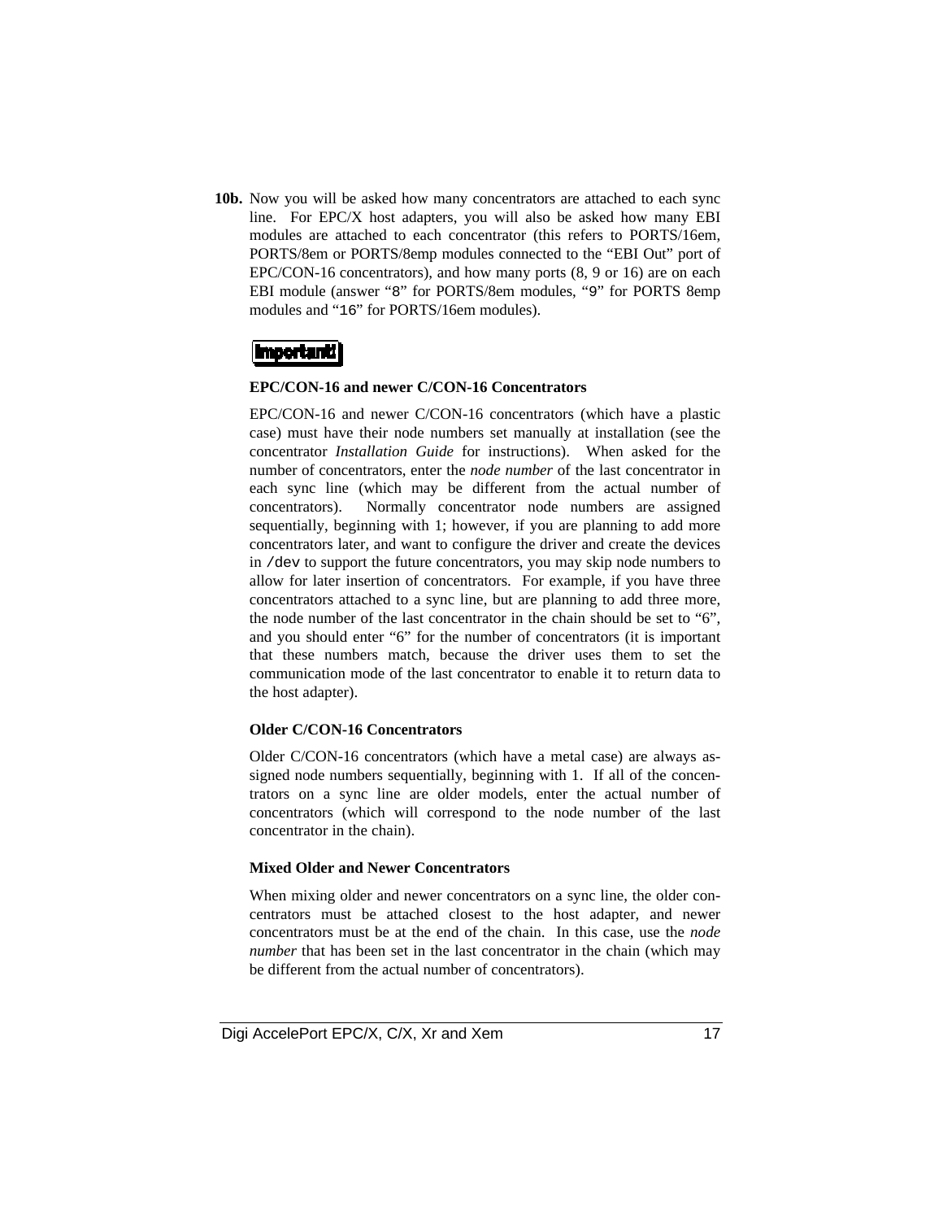**10b.** Now you will be asked how many concentrators are attached to each sync line. For EPC/X host adapters, you will also be asked how many EBI modules are attached to each concentrator (this refers to PORTS/16em, PORTS/8em or PORTS/8emp modules connected to the "EBI Out" port of EPC/CON-16 concentrators), and how many ports (8, 9 or 16) are on each EBI module (answer "`8`" for PORTS/8em modules, "`9`" for PORTS 8emp modules and "`16`" for PORTS/16em modules).

**Important!**

**EPC/CON-16 and newer C/CON-16 Concentrators**

EPC/CON-16 and newer C/CON-16 concentrators (which have a plastic case) must have their node numbers set manually at installation (see the concentrator *Installation Guide* for instructions). When asked for the number of concentrators, enter the *node number* of the last concentrator in each sync line (which may be different from the actual number of concentrators). Normally concentrator node numbers are assigned sequentially, beginning with 1; however, if you are planning to add more concentrators later, and want to configure the driver and create the devices in `/dev` to support the future concentrators, you may skip node numbers to allow for later insertion of concentrators. For example, if you have three concentrators attached to a sync line, but are planning to add three more, the node number of the last concentrator in the chain should be set to "6", and you should enter "6" for the number of concentrators (it is important that these numbers match, because the driver uses them to set the communication mode of the last concentrator to enable it to return data to the host adapter).

**Older C/CON-16 Concentrators**

Older C/CON-16 concentrators (which have a metal case) are always assigned node numbers sequentially, beginning with 1. If all of the concentrators on a sync line are older models, enter the actual number of concentrators (which will correspond to the node number of the last concentrator in the chain).

**Mixed Older and Newer Concentrators**

When mixing older and newer concentrators on a sync line, the older concentrators must be attached closest to the host adapter, and newer concentrators must be at the end of the chain. In this case, use the *node number* that has been set in the last concentrator in the chain (which may be different from the actual number of concentrators).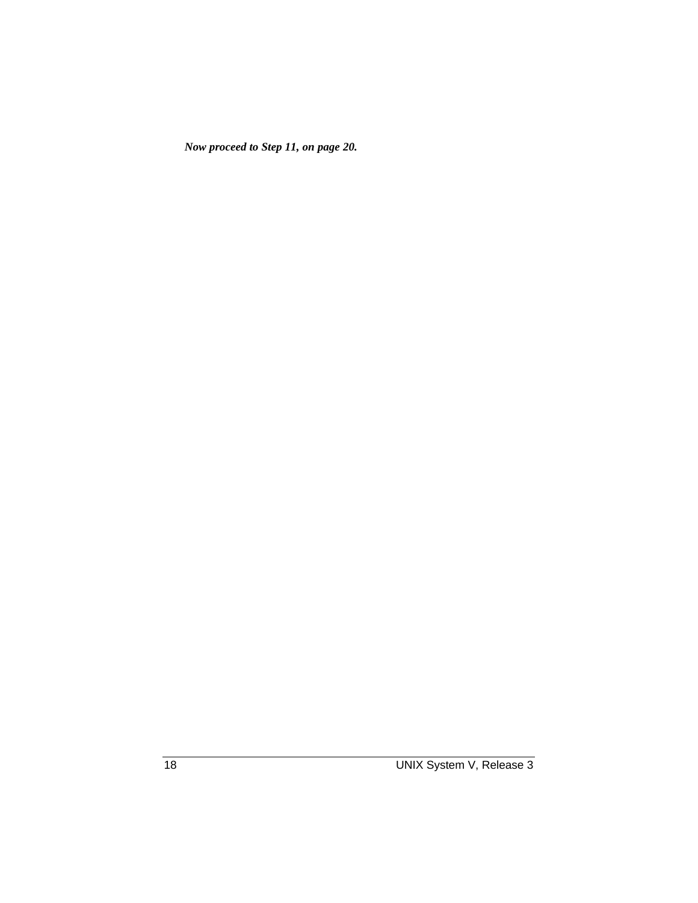***Now proceed to Step 11, on page 20.***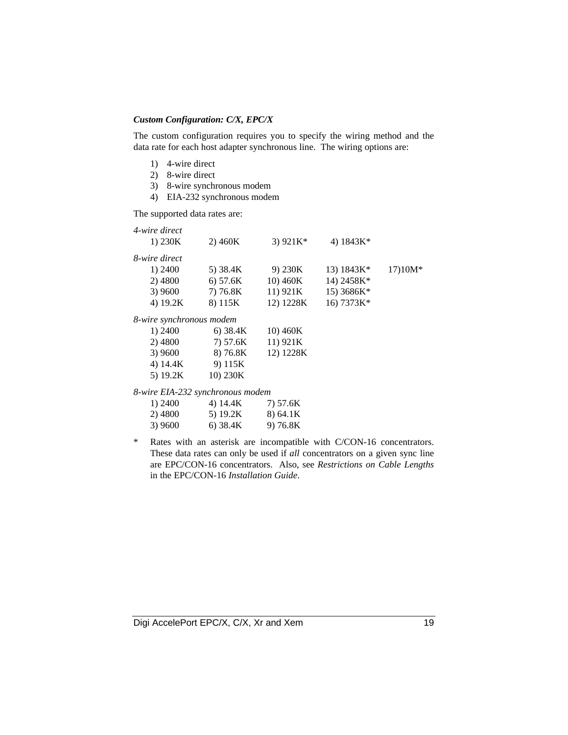***Custom Configuration: C/X, EPC/X***

The custom configuration requires you to specify the wiring method and the data rate for each host adapter synchronous line. The wiring options are:

1) 4-wire direct
2) 8-wire direct
3) 8-wire synchronous modem
4) EIA-232 synchronous modem

The supported data rates are:

*4-wire direct*

| | | | |
|---|---|---|---|
| 1) 230K | 2) 460K | 3) 921K* | 4) 1843K* |

*8-wire direct*

| | | | | |
|---|---|---|---|---|
| 1) 2400 | 5) 38.4K | 9) 230K | 13) 1843K* | 17)10M* |
| 2) 4800 | 6) 57.6K | 10) 460K | 14) 2458K* | |
| 3) 9600 | 7) 76.8K | 11) 921K | 15) 3686K* | |
| 4) 19.2K | 8) 115K | 12) 1228K | 16) 7373K* | |

*8-wire synchronous modem*

| | | |
|---|---|---|
| 1) 2400 | 6) 38.4K | 10) 460K |
| 2) 4800 | 7) 57.6K | 11) 921K |
| 3) 9600 | 8) 76.8K | 12) 1228K |
| 4) 14.4K | 9) 115K | |
| 5) 19.2K | 10) 230K | |

*8-wire EIA-232 synchronous modem*

| | | |
|---|---|---|
| 1) 2400 | 4) 14.4K | 7) 57.6K |
| 2) 4800 | 5) 19.2K | 8) 64.1K |
| 3) 9600 | 6) 38.4K | 9) 76.8K |

\* Rates with an asterisk are incompatible with C/CON-16 concentrators. These data rates can only be used if *all* concentrators on a given sync line are EPC/CON-16 concentrators. Also, see *Restrictions on Cable Lengths* in the EPC/CON-16 *Installation Guide*.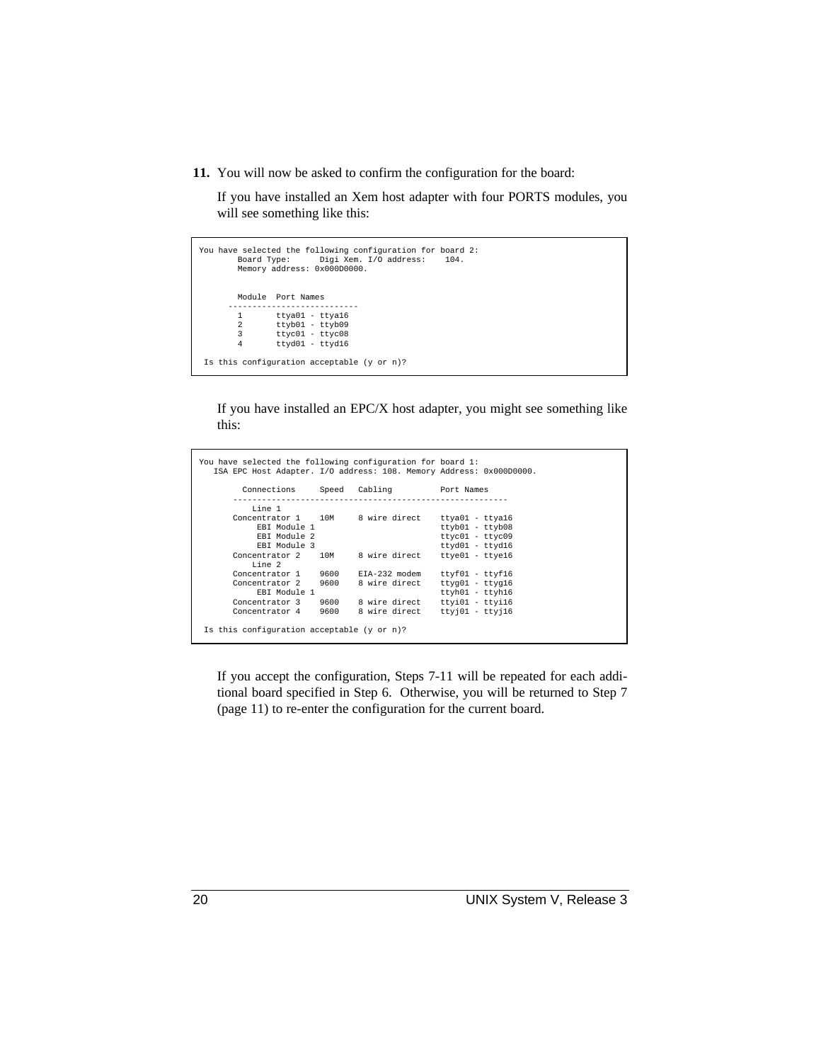**11.** You will now be asked to confirm the configuration for the board:

If you have installed an Xem host adapter with four PORTS modules, you will see something like this:

```
You have selected the following configuration for board 2:
        Board Type:      Digi Xem. I/O address:    104.
        Memory address: 0x000D0000.


        Module  Port Names
       ---------------------------
        1       ttya01 - ttya16
        2       ttyb01 - ttyb09
        3       ttyc01 - ttyc08
        4       ttyd01 - ttyd16

 Is this configuration acceptable (y or n)?
```

If you have installed an EPC/X host adapter, you might see something like this:

```
You have selected the following configuration for board 1:
   ISA EPC Host Adapter. I/O address: 108. Memory Address: 0x000D0000.

         Connections     Speed   Cabling          Port Names
       ---------------------------------------------------------
           Line 1
       Concentrator 1    10M     8 wire direct    ttya01 - ttya16
            EBI Module 1                          ttyb01 - ttyb08
            EBI Module 2                          ttyc01 - ttyc09
            EBI Module 3                          ttyd01 - ttyd16
       Concentrator 2    10M     8 wire direct    ttye01 - ttye16
           Line 2
       Concentrator 1    9600    EIA-232 modem    ttyf01 - ttyf16
       Concentrator 2    9600    8 wire direct    ttyg01 - ttyg16
            EBI Module 1                          ttyh01 - ttyh16
       Concentrator 3    9600    8 wire direct    ttyi01 - ttyi16
       Concentrator 4    9600    8 wire direct    ttyj01 - ttyj16

 Is this configuration acceptable (y or n)?
```

If you accept the configuration, Steps 7-11 will be repeated for each additional board specified in Step 6. Otherwise, you will be returned to Step 7 (page 11) to re-enter the configuration for the current board.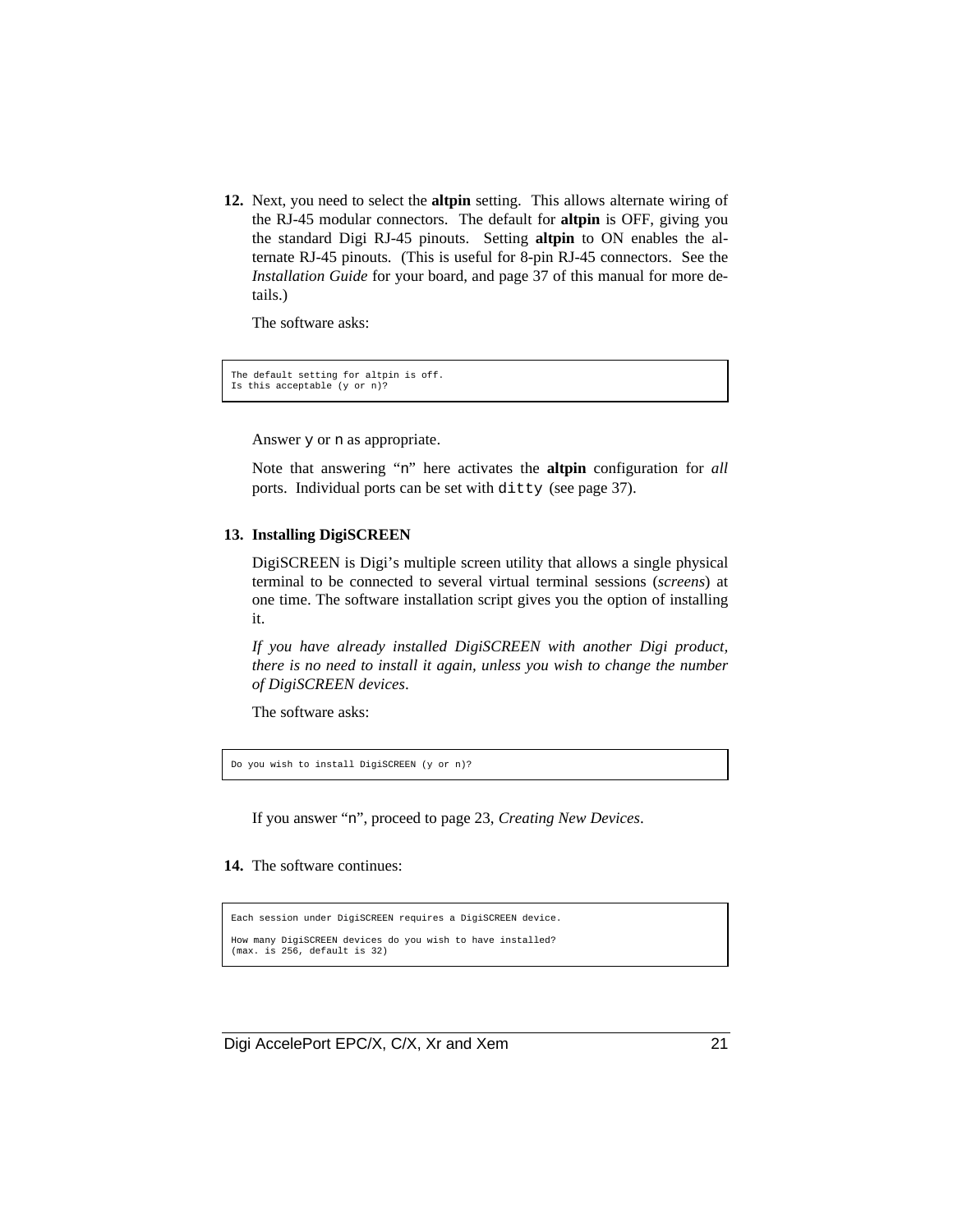12. Next, you need to select the **altpin** setting. This allows alternate wiring of the RJ-45 modular connectors. The default for **altpin** is OFF, giving you the standard Digi RJ-45 pinouts. Setting **altpin** to ON enables the alternate RJ-45 pinouts. (This is useful for 8-pin RJ-45 connectors. See the *Installation Guide* for your board, and page 37 of this manual for more details.)

    The software asks:

    ```
    The default setting for altpin is off.
    Is this acceptable (y or n)?
    ```

    Answer `y` or `n` as appropriate.

    Note that answering "`n`" here activates the **altpin** configuration for *all* ports. Individual ports can be set with `ditty` (see page 37).

13. **Installing DigiSCREEN**

    DigiSCREEN is Digi's multiple screen utility that allows a single physical terminal to be connected to several virtual terminal sessions (*screens*) at one time. The software installation script gives you the option of installing it.

    *If you have already installed DigiSCREEN with another Digi product, there is no need to install it again, unless you wish to change the number of DigiSCREEN devices.*

    The software asks:

    ```
    Do you wish to install DigiSCREEN (y or n)?
    ```

    If you answer "`n`", proceed to page 23, *Creating New Devices*.

14. The software continues:

    ```
    Each session under DigiSCREEN requires a DigiSCREEN device.

    How many DigiSCREEN devices do you wish to have installed?
    (max. is 256, default is 32)
    ```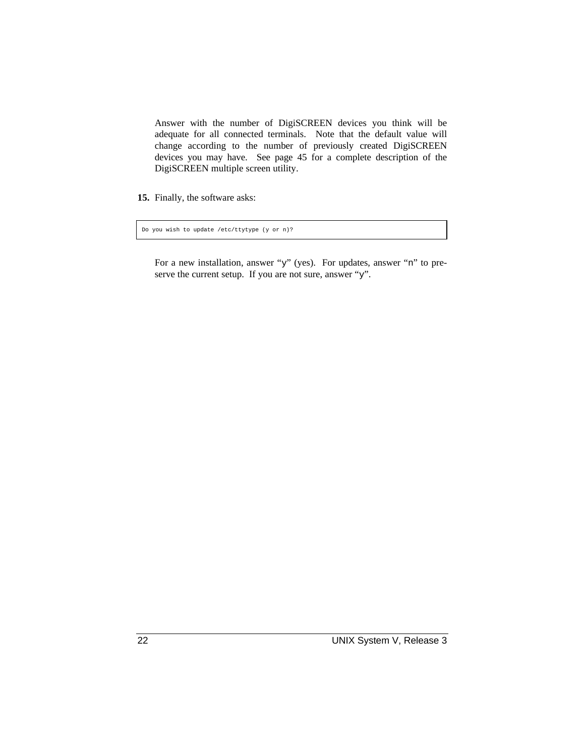Answer with the number of DigiSCREEN devices you think will be adequate for all connected terminals. Note that the default value will change according to the number of previously created DigiSCREEN devices you may have. See page 45 for a complete description of the DigiSCREEN multiple screen utility.

**15.** Finally, the software asks:

```
Do you wish to update /etc/ttytype (y or n)?
```

For a new installation, answer "y" (yes). For updates, answer "n" to preserve the current setup. If you are not sure, answer "y".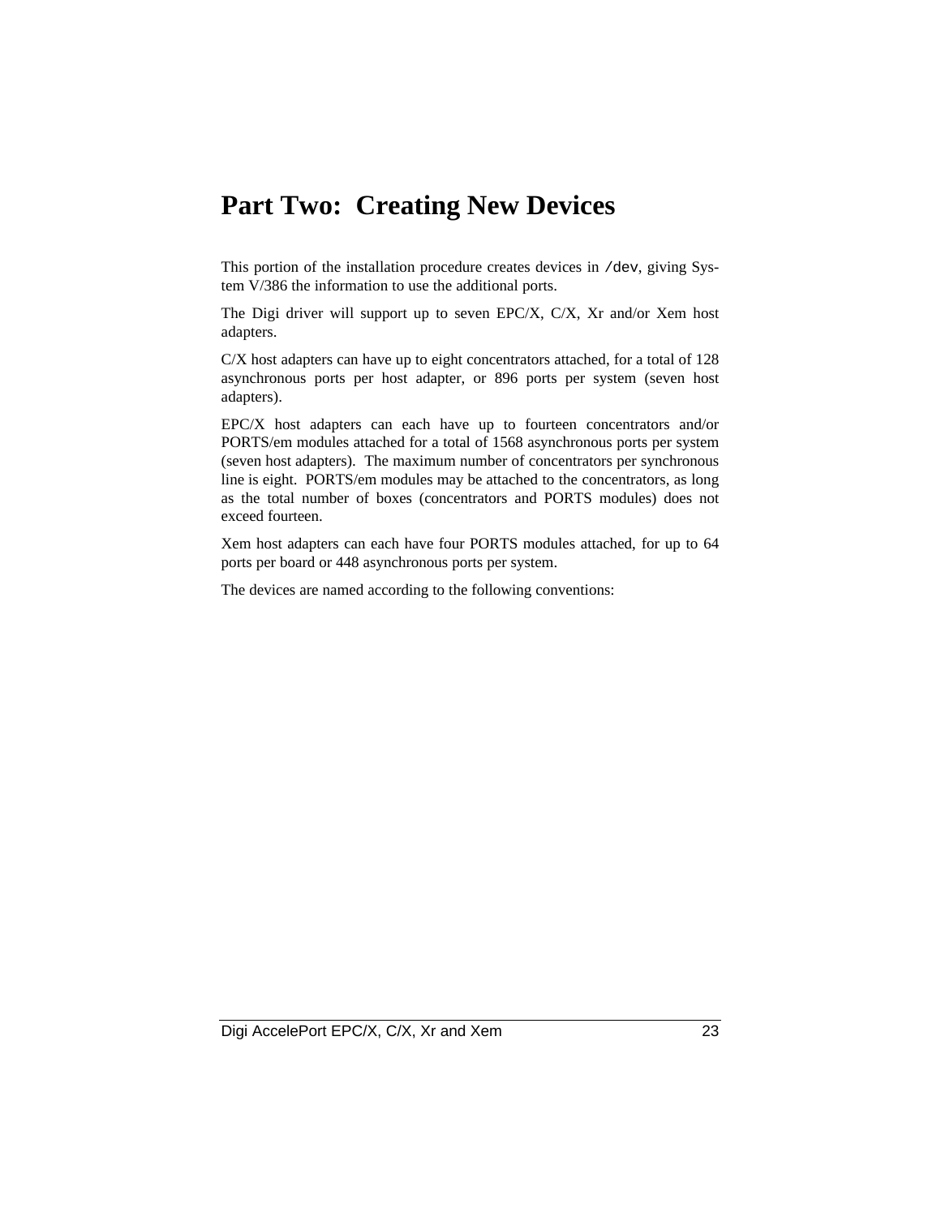# Part Two: Creating New Devices

This portion of the installation procedure creates devices in `/dev`, giving System V/386 the information to use the additional ports.

The Digi driver will support up to seven EPC/X, C/X, Xr and/or Xem host adapters.

C/X host adapters can have up to eight concentrators attached, for a total of 128 asynchronous ports per host adapter, or 896 ports per system (seven host adapters).

EPC/X host adapters can each have up to fourteen concentrators and/or PORTS/em modules attached for a total of 1568 asynchronous ports per system (seven host adapters). The maximum number of concentrators per synchronous line is eight. PORTS/em modules may be attached to the concentrators, as long as the total number of boxes (concentrators and PORTS modules) does not exceed fourteen.

Xem host adapters can each have four PORTS modules attached, for up to 64 ports per board or 448 asynchronous ports per system.

The devices are named according to the following conventions: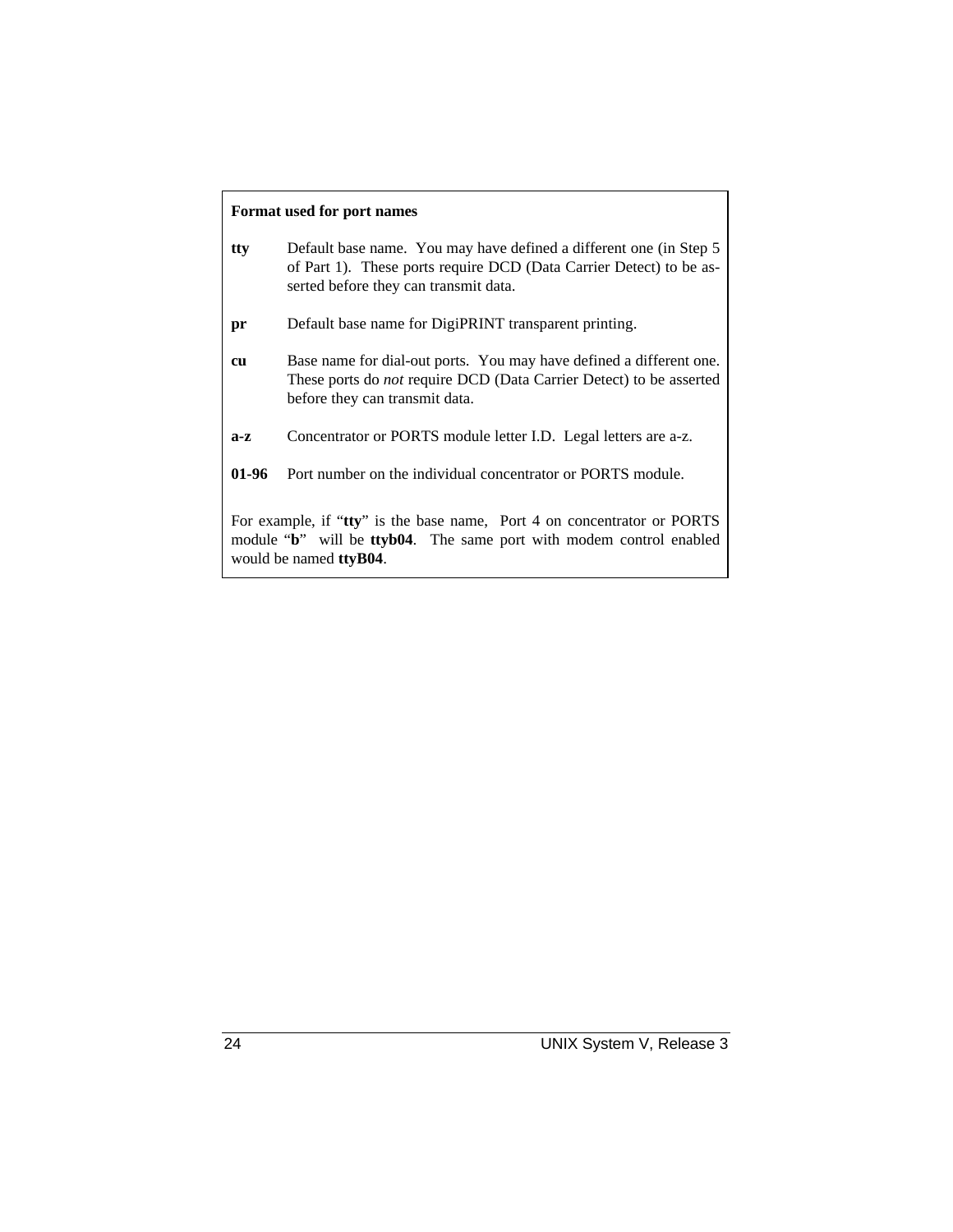**Format used for port names**

**tty** Default base name. You may have defined a different one (in Step 5 of Part 1). These ports require DCD (Data Carrier Detect) to be asserted before they can transmit data.

**pr** Default base name for DigiPRINT transparent printing.

**cu** Base name for dial-out ports. You may have defined a different one. These ports do *not* require DCD (Data Carrier Detect) to be asserted before they can transmit data.

**a-z** Concentrator or PORTS module letter I.D. Legal letters are a-z.

**01-96** Port number on the individual concentrator or PORTS module.

For example, if "**tty**" is the base name, Port 4 on concentrator or PORTS module "**b**" will be **ttyb04**. The same port with modem control enabled would be named **ttyB04**.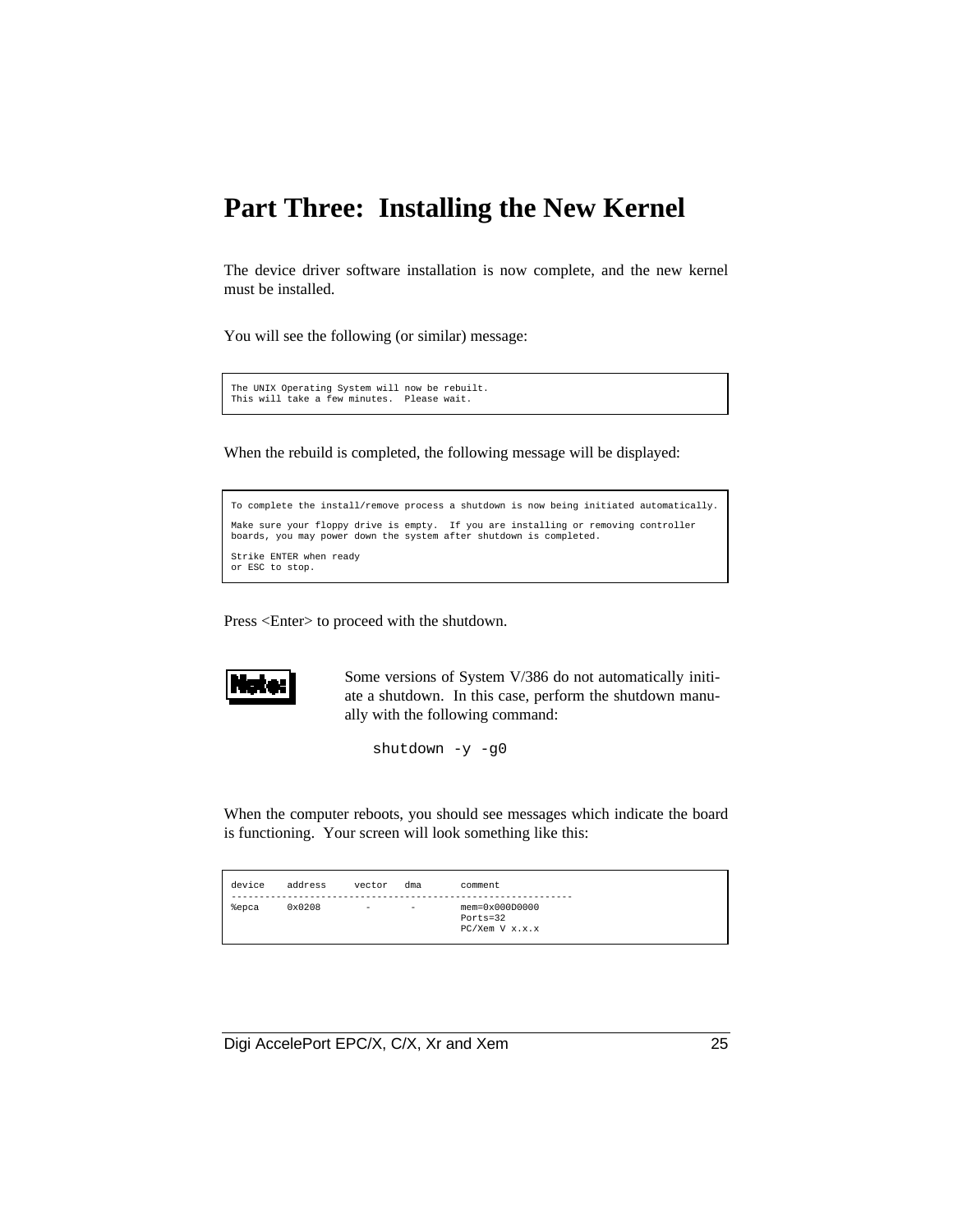# Part Three: Installing the New Kernel

The device driver software installation is now complete, and the new kernel must be installed.

You will see the following (or similar) message:

```
The UNIX Operating System will now be rebuilt.
This will take a few minutes.  Please wait.
```

When the rebuild is completed, the following message will be displayed:

```
To complete the install/remove process a shutdown is now being initiated automatically.

Make sure your floppy drive is empty.  If you are installing or removing controller
boards, you may power down the system after shutdown is completed.

Strike ENTER when ready
or ESC to stop.
```

Press <Enter> to proceed with the shutdown.

**Note:** Some versions of System V/386 do not automatically initiate a shutdown. In this case, perform the shutdown manually with the following command:

```
shutdown -y -g0
```

When the computer reboots, you should see messages which indicate the board is functioning. Your screen will look something like this:

```
device    address     vector   dma      comment
---------------------------------------------------------------
%epca     0x0208        -       -       mem=0x000D0000
                                        Ports=32
                                        PC/Xem V x.x.x
```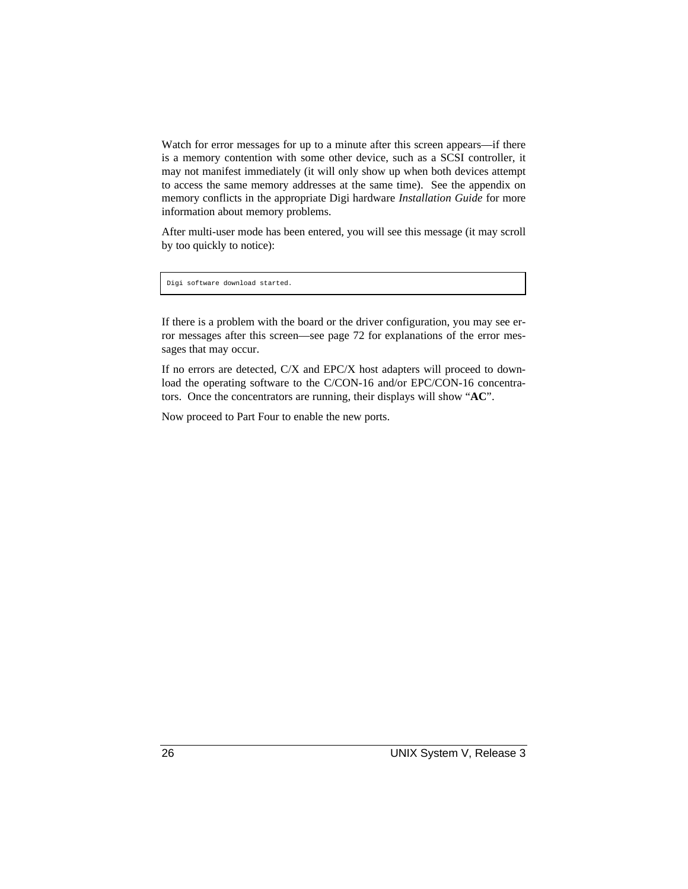Watch for error messages for up to a minute after this screen appears—if there is a memory contention with some other device, such as a SCSI controller, it may not manifest immediately (it will only show up when both devices attempt to access the same memory addresses at the same time). See the appendix on memory conflicts in the appropriate Digi hardware *Installation Guide* for more information about memory problems.

After multi-user mode has been entered, you will see this message (it may scroll by too quickly to notice):

```
Digi software download started.
```

If there is a problem with the board or the driver configuration, you may see error messages after this screen—see page 72 for explanations of the error messages that may occur.

If no errors are detected, C/X and EPC/X host adapters will proceed to download the operating software to the C/CON-16 and/or EPC/CON-16 concentrators. Once the concentrators are running, their displays will show "**AC**".

Now proceed to Part Four to enable the new ports.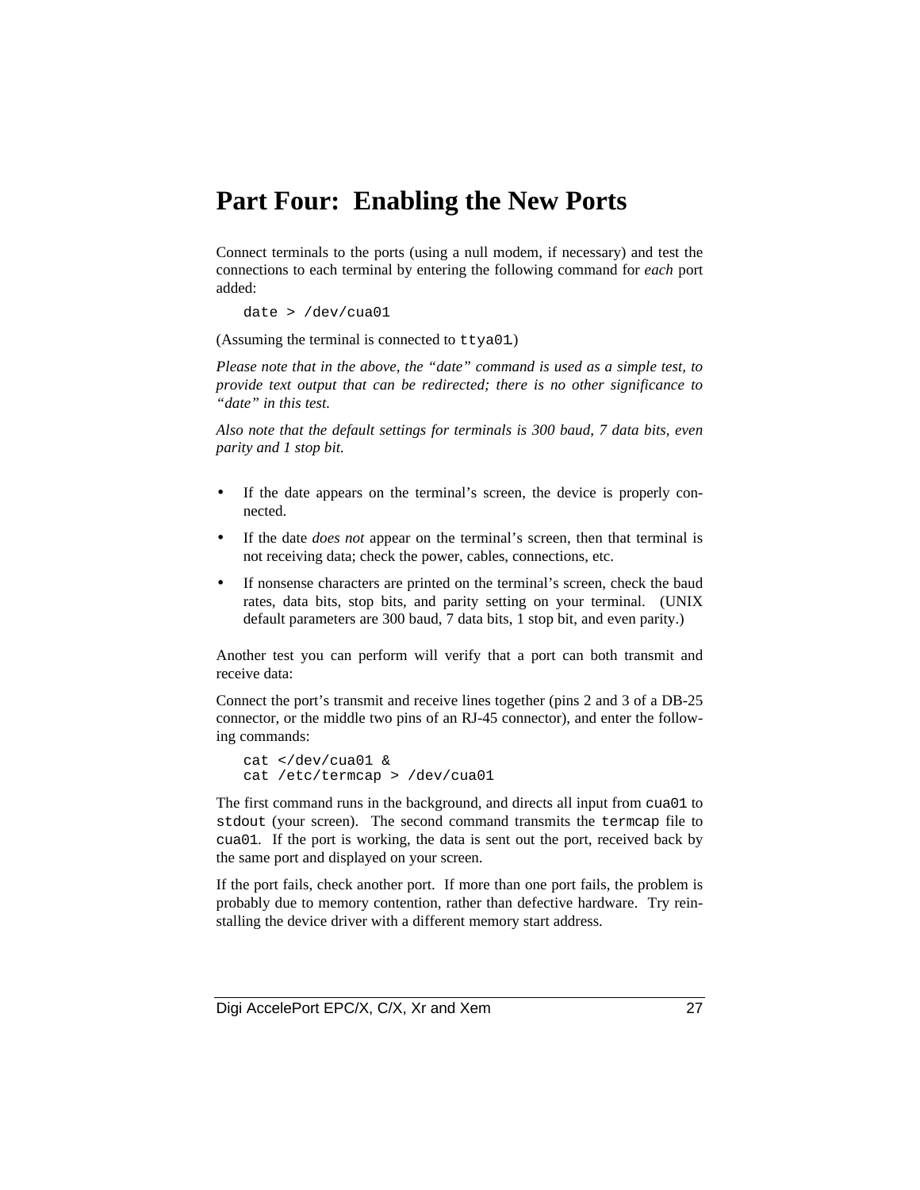# Part Four: Enabling the New Ports

Connect terminals to the ports (using a null modem, if necessary) and test the connections to each terminal by entering the following command for *each* port added:

```
date > /dev/cua01
```

(Assuming the terminal is connected to `ttya01`)

*Please note that in the above, the "date" command is used as a simple test, to provide text output that can be redirected; there is no other significance to "date" in this test.*

*Also note that the default settings for terminals is 300 baud, 7 data bits, even parity and 1 stop bit.*

- If the date appears on the terminal's screen, the device is properly connected.
- If the date *does not* appear on the terminal's screen, then that terminal is not receiving data; check the power, cables, connections, etc.
- If nonsense characters are printed on the terminal's screen, check the baud rates, data bits, stop bits, and parity setting on your terminal. (UNIX default parameters are 300 baud, 7 data bits, 1 stop bit, and even parity.)

Another test you can perform will verify that a port can both transmit and receive data:

Connect the port's transmit and receive lines together (pins 2 and 3 of a DB-25 connector, or the middle two pins of an RJ-45 connector), and enter the following commands:

```
cat </dev/cua01 &
cat /etc/termcap > /dev/cua01
```

The first command runs in the background, and directs all input from `cua01` to `stdout` (your screen). The second command transmits the `termcap` file to `cua01`. If the port is working, the data is sent out the port, received back by the same port and displayed on your screen.

If the port fails, check another port. If more than one port fails, the problem is probably due to memory contention, rather than defective hardware. Try reinstalling the device driver with a different memory start address.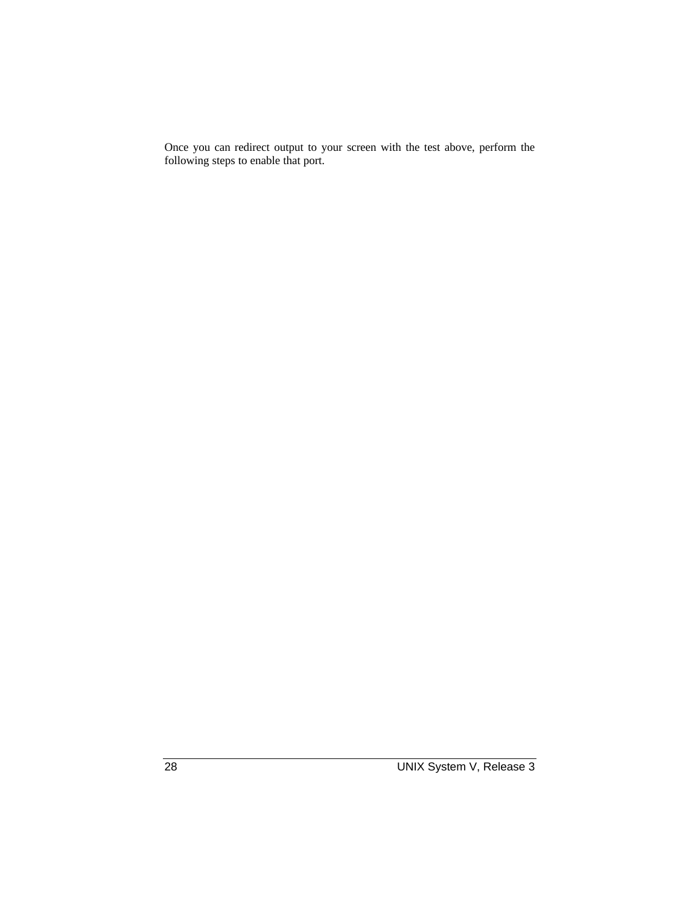Once you can redirect output to your screen with the test above, perform the following steps to enable that port.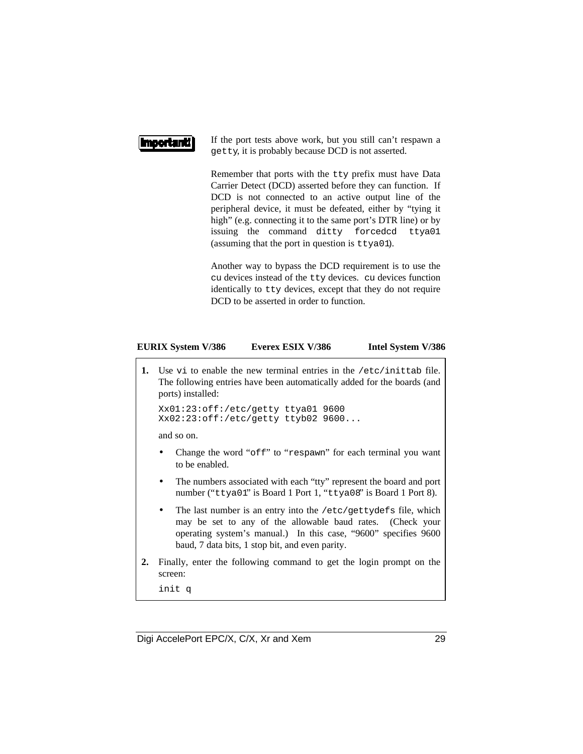**Important!**

If the port tests above work, but you still can't respawn a `getty`, it is probably because DCD is not asserted.

Remember that ports with the `tty` prefix must have Data Carrier Detect (DCD) asserted before they can function. If DCD is not connected to an active output line of the peripheral device, it must be defeated, either by "tying it high" (e.g. connecting it to the same port's DTR line) or by issuing the command `ditty forcedcd ttya01` (assuming that the port in question is `ttya01`).

Another way to bypass the DCD requirement is to use the `cu` devices instead of the `tty` devices. `cu` devices function identically to `tty` devices, except that they do not require DCD to be asserted in order to function.

**EURIX System V/386 | Everex ESIX V/386 | Intel System V/386**

1. Use `vi` to enable the new terminal entries in the `/etc/inittab` file. The following entries have been automatically added for the boards (and ports) installed:

   ```
   Xx01:23:off:/etc/getty ttya01 9600
   Xx02:23:off:/etc/getty ttyb02 9600...
   ```

   and so on.

   - Change the word "`off`" to "`respawn`" for each terminal you want to be enabled.
   - The numbers associated with each "tty" represent the board and port number ("`ttya01`" is Board 1 Port 1, "`ttya08`" is Board 1 Port 8).
   - The last number is an entry into the `/etc/gettydefs` file, which may be set to any of the allowable baud rates. (Check your operating system's manual.) In this case, "9600" specifies 9600 baud, 7 data bits, 1 stop bit, and even parity.

2. Finally, enter the following command to get the login prompt on the screen:

   ```
   init q
   ```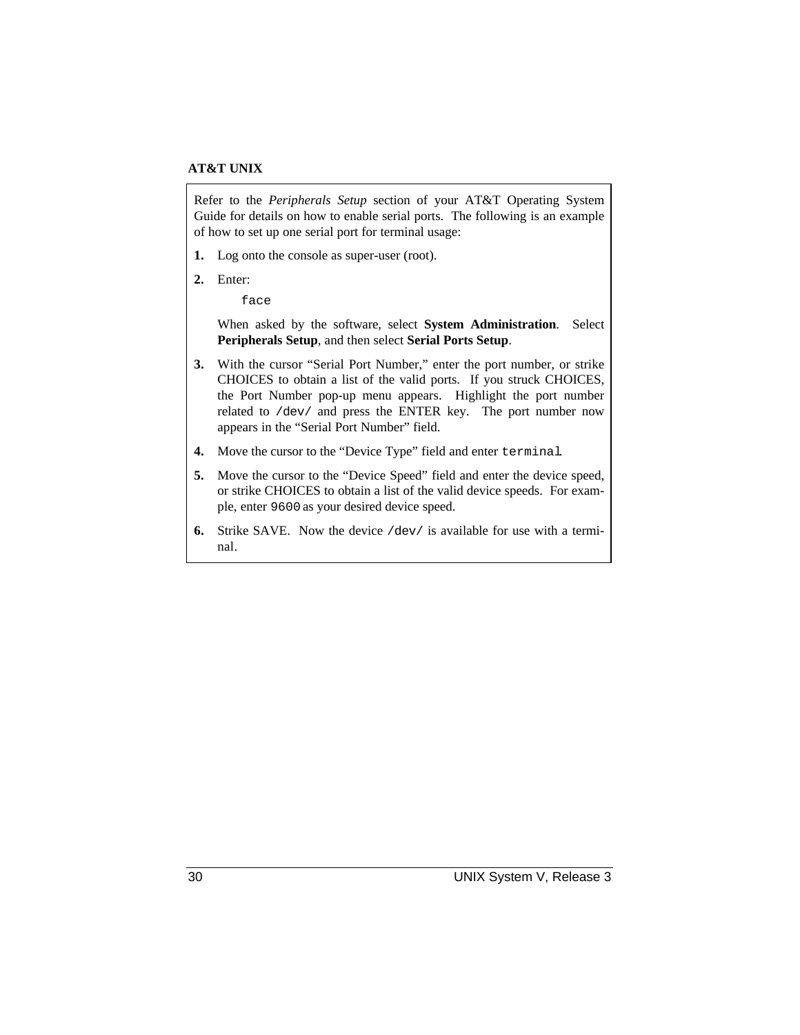**AT&T UNIX**

Refer to the *Peripherals Setup* section of your AT&T Operating System Guide for details on how to enable serial ports. The following is an example of how to set up one serial port for terminal usage:

1. Log onto the console as super-user (root).
2. Enter:

   ```
   face
   ```

   When asked by the software, select **System Administration**. Select **Peripherals Setup**, and then select **Serial Ports Setup**.
3. With the cursor "Serial Port Number," enter the port number, or strike CHOICES to obtain a list of the valid ports. If you struck CHOICES, the Port Number pop-up menu appears. Highlight the port number related to `/dev/` and press the ENTER key. The port number now appears in the "Serial Port Number" field.
4. Move the cursor to the "Device Type" field and enter `terminal`.
5. Move the cursor to the "Device Speed" field and enter the device speed, or strike CHOICES to obtain a list of the valid device speeds. For example, enter `9600` as your desired device speed.
6. Strike SAVE. Now the device `/dev/` is available for use with a terminal.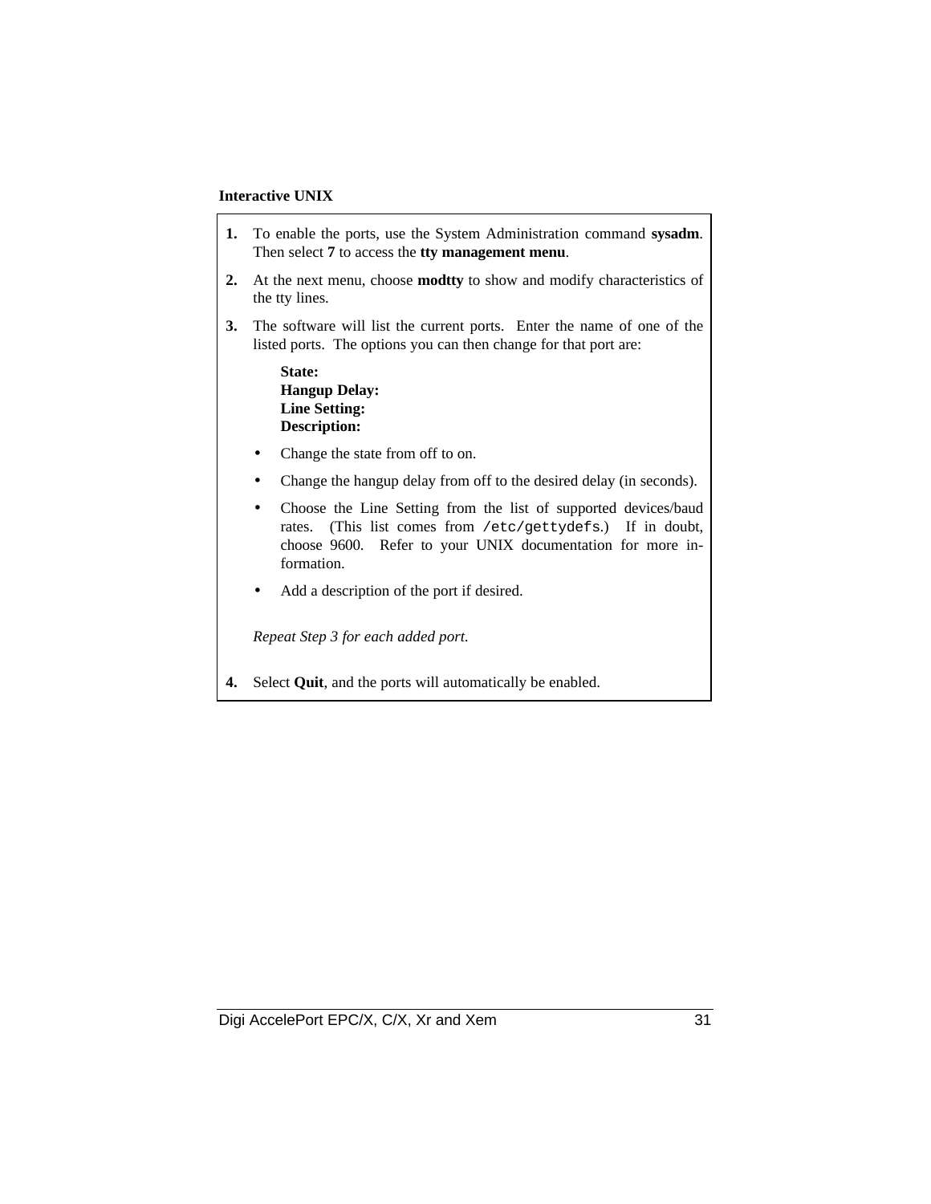**Interactive UNIX**

1. To enable the ports, use the System Administration command **sysadm**. Then select **7** to access the **tty management menu**.

2. At the next menu, choose **modtty** to show and modify characteristics of the tty lines.

3. The software will list the current ports. Enter the name of one of the listed ports. The options you can then change for that port are:

   **State:**
   **Hangup Delay:**
   **Line Setting:**
   **Description:**

   - Change the state from off to on.
   - Change the hangup delay from off to the desired delay (in seconds).
   - Choose the Line Setting from the list of supported devices/baud rates. (This list comes from `/etc/gettydefs`.) If in doubt, choose 9600. Refer to your UNIX documentation for more information.
   - Add a description of the port if desired.

   *Repeat Step 3 for each added port.*

4. Select **Quit**, and the ports will automatically be enabled.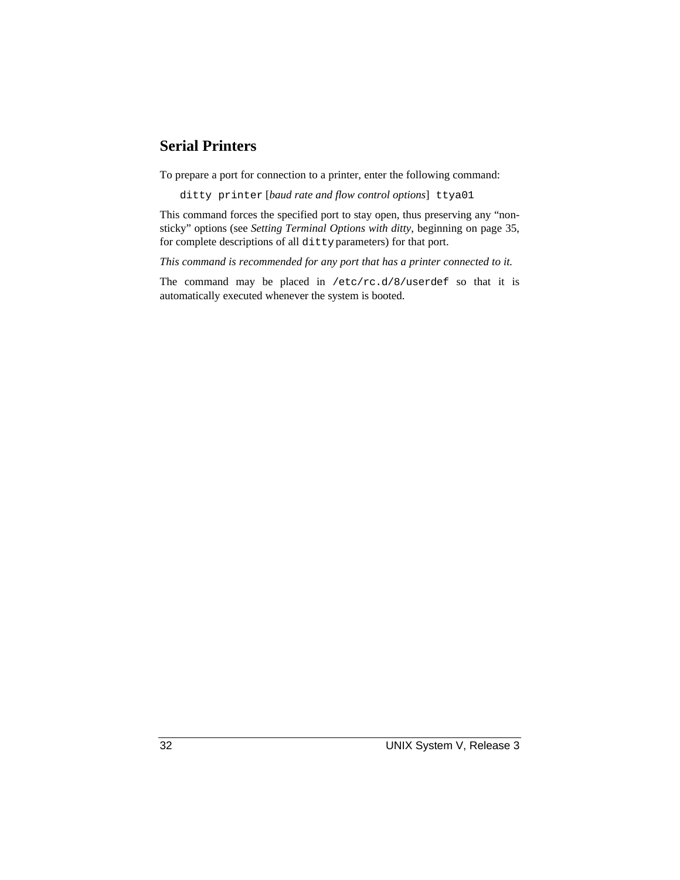## Serial Printers

To prepare a port for connection to a printer, enter the following command:

`ditty printer` [*baud rate and flow control options*] `ttya01`

This command forces the specified port to stay open, thus preserving any "non-sticky" options (see *Setting Terminal Options with ditty*, beginning on page 35, for complete descriptions of all `ditty` parameters) for that port.

*This command is recommended for any port that has a printer connected to it.*

The command may be placed in `/etc/rc.d/8/userdef` so that it is automatically executed whenever the system is booted.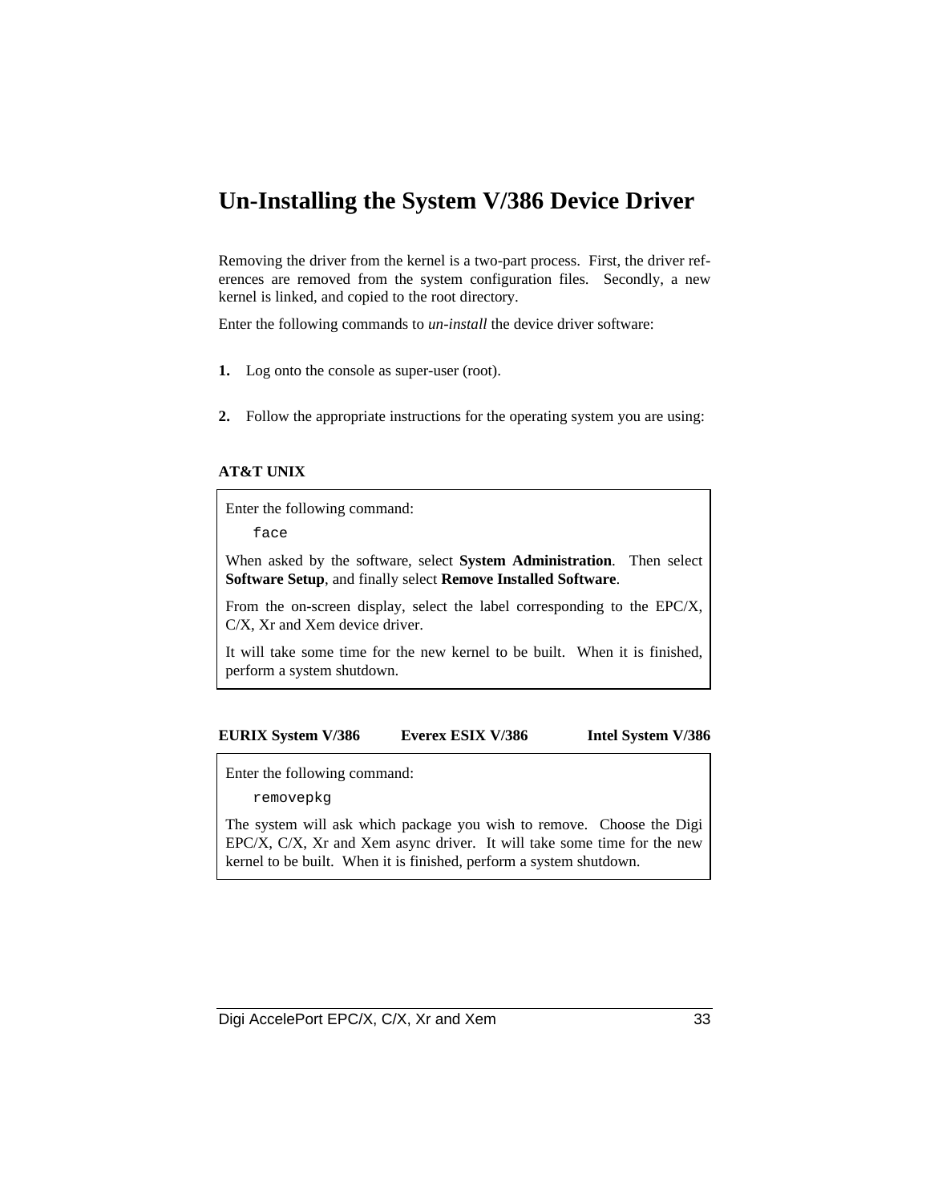# Un-Installing the System V/386 Device Driver

Removing the driver from the kernel is a two-part process. First, the driver references are removed from the system configuration files. Secondly, a new kernel is linked, and copied to the root directory.

Enter the following commands to *un-install* the device driver software:

**1.** Log onto the console as super-user (root).

**2.** Follow the appropriate instructions for the operating system you are using:

**AT&T UNIX**

Enter the following command:

```
face
```

When asked by the software, select **System Administration**. Then select **Software Setup**, and finally select **Remove Installed Software**.

From the on-screen display, select the label corresponding to the EPC/X, C/X, Xr and Xem device driver.

It will take some time for the new kernel to be built. When it is finished, perform a system shutdown.

**EURIX System V/386** **Everex ESIX V/386** **Intel System V/386**

Enter the following command:

```
removepkg
```

The system will ask which package you wish to remove. Choose the Digi EPC/X, C/X, Xr and Xem async driver. It will take some time for the new kernel to be built. When it is finished, perform a system shutdown.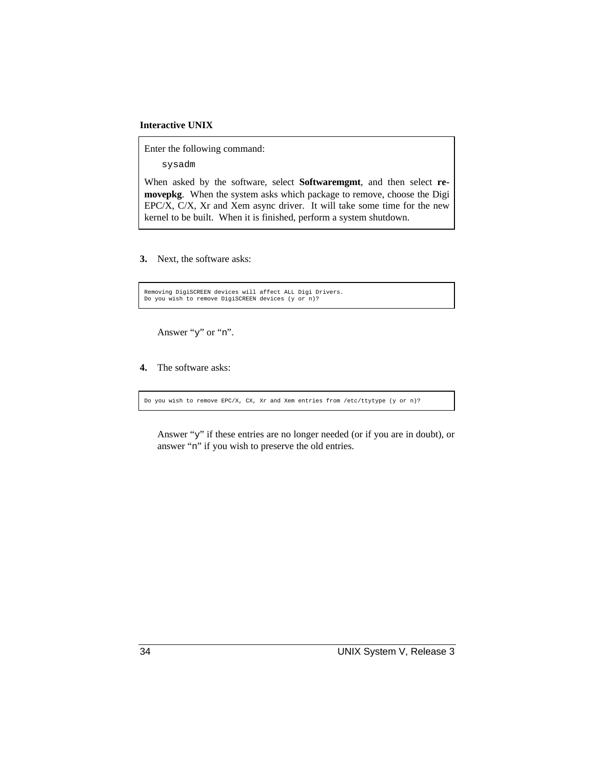**Interactive UNIX**

Enter the following command:

```
sysadm
```

When asked by the software, select **Softwaremgmt**, and then select **removepkg**. When the system asks which package to remove, choose the Digi EPC/X, C/X, Xr and Xem async driver. It will take some time for the new kernel to be built. When it is finished, perform a system shutdown.

**3.** Next, the software asks:

```
Removing DigiSCREEN devices will affect ALL Digi Drivers.
Do you wish to remove DigiSCREEN devices (y or n)?
```

Answer “y” or “n”.

**4.** The software asks:

```
Do you wish to remove EPC/X, CX, Xr and Xem entries from /etc/ttytype (y or n)?
```

Answer “y” if these entries are no longer needed (or if you are in doubt), or answer “n” if you wish to preserve the old entries.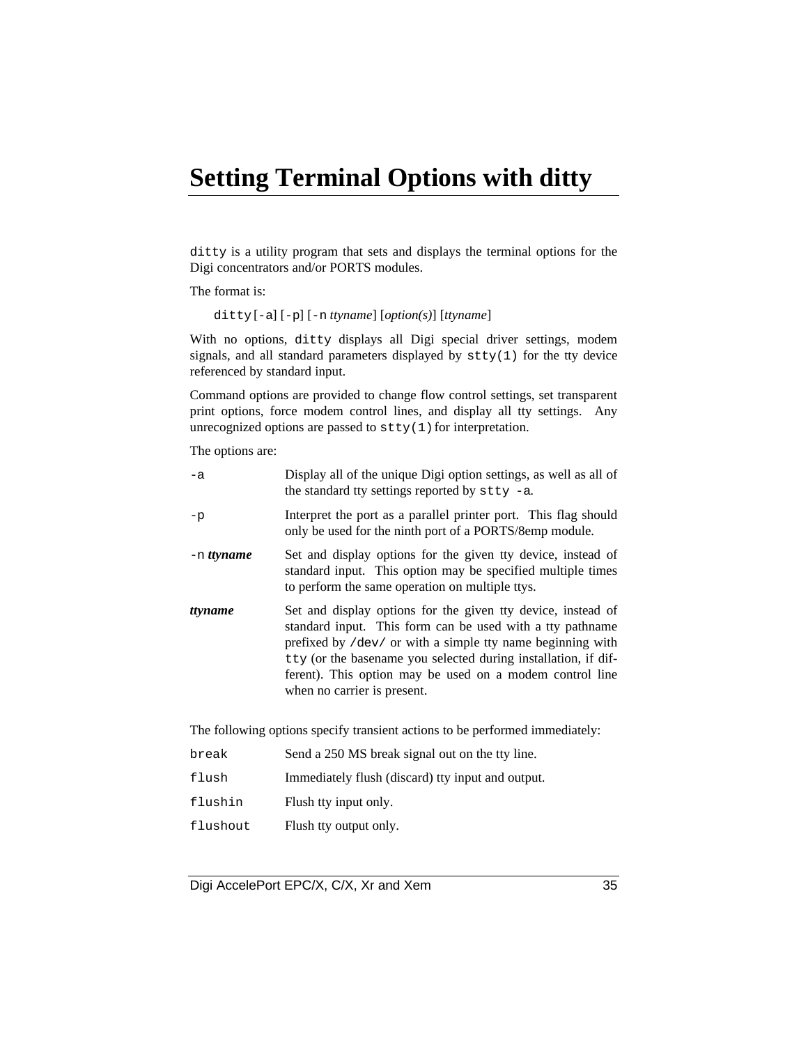# Setting Terminal Options with ditty

`ditty` is a utility program that sets and displays the terminal options for the Digi concentrators and/or PORTS modules.

The format is:

`ditty` [`-a`] [`-p`] [`-n` *ttyname*] [*option(s)*] [*ttyname*]

With no options, `ditty` displays all Digi special driver settings, modem signals, and all standard parameters displayed by `stty(1)` for the tty device referenced by standard input.

Command options are provided to change flow control settings, set transparent print options, force modem control lines, and display all tty settings. Any unrecognized options are passed to `stty(1)` for interpretation.

The options are:

| | |
|---|---|
| `-a` | Display all of the unique Digi option settings, as well as all of the standard tty settings reported by `stty -a`. |
| `-p` | Interpret the port as a parallel printer port. This flag should only be used for the ninth port of a PORTS/8emp module. |
| `-n` ***ttyname*** | Set and display options for the given tty device, instead of standard input. This option may be specified multiple times to perform the same operation on multiple ttys. |
| ***ttyname*** | Set and display options for the given tty device, instead of standard input. This form can be used with a tty pathname prefixed by `/dev/` or with a simple tty name beginning with `tty` (or the basename you selected during installation, if different). This option may be used on a modem control line when no carrier is present. |

The following options specify transient actions to be performed immediately:

| | |
|---|---|
| `break` | Send a 250 MS break signal out on the tty line. |
| `flush` | Immediately flush (discard) tty input and output. |
| `flushin` | Flush tty input only. |
| `flushout` | Flush tty output only. |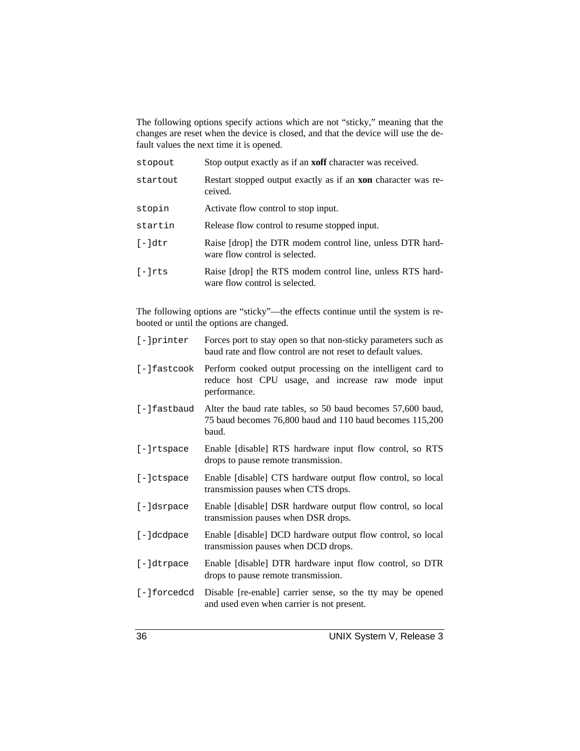The following options specify actions which are not "sticky," meaning that the changes are reset when the device is closed, and that the device will use the default values the next time it is opened.

| | |
|---|---|
| `stopout` | Stop output exactly as if an **xoff** character was received. |
| `startout` | Restart stopped output exactly as if an **xon** character was received. |
| `stopin` | Activate flow control to stop input. |
| `startin` | Release flow control to resume stopped input. |
| `[-]dtr` | Raise [drop] the DTR modem control line, unless DTR hardware flow control is selected. |
| `[-]rts` | Raise [drop] the RTS modem control line, unless RTS hardware flow control is selected. |

The following options are "sticky"—the effects continue until the system is rebooted or until the options are changed.

| | |
|---|---|
| `[-]printer` | Forces port to stay open so that non-sticky parameters such as baud rate and flow control are not reset to default values. |
| `[-]fastcook` | Perform cooked output processing on the intelligent card to reduce host CPU usage, and increase raw mode input performance. |
| `[-]fastbaud` | Alter the baud rate tables, so 50 baud becomes 57,600 baud, 75 baud becomes 76,800 baud and 110 baud becomes 115,200 baud. |
| `[-]rtspace` | Enable [disable] RTS hardware input flow control, so RTS drops to pause remote transmission. |
| `[-]ctspace` | Enable [disable] CTS hardware output flow control, so local transmission pauses when CTS drops. |
| `[-]dsrpace` | Enable [disable] DSR hardware output flow control, so local transmission pauses when DSR drops. |
| `[-]dcdpace` | Enable [disable] DCD hardware output flow control, so local transmission pauses when DCD drops. |
| `[-]dtrpace` | Enable [disable] DTR hardware input flow control, so DTR drops to pause remote transmission. |
| `[-]forcedcd` | Disable [re-enable] carrier sense, so the tty may be opened and used even when carrier is not present. |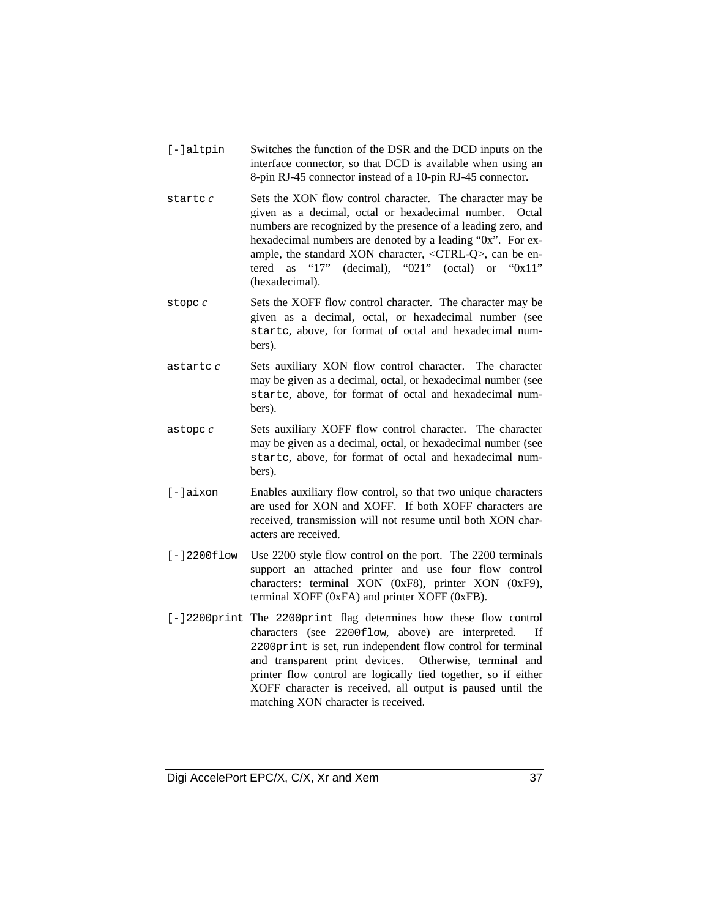`[-]altpin` Switches the function of the DSR and the DCD inputs on the interface connector, so that DCD is available when using an 8-pin RJ-45 connector instead of a 10-pin RJ-45 connector.

`startc` *c* Sets the XON flow control character. The character may be given as a decimal, octal or hexadecimal number. Octal numbers are recognized by the presence of a leading zero, and hexadecimal numbers are denoted by a leading “0x”. For example, the standard XON character, <CTRL-Q>, can be entered as “17” (decimal), “021” (octal) or “0x11” (hexadecimal).

`stopc` *c* Sets the XOFF flow control character. The character may be given as a decimal, octal, or hexadecimal number (see `startc`, above, for format of octal and hexadecimal numbers).

`astartc` *c* Sets auxiliary XON flow control character. The character may be given as a decimal, octal, or hexadecimal number (see `startc`, above, for format of octal and hexadecimal numbers).

`astopc` *c* Sets auxiliary XOFF flow control character. The character may be given as a decimal, octal, or hexadecimal number (see `startc`, above, for format of octal and hexadecimal numbers).

`[-]aixon` Enables auxiliary flow control, so that two unique characters are used for XON and XOFF. If both XOFF characters are received, transmission will not resume until both XON characters are received.

`[-]2200flow` Use 2200 style flow control on the port. The 2200 terminals support an attached printer and use four flow control characters: terminal XON (0xF8), printer XON (0xF9), terminal XOFF (0xFA) and printer XOFF (0xFB).

`[-]2200print` The `2200print` flag determines how these flow control characters (see `2200flow`, above) are interpreted. If `2200print` is set, run independent flow control for terminal and transparent print devices. Otherwise, terminal and printer flow control are logically tied together, so if either XOFF character is received, all output is paused until the matching XON character is received.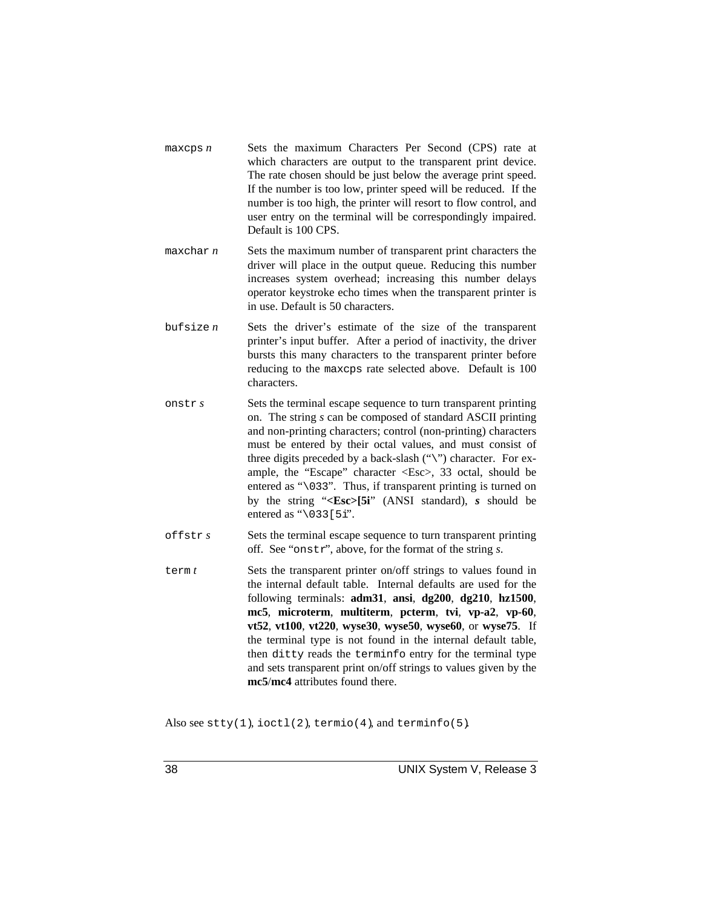`maxcps` *n*
: Sets the maximum Characters Per Second (CPS) rate at which characters are output to the transparent print device. The rate chosen should be just below the average print speed. If the number is too low, printer speed will be reduced. If the number is too high, the printer will resort to flow control, and user entry on the terminal will be correspondingly impaired. Default is 100 CPS.

`maxchar` *n*
: Sets the maximum number of transparent print characters the driver will place in the output queue. Reducing this number increases system overhead; increasing this number delays operator keystroke echo times when the transparent printer is in use. Default is 50 characters.

`bufsize` *n*
: Sets the driver's estimate of the size of the transparent printer's input buffer. After a period of inactivity, the driver bursts this many characters to the transparent printer before reducing to the `maxcps` rate selected above. Default is 100 characters.

`onstr` *s*
: Sets the terminal escape sequence to turn transparent printing on. The string *s* can be composed of standard ASCII printing and non-printing characters; control (non-printing) characters must be entered by their octal values, and must consist of three digits preceded by a back-slash ("\") character. For example, the "Escape" character <Esc>, 33 octal, should be entered as "`\033`". Thus, if transparent printing is turned on by the string "**<Esc>[5i**" (ANSI standard), ***s*** should be entered as "`\033[5i`".

`offstr` *s*
: Sets the terminal escape sequence to turn transparent printing off. See "`onstr`", above, for the format of the string *s*.

`term` *t*
: Sets the transparent printer on/off strings to values found in the internal default table. Internal defaults are used for the following terminals: **adm31**, **ansi**, **dg200**, **dg210**, **hz1500**, **mc5**, **microterm**, **multiterm**, **pcterm**, **tvi**, **vp-a2**, **vp-60**, **vt52**, **vt100**, **vt220**, **wyse30**, **wyse50**, **wyse60**, or **wyse75**. If the terminal type is not found in the internal default table, then `ditty` reads the `terminfo` entry for the terminal type and sets transparent print on/off strings to values given by the **mc5**/**mc4** attributes found there.

Also see `stty(1)`, `ioctl(2)`, `termio(4)`, and `terminfo(5)`.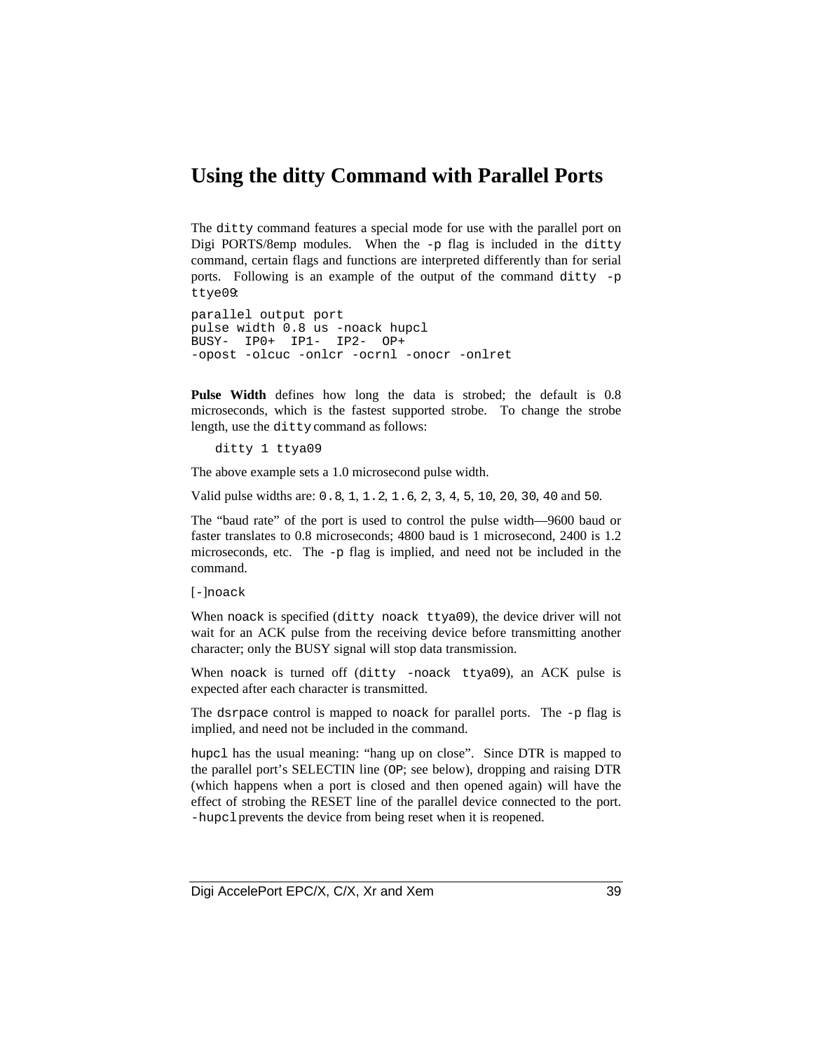# Using the ditty Command with Parallel Ports

The `ditty` command features a special mode for use with the parallel port on Digi PORTS/8emp modules. When the `-p` flag is included in the `ditty` command, certain flags and functions are interpreted differently than for serial ports. Following is an example of the output of the command `ditty -p ttye09`:

```
parallel output port
pulse width 0.8 us -noack hupcl
BUSY-  IP0+  IP1-  IP2-  OP+
-opost -olcuc -onlcr -ocrnl -onocr -onlret
```

**Pulse Width** defines how long the data is strobed; the default is 0.8 microseconds, which is the fastest supported strobe. To change the strobe length, use the `ditty` command as follows:

```
ditty 1 ttya09
```

The above example sets a 1.0 microsecond pulse width.

Valid pulse widths are: `0.8`, `1`, `1.2`, `1.6`, `2`, `3`, `4`, `5`, `10`, `20`, `30`, `40` and `50`.

The "baud rate" of the port is used to control the pulse width—9600 baud or faster translates to 0.8 microseconds; 4800 baud is 1 microsecond, 2400 is 1.2 microseconds, etc. The `-p` flag is implied, and need not be included in the command.

`[-]noack`

When `noack` is specified (`ditty noack ttya09`), the device driver will not wait for an ACK pulse from the receiving device before transmitting another character; only the BUSY signal will stop data transmission.

When `noack` is turned off (`ditty -noack ttya09`), an ACK pulse is expected after each character is transmitted.

The `dsrpace` control is mapped to `noack` for parallel ports. The `-p` flag is implied, and need not be included in the command.

`hupcl` has the usual meaning: "hang up on close". Since DTR is mapped to the parallel port's SELECTIN line (`OP`; see below), dropping and raising DTR (which happens when a port is closed and then opened again) will have the effect of strobing the RESET line of the parallel device connected to the port. `-hupcl` prevents the device from being reset when it is reopened.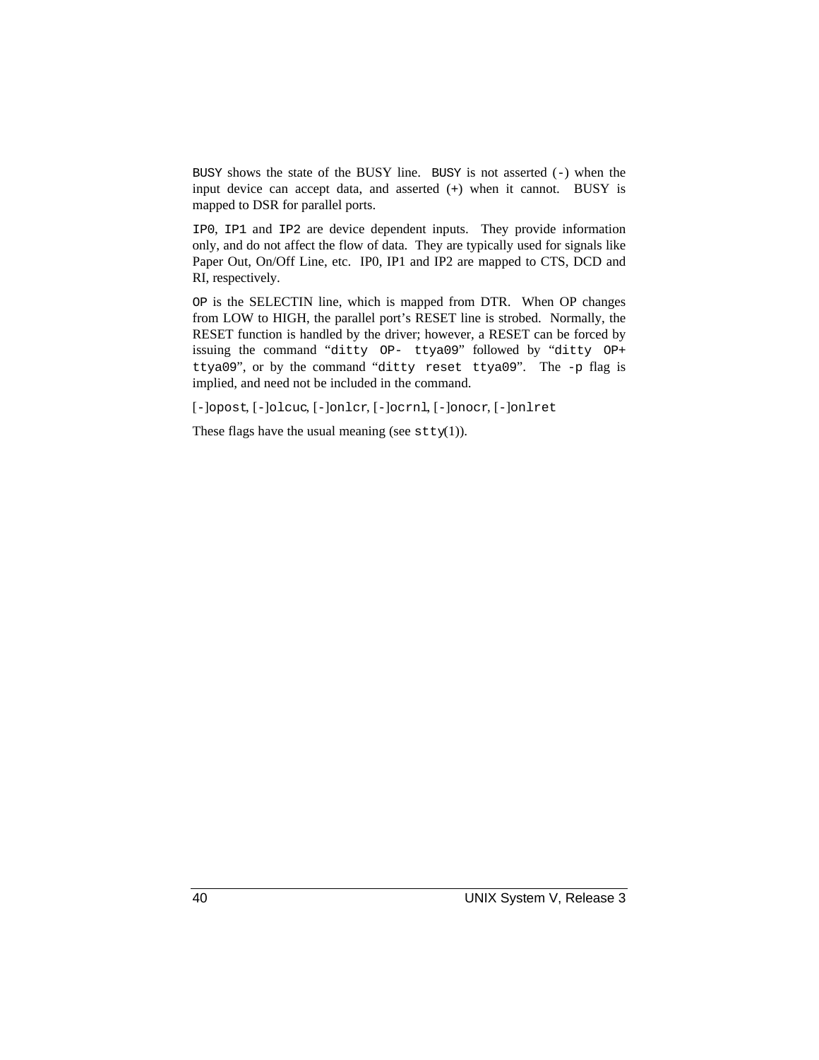`BUSY` shows the state of the BUSY line. `BUSY` is not asserted (`-`) when the input device can accept data, and asserted (`+`) when it cannot. BUSY is mapped to DSR for parallel ports.

`IP0`, `IP1` and `IP2` are device dependent inputs. They provide information only, and do not affect the flow of data. They are typically used for signals like Paper Out, On/Off Line, etc. IP0, IP1 and IP2 are mapped to CTS, DCD and RI, respectively.

`OP` is the SELECTIN line, which is mapped from DTR. When OP changes from LOW to HIGH, the parallel port's RESET line is strobed. Normally, the RESET function is handled by the driver; however, a RESET can be forced by issuing the command "`ditty OP- ttya09`" followed by "`ditty OP+ ttya09`", or by the command "`ditty reset ttya09`". The `-p` flag is implied, and need not be included in the command.

[`-`]`opost`, [`-`]`olcuc`, [`-`]`onlcr`, [`-`]`ocrnl`, [`-`]`onocr`, [`-`]`onlret`

These flags have the usual meaning (see `stty`(1)).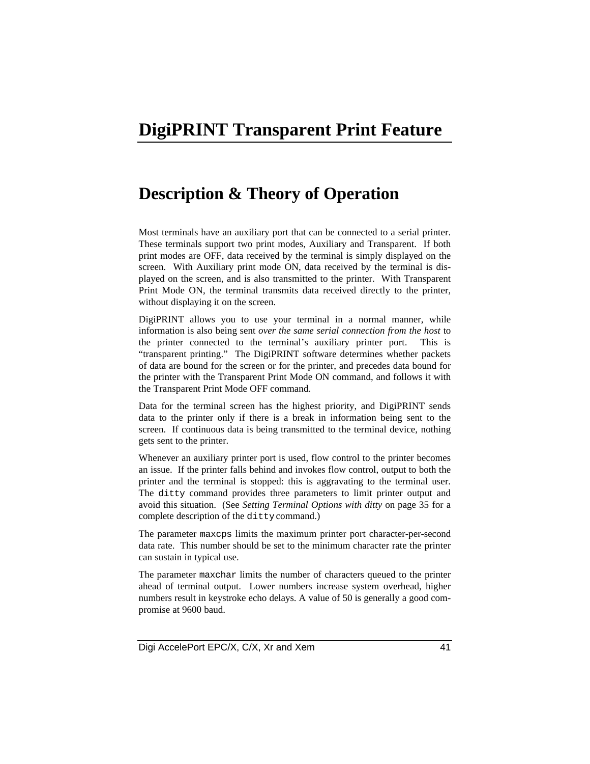# DigiPRINT Transparent Print Feature

## Description & Theory of Operation

Most terminals have an auxiliary port that can be connected to a serial printer. These terminals support two print modes, Auxiliary and Transparent. If both print modes are OFF, data received by the terminal is simply displayed on the screen. With Auxiliary print mode ON, data received by the terminal is displayed on the screen, and is also transmitted to the printer. With Transparent Print Mode ON, the terminal transmits data received directly to the printer, without displaying it on the screen.

DigiPRINT allows you to use your terminal in a normal manner, while information is also being sent *over the same serial connection from the host* to the printer connected to the terminal's auxiliary printer port. This is "transparent printing." The DigiPRINT software determines whether packets of data are bound for the screen or for the printer, and precedes data bound for the printer with the Transparent Print Mode ON command, and follows it with the Transparent Print Mode OFF command.

Data for the terminal screen has the highest priority, and DigiPRINT sends data to the printer only if there is a break in information being sent to the screen. If continuous data is being transmitted to the terminal device, nothing gets sent to the printer.

Whenever an auxiliary printer port is used, flow control to the printer becomes an issue. If the printer falls behind and invokes flow control, output to both the printer and the terminal is stopped: this is aggravating to the terminal user. The `ditty` command provides three parameters to limit printer output and avoid this situation. (See *Setting Terminal Options with ditty* on page 35 for a complete description of the `ditty` command.)

The parameter `maxcps` limits the maximum printer port character-per-second data rate. This number should be set to the minimum character rate the printer can sustain in typical use.

The parameter `maxchar` limits the number of characters queued to the printer ahead of terminal output. Lower numbers increase system overhead, higher numbers result in keystroke echo delays. A value of 50 is generally a good compromise at 9600 baud.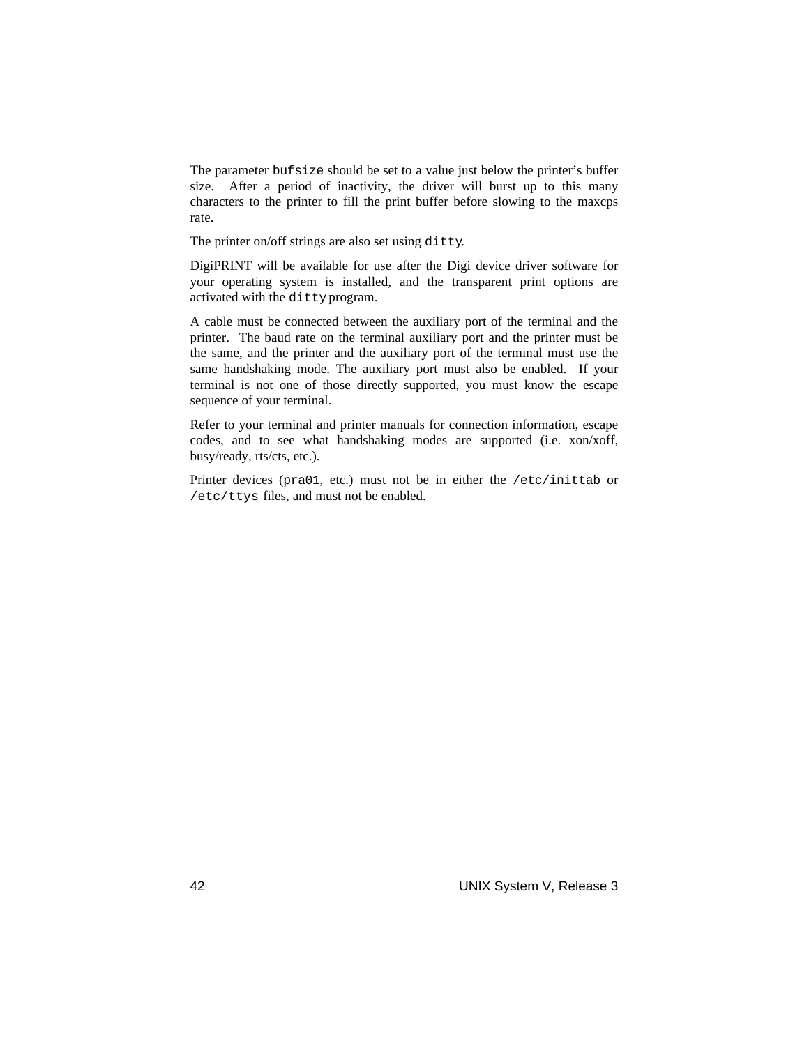The parameter `bufsize` should be set to a value just below the printer's buffer size. After a period of inactivity, the driver will burst up to this many characters to the printer to fill the print buffer before slowing to the maxcps rate.

The printer on/off strings are also set using `ditty`.

DigiPRINT will be available for use after the Digi device driver software for your operating system is installed, and the transparent print options are activated with the `ditty` program.

A cable must be connected between the auxiliary port of the terminal and the printer. The baud rate on the terminal auxiliary port and the printer must be the same, and the printer and the auxiliary port of the terminal must use the same handshaking mode. The auxiliary port must also be enabled. If your terminal is not one of those directly supported, you must know the escape sequence of your terminal.

Refer to your terminal and printer manuals for connection information, escape codes, and to see what handshaking modes are supported (i.e. xon/xoff, busy/ready, rts/cts, etc.).

Printer devices (`pra01`, etc.) must not be in either the `/etc/inittab` or `/etc/ttys` files, and must not be enabled.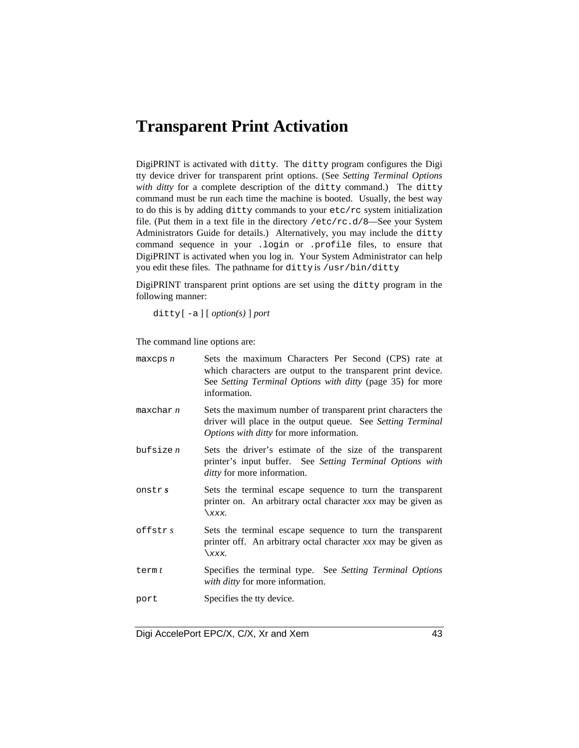# Transparent Print Activation

DigiPRINT is activated with `ditty`. The `ditty` program configures the Digi tty device driver for transparent print options. (See *Setting Terminal Options with ditty* for a complete description of the `ditty` command.) The `ditty` command must be run each time the machine is booted. Usually, the best way to do this is by adding `ditty` commands to your `etc/rc` system initialization file. (Put them in a text file in the directory `/etc/rc.d/8`—See your System Administrators Guide for details.) Alternatively, you may include the `ditty` command sequence in your `.login` or `.profile` files, to ensure that DigiPRINT is activated when you log in. Your System Administrator can help you edit these files. The pathname for `ditty` is `/usr/bin/ditty`

DigiPRINT transparent print options are set using the `ditty` program in the following manner:

`ditty` [ `-a` ] [ *option(s)* ] *port*

The command line options are:

| | |
|---|---|
| `maxcps` *n* | Sets the maximum Characters Per Second (CPS) rate at which characters are output to the transparent print device. See *Setting Terminal Options with ditty* (page 35) for more information. |
| `maxchar` *n* | Sets the maximum number of transparent print characters the driver will place in the output queue. See *Setting Terminal Options with ditty* for more information. |
| `bufsize` *n* | Sets the driver's estimate of the size of the transparent printer's input buffer. See *Setting Terminal Options with ditty* for more information. |
| `onstr` ***s*** | Sets the terminal escape sequence to turn the transparent printer on. An arbitrary octal character *xxx* may be given as `\`*xxx*. |
| `offstr` *s* | Sets the terminal escape sequence to turn the transparent printer off. An arbitrary octal character *xxx* may be given as `\`*xxx*. |
| `term` *t* | Specifies the terminal type. See *Setting Terminal Options with ditty* for more information. |
| `port` | Specifies the tty device. |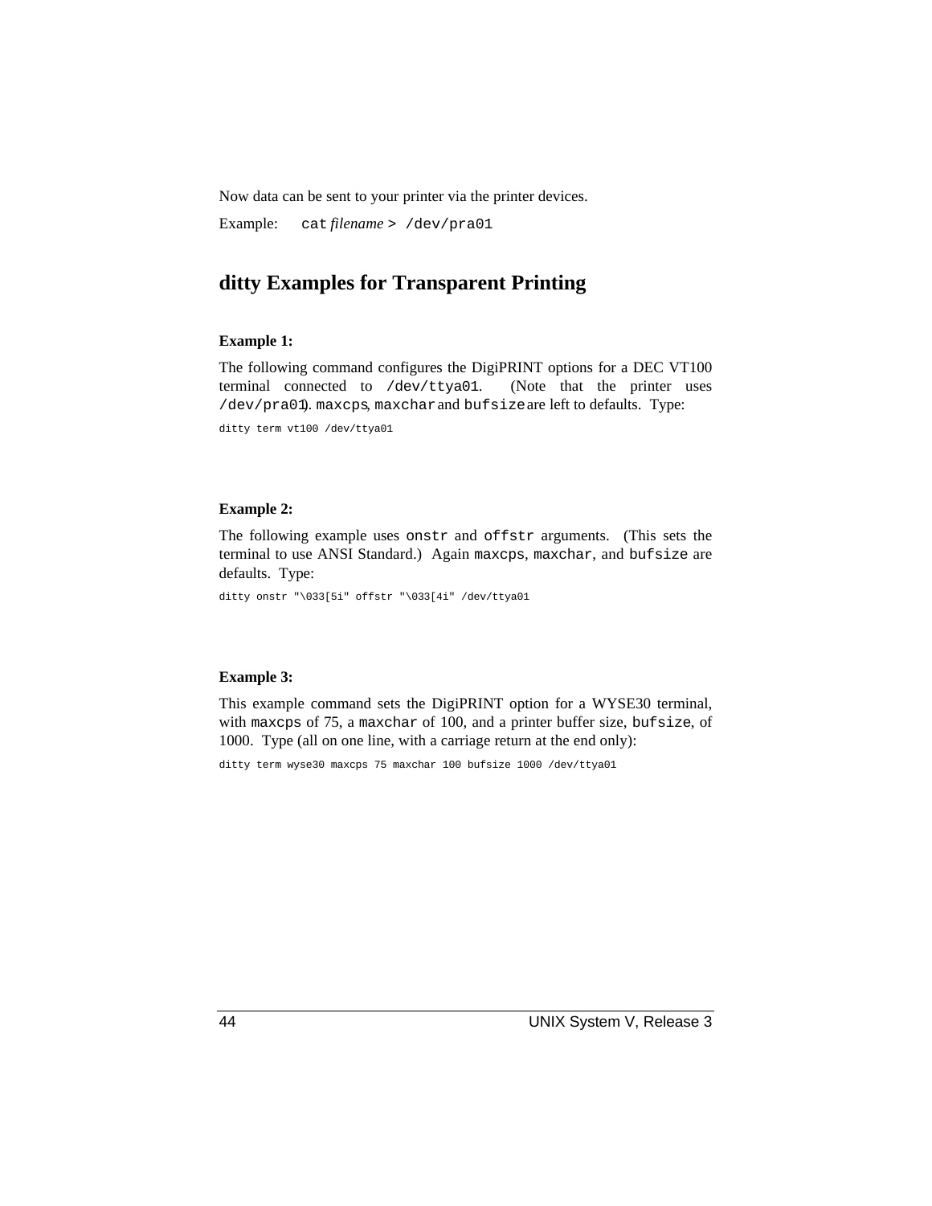Now data can be sent to your printer via the printer devices.

Example: `cat` *filename* `> /dev/pra01`

## ditty Examples for Transparent Printing

**Example 1:**

The following command configures the DigiPRINT options for a DEC VT100 terminal connected to `/dev/ttya01`. (Note that the printer uses `/dev/pra01`). `maxcps`, `maxchar` and `bufsize` are left to defaults. Type:

```
ditty term vt100 /dev/ttya01
```

**Example 2:**

The following example uses `onstr` and `offstr` arguments. (This sets the terminal to use ANSI Standard.) Again `maxcps`, `maxchar`, and `bufsize` are defaults. Type:

```
ditty onstr "\033[5i" offstr "\033[4i" /dev/ttya01
```

**Example 3:**

This example command sets the DigiPRINT option for a WYSE30 terminal, with `maxcps` of 75, a `maxchar` of 100, and a printer buffer size, `bufsize`, of 1000. Type (all on one line, with a carriage return at the end only):

```
ditty term wyse30 maxcps 75 maxchar 100 bufsize 1000 /dev/ttya01
```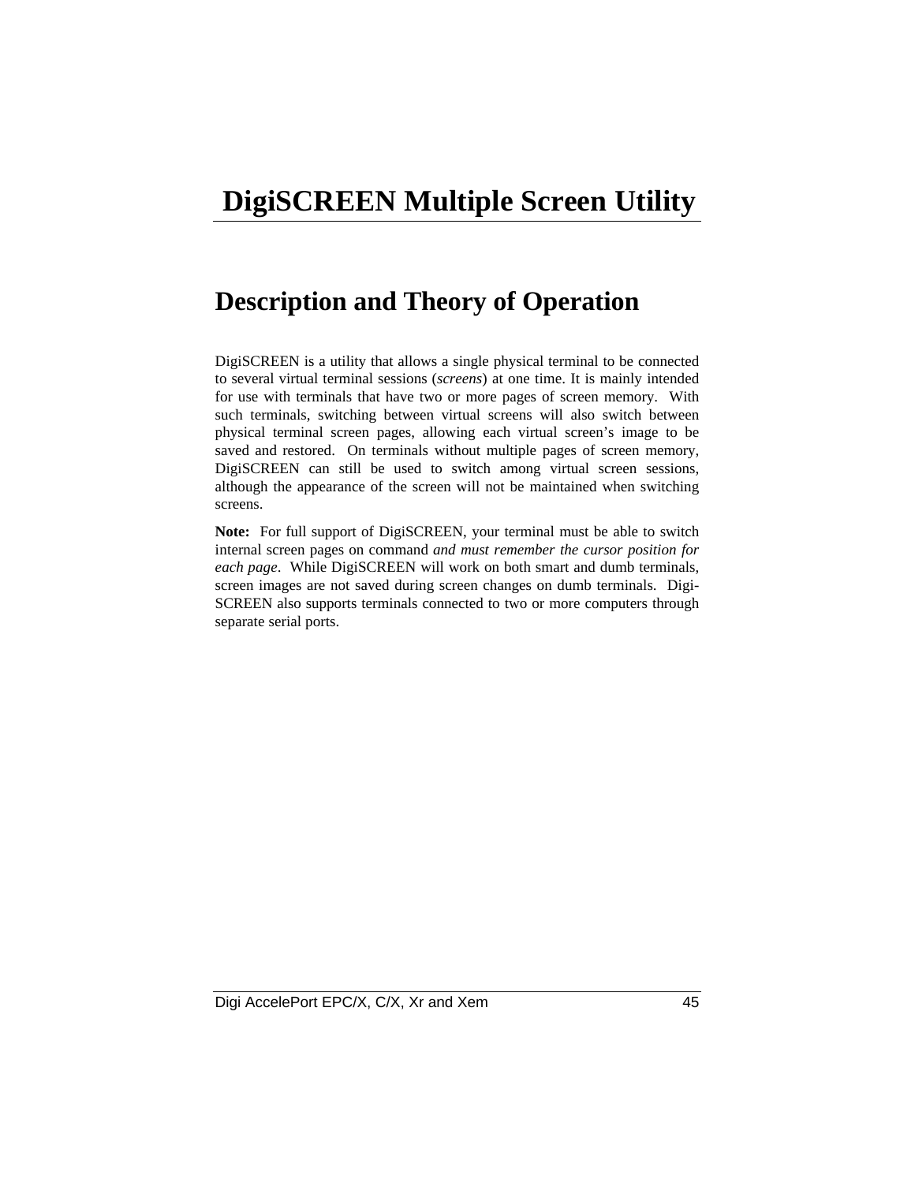# DigiSCREEN Multiple Screen Utility

## Description and Theory of Operation

DigiSCREEN is a utility that allows a single physical terminal to be connected to several virtual terminal sessions (*screens*) at one time. It is mainly intended for use with terminals that have two or more pages of screen memory. With such terminals, switching between virtual screens will also switch between physical terminal screen pages, allowing each virtual screen's image to be saved and restored. On terminals without multiple pages of screen memory, DigiSCREEN can still be used to switch among virtual screen sessions, although the appearance of the screen will not be maintained when switching screens.

**Note:** For full support of DigiSCREEN, your terminal must be able to switch internal screen pages on command *and must remember the cursor position for each page*. While DigiSCREEN will work on both smart and dumb terminals, screen images are not saved during screen changes on dumb terminals. DigiSCREEN also supports terminals connected to two or more computers through separate serial ports.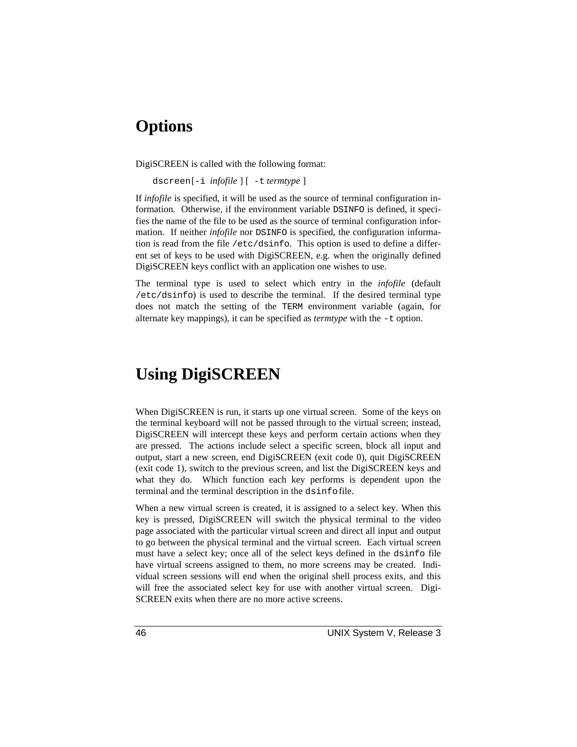# Options

DigiSCREEN is called with the following format:

    dscreen[-i infofile ] [ -t termtype ]

If *infofile* is specified, it will be used as the source of terminal configuration information. Otherwise, if the environment variable `DSINFO` is defined, it specifies the name of the file to be used as the source of terminal configuration information. If neither *infofile* nor `DSINFO` is specified, the configuration information is read from the file `/etc/dsinfo`. This option is used to define a different set of keys to be used with DigiSCREEN, e.g. when the originally defined DigiSCREEN keys conflict with an application one wishes to use.

The terminal type is used to select which entry in the *infofile* (default `/etc/dsinfo`) is used to describe the terminal. If the desired terminal type does not match the setting of the `TERM` environment variable (again, for alternate key mappings), it can be specified as *termtype* with the `-t` option.

# Using DigiSCREEN

When DigiSCREEN is run, it starts up one virtual screen. Some of the keys on the terminal keyboard will not be passed through to the virtual screen; instead, DigiSCREEN will intercept these keys and perform certain actions when they are pressed. The actions include select a specific screen, block all input and output, start a new screen, end DigiSCREEN (exit code 0), quit DigiSCREEN (exit code 1), switch to the previous screen, and list the DigiSCREEN keys and what they do. Which function each key performs is dependent upon the terminal and the terminal description in the `dsinfo` file.

When a new virtual screen is created, it is assigned to a select key. When this key is pressed, DigiSCREEN will switch the physical terminal to the video page associated with the particular virtual screen and direct all input and output to go between the physical terminal and the virtual screen. Each virtual screen must have a select key; once all of the select keys defined in the `dsinfo` file have virtual screens assigned to them, no more screens may be created. Individual screen sessions will end when the original shell process exits, and this will free the associated select key for use with another virtual screen. DigiSCREEN exits when there are no more active screens.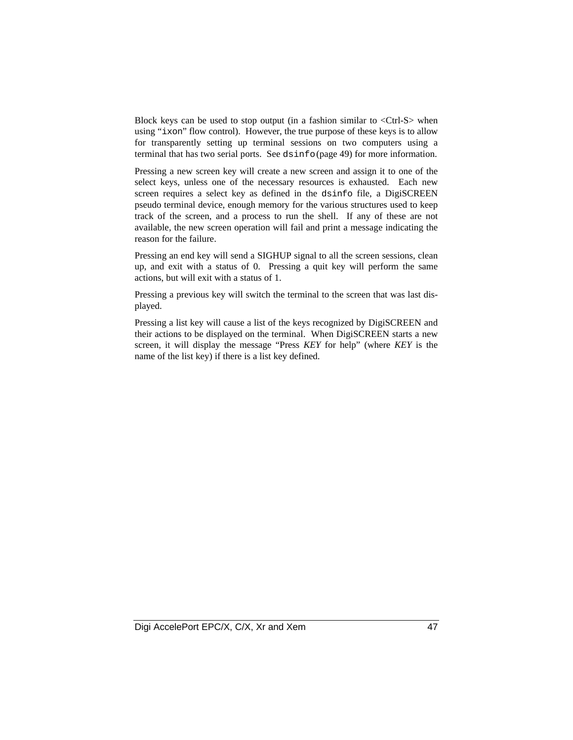Block keys can be used to stop output (in a fashion similar to <Ctrl-S> when using "`ixon`" flow control). However, the true purpose of these keys is to allow for transparently setting up terminal sessions on two computers using a terminal that has two serial ports. See `dsinfo`(page 49) for more information.

Pressing a new screen key will create a new screen and assign it to one of the select keys, unless one of the necessary resources is exhausted. Each new screen requires a select key as defined in the `dsinfo` file, a DigiSCREEN pseudo terminal device, enough memory for the various structures used to keep track of the screen, and a process to run the shell. If any of these are not available, the new screen operation will fail and print a message indicating the reason for the failure.

Pressing an end key will send a SIGHUP signal to all the screen sessions, clean up, and exit with a status of 0. Pressing a quit key will perform the same actions, but will exit with a status of 1.

Pressing a previous key will switch the terminal to the screen that was last displayed.

Pressing a list key will cause a list of the keys recognized by DigiSCREEN and their actions to be displayed on the terminal. When DigiSCREEN starts a new screen, it will display the message "Press *KEY* for help" (where *KEY* is the name of the list key) if there is a list key defined.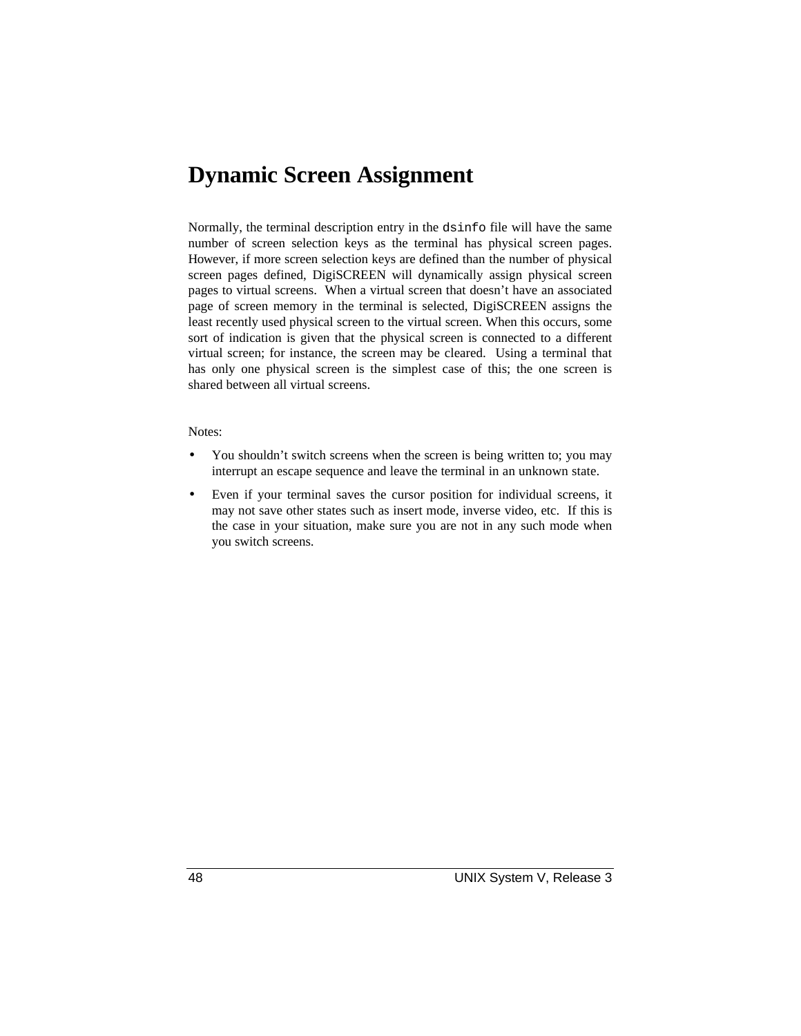# Dynamic Screen Assignment

Normally, the terminal description entry in the `dsinfo` file will have the same number of screen selection keys as the terminal has physical screen pages. However, if more screen selection keys are defined than the number of physical screen pages defined, DigiSCREEN will dynamically assign physical screen pages to virtual screens. When a virtual screen that doesn't have an associated page of screen memory in the terminal is selected, DigiSCREEN assigns the least recently used physical screen to the virtual screen. When this occurs, some sort of indication is given that the physical screen is connected to a different virtual screen; for instance, the screen may be cleared. Using a terminal that has only one physical screen is the simplest case of this; the one screen is shared between all virtual screens.

Notes:

- You shouldn't switch screens when the screen is being written to; you may interrupt an escape sequence and leave the terminal in an unknown state.
- Even if your terminal saves the cursor position for individual screens, it may not save other states such as insert mode, inverse video, etc. If this is the case in your situation, make sure you are not in any such mode when you switch screens.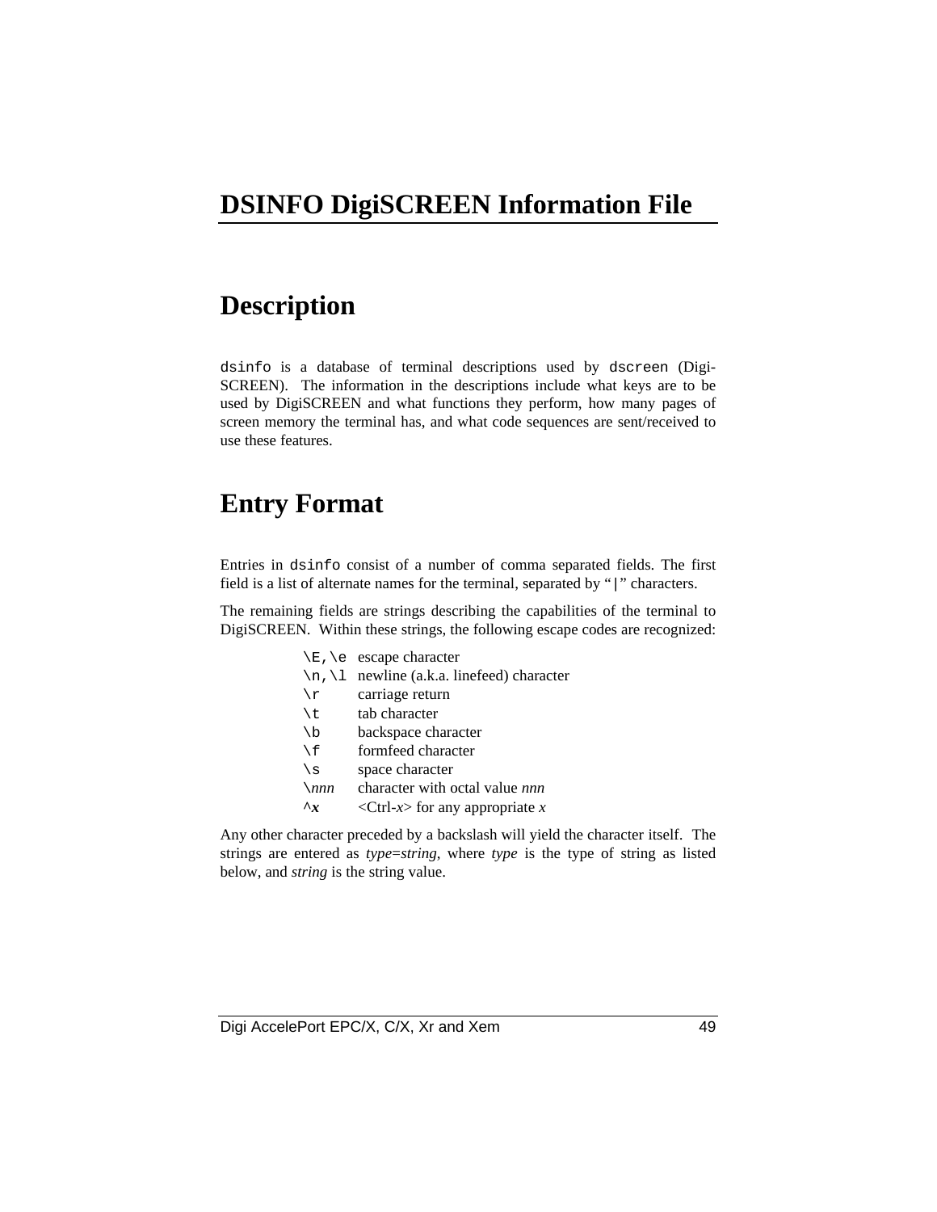# DSINFO DigiSCREEN Information File

## Description

`dsinfo` is a database of terminal descriptions used by `dscreen` (DigiSCREEN). The information in the descriptions include what keys are to be used by DigiSCREEN and what functions they perform, how many pages of screen memory the terminal has, and what code sequences are sent/received to use these features.

## Entry Format

Entries in `dsinfo` consist of a number of comma separated fields. The first field is a list of alternate names for the terminal, separated by "`|`" characters.

The remaining fields are strings describing the capabilities of the terminal to DigiSCREEN. Within these strings, the following escape codes are recognized:

| | |
|---|---|
| `\E`,`\e` | escape character |
| `\n`,`\l` | newline (a.k.a. linefeed) character |
| `\r` | carriage return |
| `\t` | tab character |
| `\b` | backspace character |
| `\f` | formfeed character |
| `\s` | space character |
| `\`*nnn* | character with octal value *nnn* |
| `^`***x*** | <Ctrl-*x*> for any appropriate *x* |

Any other character preceded by a backslash will yield the character itself. The strings are entered as *type*=*string*, where *type* is the type of string as listed below, and *string* is the string value.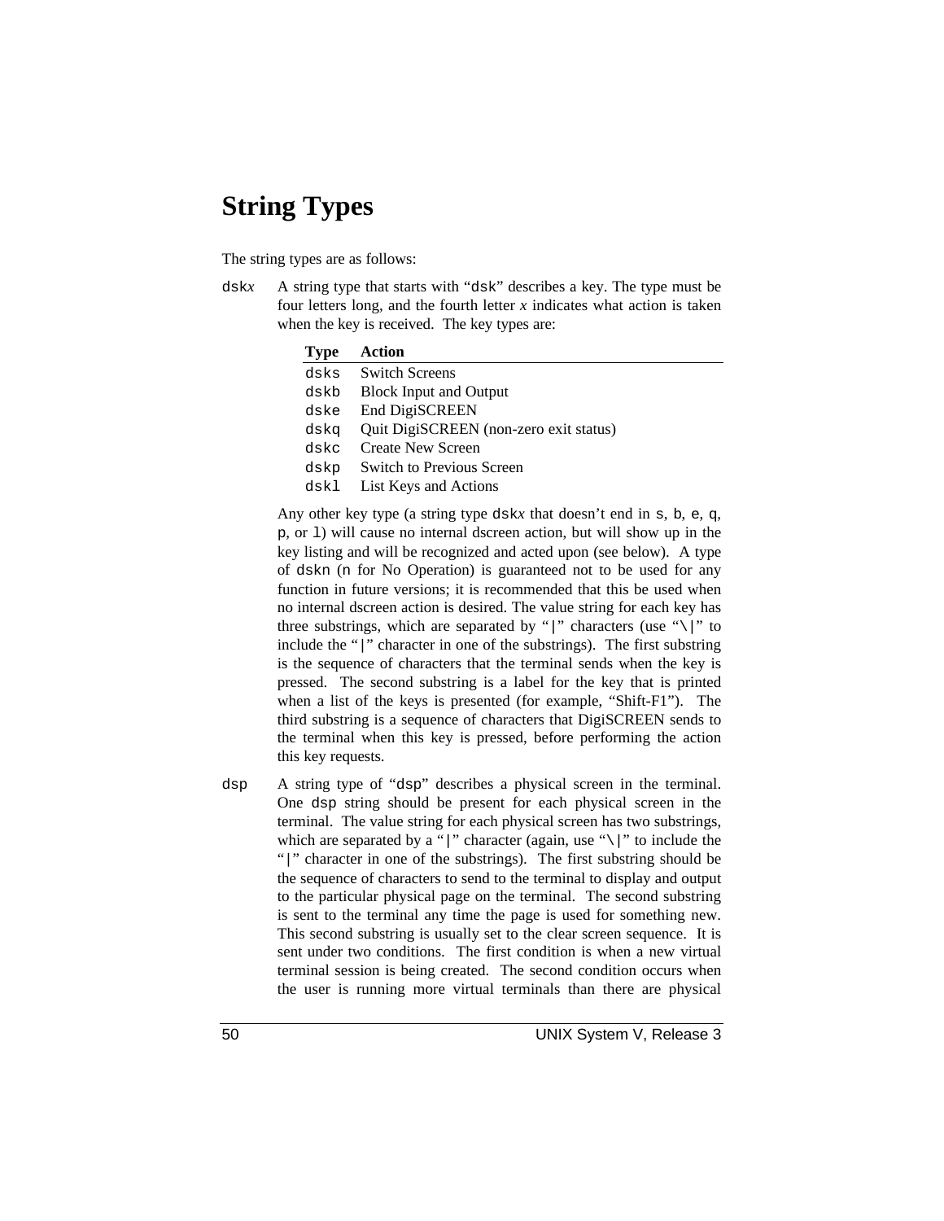## String Types

The string types are as follows:

`dsk`*x* A string type that starts with "`dsk`" describes a key. The type must be four letters long, and the fourth letter *x* indicates what action is taken when the key is received. The key types are:

| Type | Action |
|---|---|
| `dsks` | Switch Screens |
| `dskb` | Block Input and Output |
| `dske` | End DigiSCREEN |
| `dskq` | Quit DigiSCREEN (non-zero exit status) |
| `dskc` | Create New Screen |
| `dskp` | Switch to Previous Screen |
| `dskl` | List Keys and Actions |

Any other key type (a string type `dsk`*x* that doesn't end in `s`, `b`, `e`, `q`, `p`, or `l`) will cause no internal dscreen action, but will show up in the key listing and will be recognized and acted upon (see below). A type of `dskn` (`n` for No Operation) is guaranteed not to be used for any function in future versions; it is recommended that this be used when no internal dscreen action is desired. The value string for each key has three substrings, which are separated by "`|`" characters (use "`\|`" to include the "`|`" character in one of the substrings). The first substring is the sequence of characters that the terminal sends when the key is pressed. The second substring is a label for the key that is printed when a list of the keys is presented (for example, "Shift-F1"). The third substring is a sequence of characters that DigiSCREEN sends to the terminal when this key is pressed, before performing the action this key requests.

`dsp` A string type of "`dsp`" describes a physical screen in the terminal. One `dsp` string should be present for each physical screen in the terminal. The value string for each physical screen has two substrings, which are separated by a "`|`" character (again, use "`\|`" to include the "`|`" character in one of the substrings). The first substring should be the sequence of characters to send to the terminal to display and output to the particular physical page on the terminal. The second substring is sent to the terminal any time the page is used for something new. This second substring is usually set to the clear screen sequence. It is sent under two conditions. The first condition is when a new virtual terminal session is being created. The second condition occurs when the user is running more virtual terminals than there are physical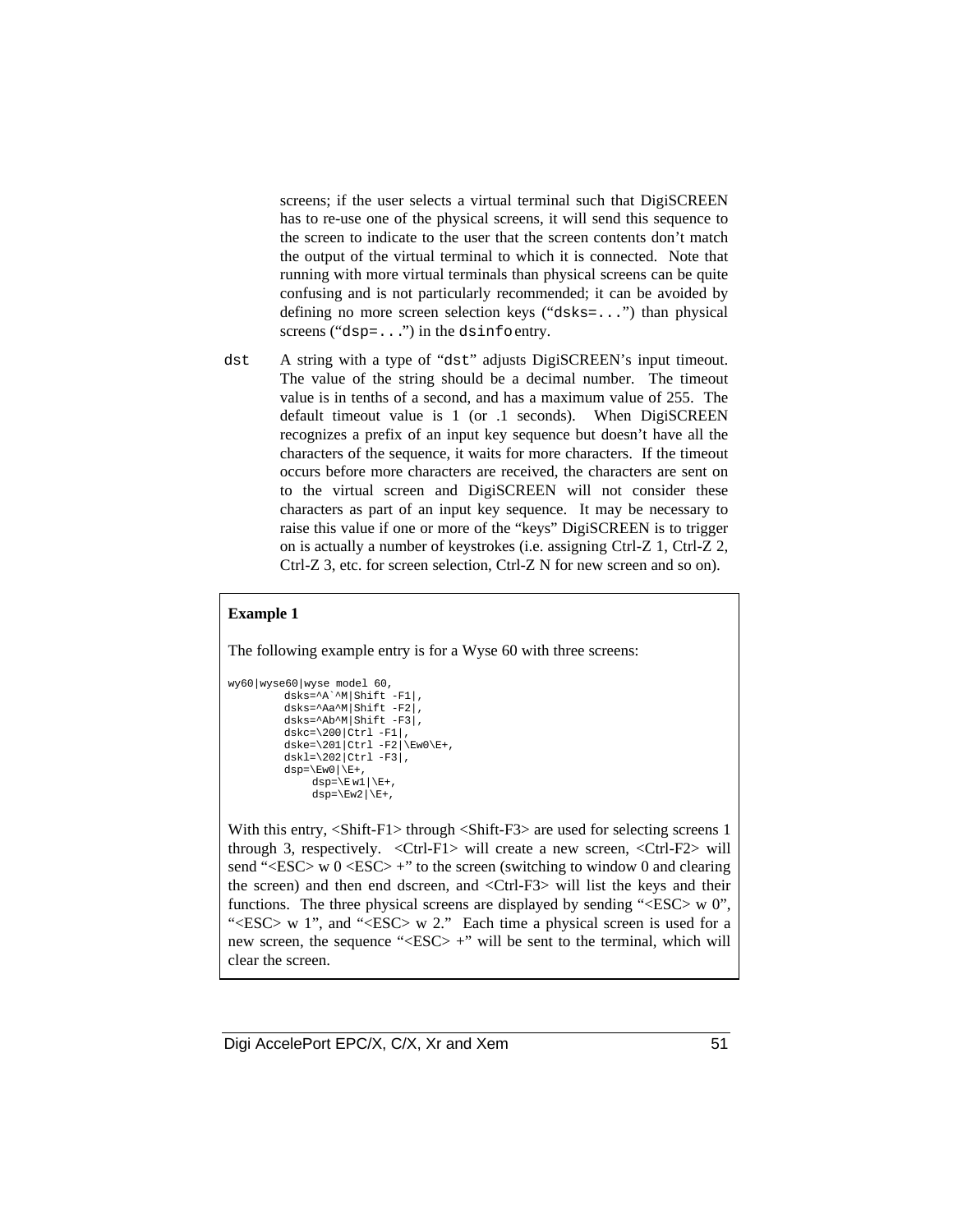screens; if the user selects a virtual terminal such that DigiSCREEN has to re-use one of the physical screens, it will send this sequence to the screen to indicate to the user that the screen contents don't match the output of the virtual terminal to which it is connected. Note that running with more virtual terminals than physical screens can be quite confusing and is not particularly recommended; it can be avoided by defining no more screen selection keys ("`dsks=...`") than physical screens ("`dsp=...`") in the `dsinfo` entry.

`dst` A string with a type of "`dst`" adjusts DigiSCREEN's input timeout. The value of the string should be a decimal number. The timeout value is in tenths of a second, and has a maximum value of 255. The default timeout value is 1 (or .1 seconds). When DigiSCREEN recognizes a prefix of an input key sequence but doesn't have all the characters of the sequence, it waits for more characters. If the timeout occurs before more characters are received, the characters are sent on to the virtual screen and DigiSCREEN will not consider these characters as part of an input key sequence. It may be necessary to raise this value if one or more of the "keys" DigiSCREEN is to trigger on is actually a number of keystrokes (i.e. assigning Ctrl-Z 1, Ctrl-Z 2, Ctrl-Z 3, etc. for screen selection, Ctrl-Z N for new screen and so on).

**Example 1**

The following example entry is for a Wyse 60 with three screens:

```
wy60|wyse60|wyse model 60,
        dsks=^A`^M|Shift -F1|,
        dsks=^Aa^M|Shift -F2|,
        dsks=^Ab^M|Shift -F3|,
        dskc=\200|Ctrl -F1|,
        dske=\201|Ctrl -F2|\Ew0\E+,
        dskl=\202|Ctrl -F3|,
        dsp=\Ew0|\E+,
            dsp=\E w1|\E+,
            dsp=\Ew2|\E+,
```

With this entry, <Shift-F1> through <Shift-F3> are used for selecting screens 1 through 3, respectively. <Ctrl-F1> will create a new screen, <Ctrl-F2> will send "<ESC> w 0 <ESC> +" to the screen (switching to window 0 and clearing the screen) and then end dscreen, and <Ctrl-F3> will list the keys and their functions. The three physical screens are displayed by sending "<ESC> w 0", "<ESC> w 1", and "<ESC> w 2." Each time a physical screen is used for a new screen, the sequence "<ESC> +" will be sent to the terminal, which will clear the screen.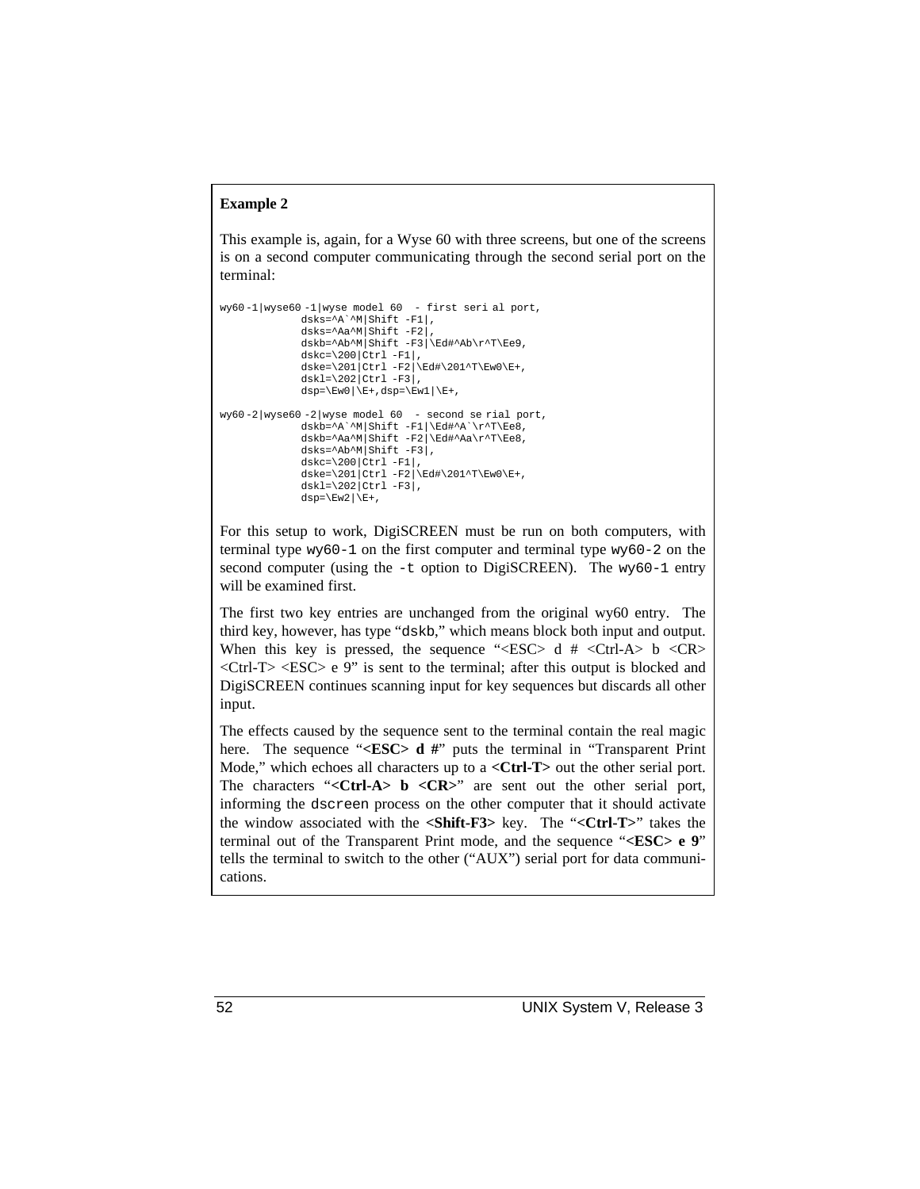**Example 2**

This example is, again, for a Wyse 60 with three screens, but one of the screens is on a second computer communicating through the second serial port on the terminal:

```
wy60-1|wyse60-1|wyse model 60  - first serial port,
             dsks=^A`^M|Shift -F1|,
             dsks=^Aa^M|Shift -F2|,
             dskb=^Ab^M|Shift -F3|\Ed#^Ab\r^T\Ee9,
             dskc=\200|Ctrl -F1|,
             dske=\201|Ctrl -F2|\Ed#\201^T\Ew0\E+,
             dskl=\202|Ctrl -F3|,
             dsp=\Ew0|\E+,dsp=\Ew1|\E+,

wy60-2|wyse60-2|wyse model 60  - second serial port,
             dskb=^A`^M|Shift -F1|\Ed#^A`\r^T\Ee8,
             dskb=^Aa^M|Shift -F2|\Ed#^Aa\r^T\Ee8,
             dsks=^Ab^M|Shift -F3|,
             dskc=\200|Ctrl -F1|,
             dske=\201|Ctrl -F2|\Ed#\201^T\Ew0\E+,
             dskl=\202|Ctrl -F3|,
             dsp=\Ew2|\E+,
```

For this setup to work, DigiSCREEN must be run on both computers, with terminal type `wy60-1` on the first computer and terminal type `wy60-2` on the second computer (using the `-t` option to DigiSCREEN). The `wy60-1` entry will be examined first.

The first two key entries are unchanged from the original wy60 entry. The third key, however, has type "`dskb`," which means block both input and output. When this key is pressed, the sequence "<ESC> d # <Ctrl-A> b <CR> <Ctrl-T> <ESC> e 9" is sent to the terminal; after this output is blocked and DigiSCREEN continues scanning input for key sequences but discards all other input.

The effects caused by the sequence sent to the terminal contain the real magic here. The sequence "**<ESC> d #**" puts the terminal in "Transparent Print Mode," which echoes all characters up to a **<Ctrl-T>** out the other serial port. The characters "**<Ctrl-A> b <CR>**" are sent out the other serial port, informing the `dscreen` process on the other computer that it should activate the window associated with the **<Shift-F3>** key. The "**<Ctrl-T>**" takes the terminal out of the Transparent Print mode, and the sequence "**<ESC> e 9**" tells the terminal to switch to the other ("AUX") serial port for data communications.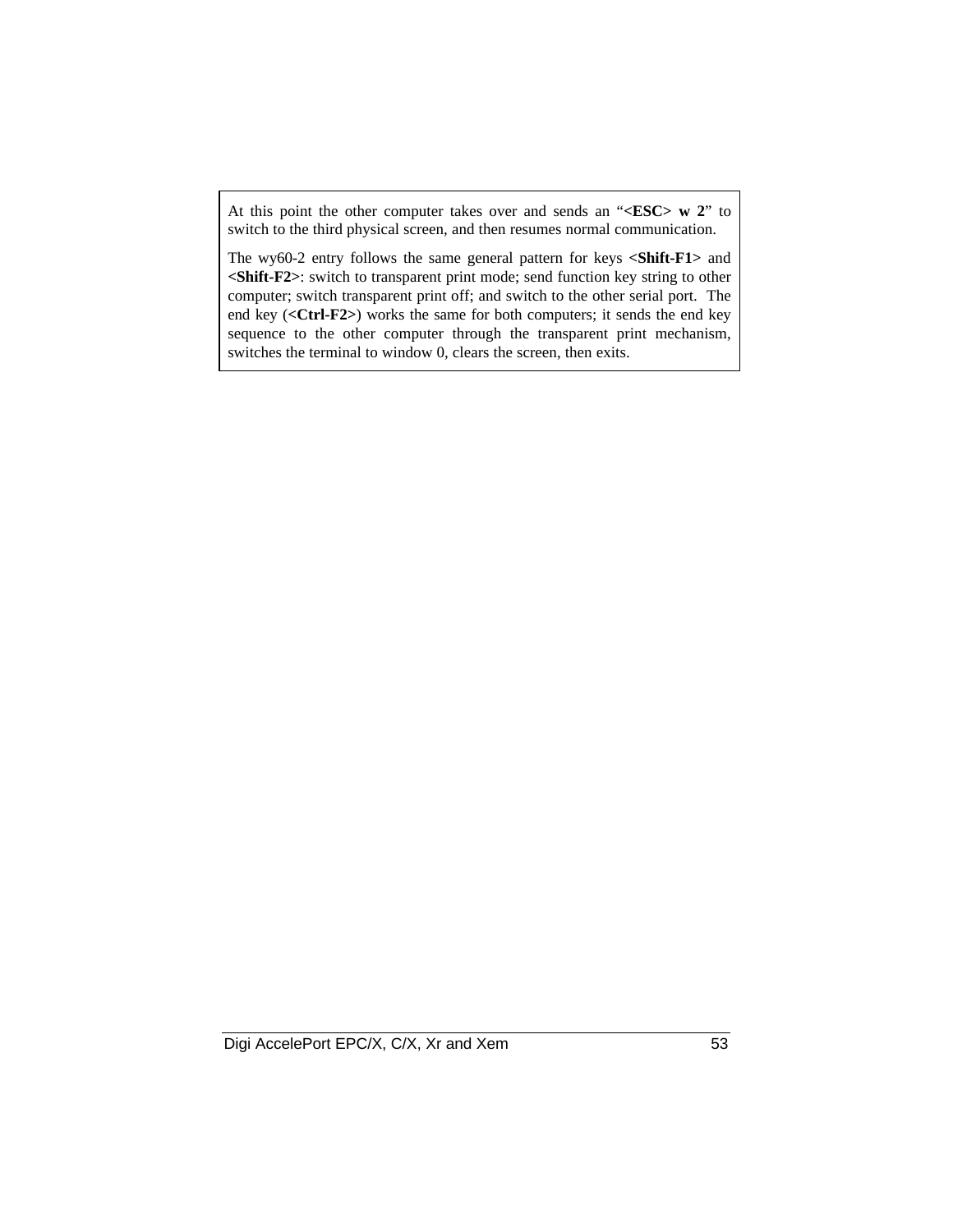At this point the other computer takes over and sends an "**<ESC> w 2**" to switch to the third physical screen, and then resumes normal communication.

The wy60-2 entry follows the same general pattern for keys **<Shift-F1>** and **<Shift-F2>**: switch to transparent print mode; send function key string to other computer; switch transparent print off; and switch to the other serial port. The end key (**<Ctrl-F2>**) works the same for both computers; it sends the end key sequence to the other computer through the transparent print mechanism, switches the terminal to window 0, clears the screen, then exits.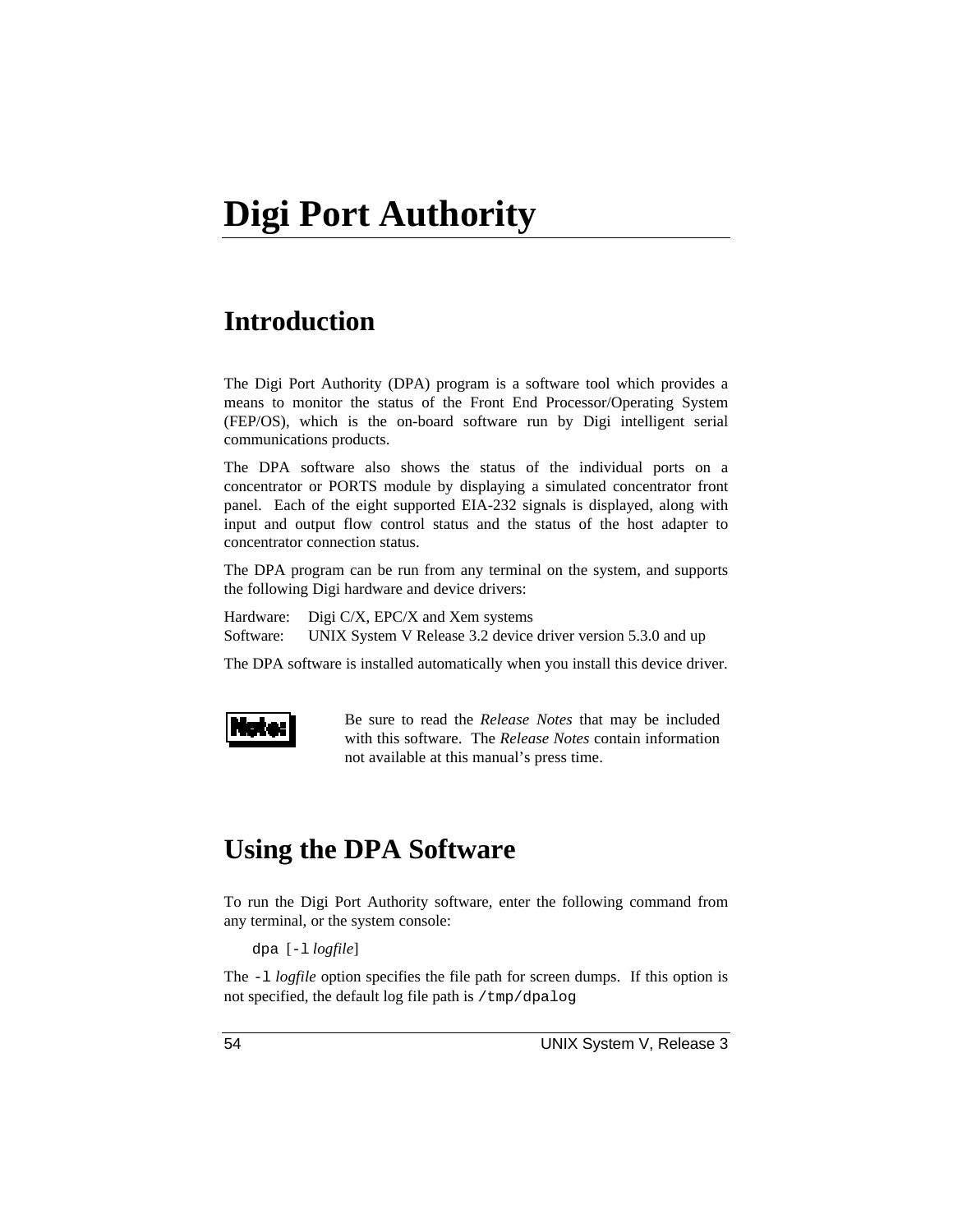# Digi Port Authority

## Introduction

The Digi Port Authority (DPA) program is a software tool which provides a means to monitor the status of the Front End Processor/Operating System (FEP/OS), which is the on-board software run by Digi intelligent serial communications products.

The DPA software also shows the status of the individual ports on a concentrator or PORTS module by displaying a simulated concentrator front panel. Each of the eight supported EIA-232 signals is displayed, along with input and output flow control status and the status of the host adapter to concentrator connection status.

The DPA program can be run from any terminal on the system, and supports the following Digi hardware and device drivers:

Hardware: Digi C/X, EPC/X and Xem systems
Software: UNIX System V Release 3.2 device driver version 5.3.0 and up

The DPA software is installed automatically when you install this device driver.

**Note:** Be sure to read the *Release Notes* that may be included with this software. The *Release Notes* contain information not available at this manual's press time.

## Using the DPA Software

To run the Digi Port Authority software, enter the following command from any terminal, or the system console:

`dpa [-l` *logfile*`]`

The `-l` *logfile* option specifies the file path for screen dumps. If this option is not specified, the default log file path is `/tmp/dpalog`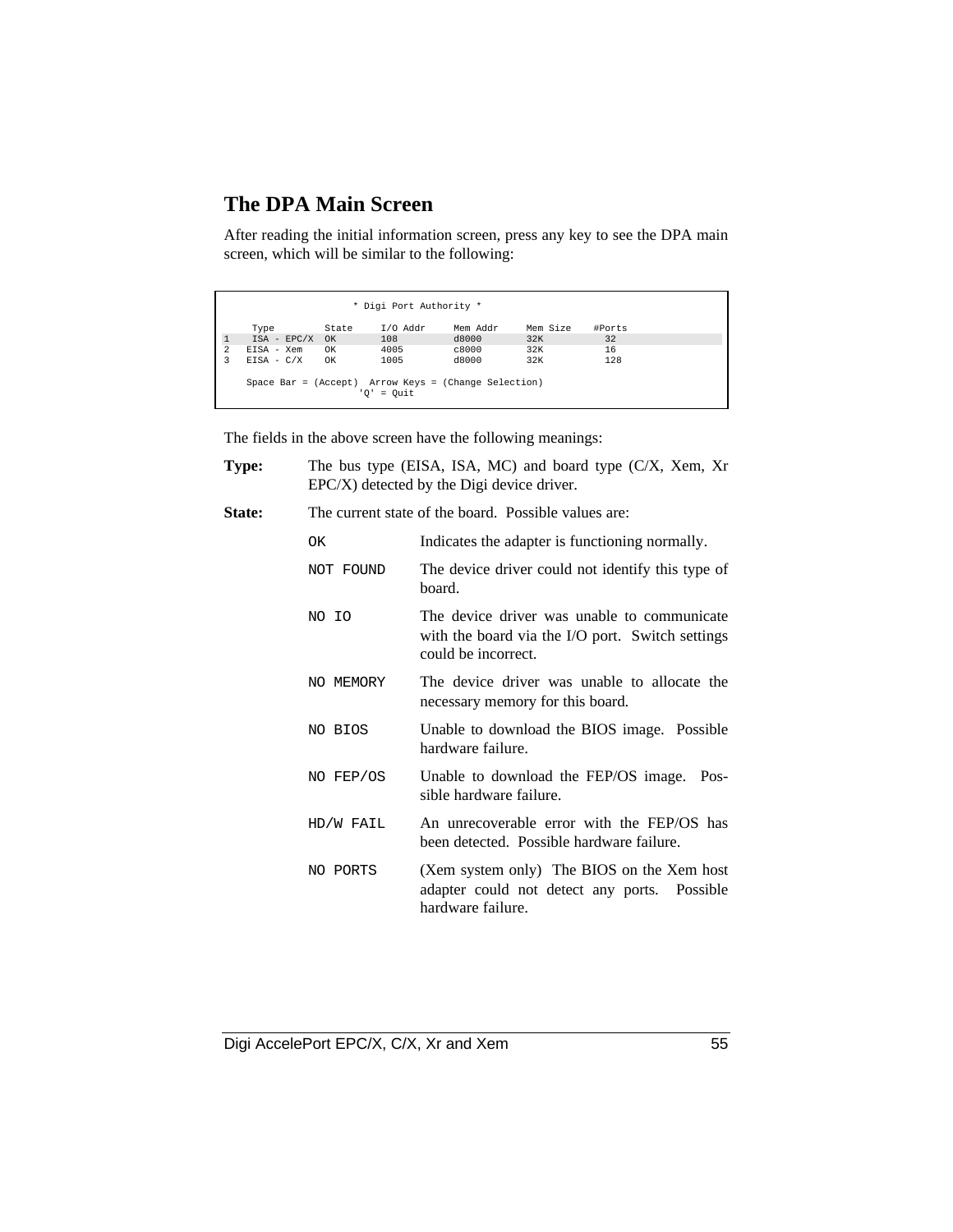## The DPA Main Screen

After reading the initial information screen, press any key to see the DPA main screen, which will be similar to the following:

```
                    * Digi Port Authority *

    Type         State     I/O Addr     Mem Addr    Mem Size    #Ports
1    ISA - EPC/X  OK        108          d8000       32K          32
2   EISA - Xem    OK        4005         c8000       32K          16
3   EISA - C/X    OK        1005         d8000       32K          128

    Space Bar = (Accept)  Arrow Keys = (Change Selection)
                        'Q' = Quit
```

The fields in the above screen have the following meanings:

**Type:** The bus type (EISA, ISA, MC) and board type (C/X, Xem, Xr EPC/X) detected by the Digi device driver.

**State:** The current state of the board. Possible values are:

| | |
|---|---|
| `OK` | Indicates the adapter is functioning normally. |
| `NOT FOUND` | The device driver could not identify this type of board. |
| `NO IO` | The device driver was unable to communicate with the board via the I/O port. Switch settings could be incorrect. |
| `NO MEMORY` | The device driver was unable to allocate the necessary memory for this board. |
| `NO BIOS` | Unable to download the BIOS image. Possible hardware failure. |
| `NO FEP/OS` | Unable to download the FEP/OS image. Possible hardware failure. |
| `HD/W FAIL` | An unrecoverable error with the FEP/OS has been detected. Possible hardware failure. |
| `NO PORTS` | (Xem system only) The BIOS on the Xem host adapter could not detect any ports. Possible hardware failure. |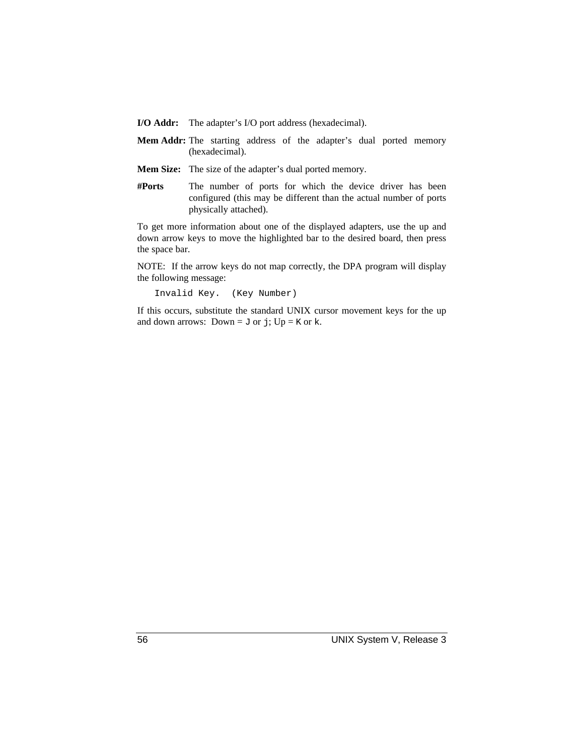**I/O Addr:** The adapter's I/O port address (hexadecimal).

**Mem Addr:** The starting address of the adapter's dual ported memory (hexadecimal).

**Mem Size:** The size of the adapter's dual ported memory.

**#Ports** The number of ports for which the device driver has been configured (this may be different than the actual number of ports physically attached).

To get more information about one of the displayed adapters, use the up and down arrow keys to move the highlighted bar to the desired board, then press the space bar.

NOTE: If the arrow keys do not map correctly, the DPA program will display the following message:

```
Invalid Key.  (Key Number)
```

If this occurs, substitute the standard UNIX cursor movement keys for the up and down arrows: Down = `J` or `j`; Up = `K` or `k`.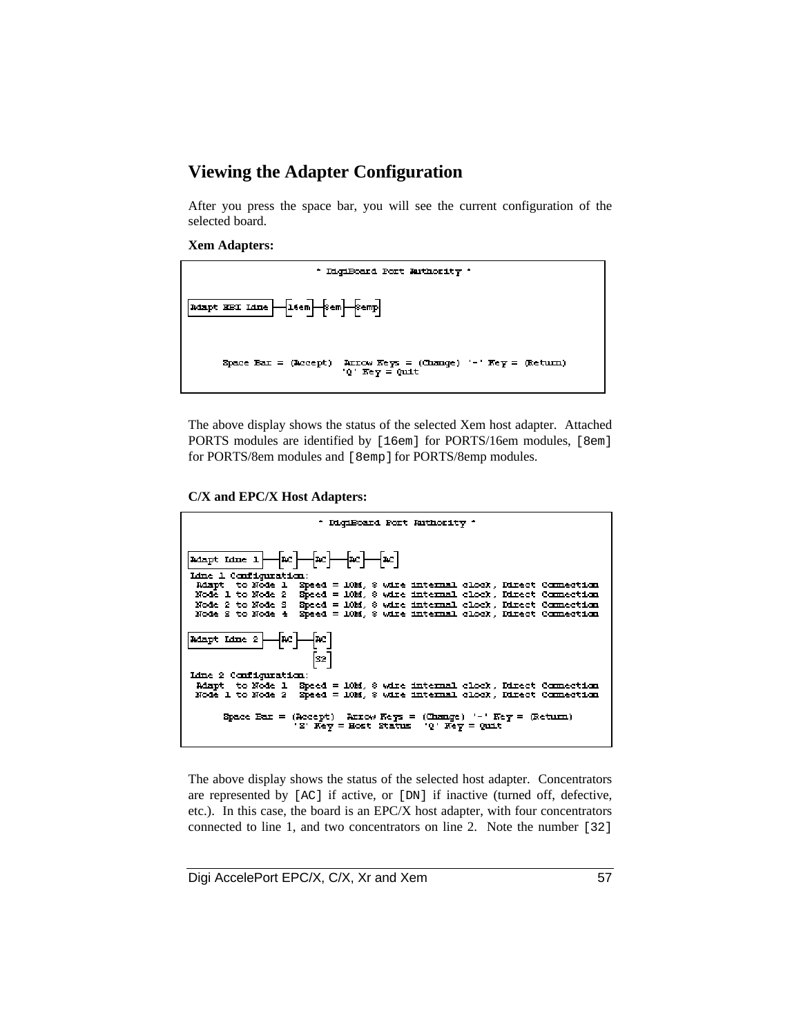## Viewing the Adapter Configuration

After you press the space bar, you will see the current configuration of the selected board.

**Xem Adapters:**

```
                    * DigiBoard Port Authority *

Adapt EBI Line |—[16em]—[8em]—[8emp]



      Space Bar = (Accept)  Arrow Keys = (Change)  '-' Key = (Return)
                            'Q' Key = Quit
```

The above display shows the status of the selected Xem host adapter. Attached PORTS modules are identified by `[16em]` for PORTS/16em modules, `[8em]` for PORTS/8em modules and `[8emp]` for PORTS/8emp modules.

**C/X and EPC/X Host Adapters:**

```
                    * DigiBoard Port Authority *

Adapt Line 1 |—[AC]—[AC]—[AC]—[AC]
Line 1 Configuration:
 Adapt  to Node 1  Speed = 10M, 8 wire internal clock, Direct Connection
 Node 1 to Node 2  Speed = 10M, 8 wire internal clock, Direct Connection
 Node 2 to Node 3  Speed = 10M, 8 wire internal clock, Direct Connection
 Node 3 to Node 4  Speed = 10M, 8 wire internal clock, Direct Connection

Adapt Line 2 |—[AC]—[AC]
                    [32]
Line 2 Configuration:
 Adapt  to Node 1  Speed = 10M, 8 wire internal clock, Direct Connection
 Node 1 to Node 2  Speed = 10M, 8 wire internal clock, Direct Connection

      Space Bar = (Accept)  Arrow Keys = (Change)  '-' Key = (Return)
                'S' Key = Host Status   'Q' Key = Quit
```

The above display shows the status of the selected host adapter. Concentrators are represented by `[AC]` if active, or `[DN]` if inactive (turned off, defective, etc.). In this case, the board is an EPC/X host adapter, with four concentrators connected to line 1, and two concentrators on line 2. Note the number `[32]`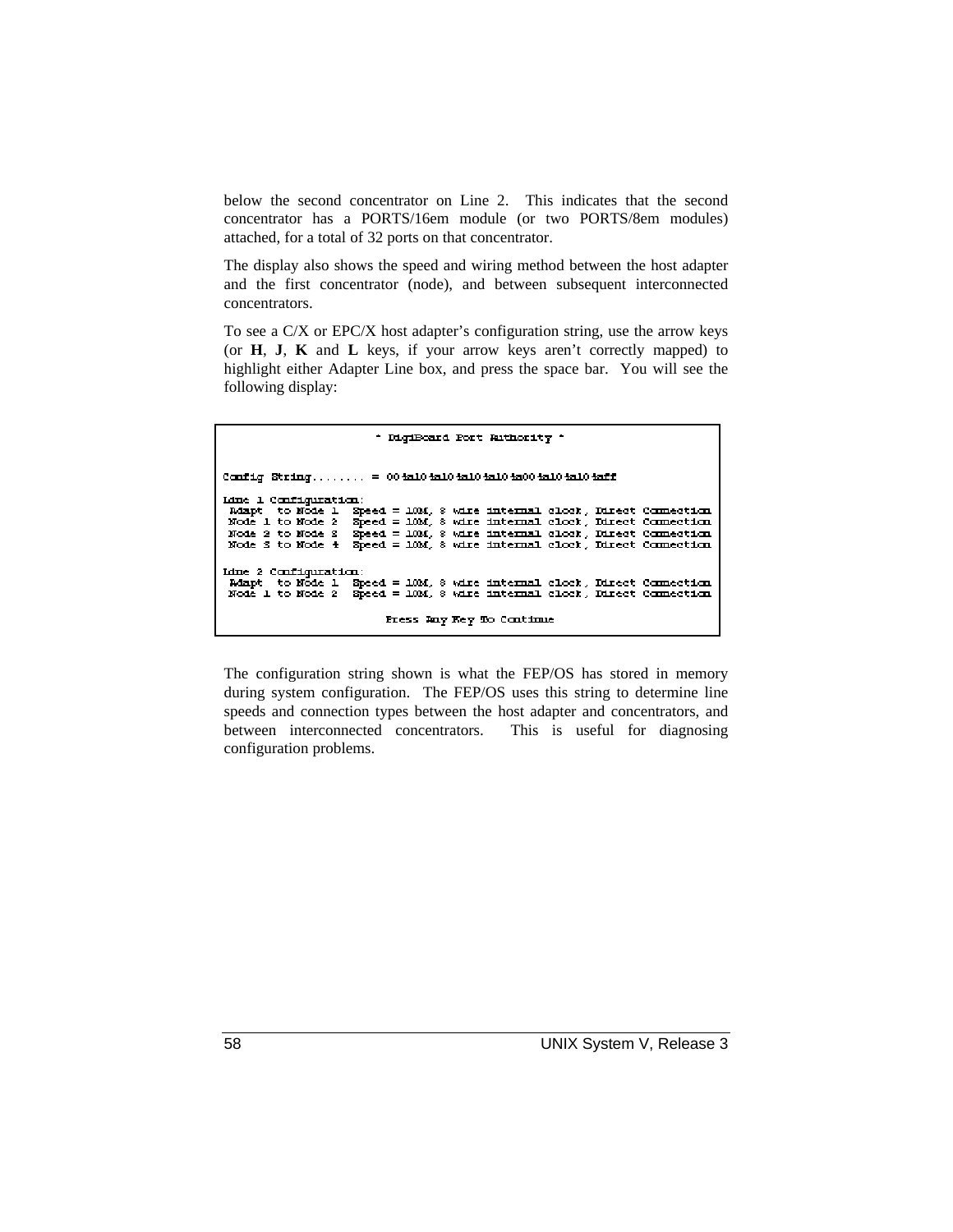below the second concentrator on Line 2. This indicates that the second concentrator has a PORTS/16em module (or two PORTS/8em modules) attached, for a total of 32 ports on that concentrator.

The display also shows the speed and wiring method between the host adapter and the first concentrator (node), and between subsequent interconnected concentrators.

To see a C/X or EPC/X host adapter's configuration string, use the arrow keys (or **H**, **J**, **K** and **L** keys, if your arrow keys aren't correctly mapped) to highlight either Adapter Line box, and press the space bar. You will see the following display:

```
                     * DigiBoard Port Authority *


Config String........ = 00 4a10 4a10 4a10 4a10 4a00 4a10 4a10 4aff

Line 1 Configuration:
 Adapt  to Node 1  Speed = 10M, 8 wire internal clock, Direct Connection
 Node 1 to Node 2  Speed = 10M, 8 wire internal clock, Direct Connection
 Node 2 to Node 3  Speed = 10M, 8 wire internal clock, Direct Connection
 Node 3 to Node 4  Speed = 10M, 8 wire internal clock, Direct Connection

Line 2 Configuration:
 Adapt  to Node 1  Speed = 10M, 8 wire internal clock, Direct Connection
 Node 1 to Node 2  Speed = 10M, 8 wire internal clock, Direct Connection

                       Press Any Key To Continue
```

The configuration string shown is what the FEP/OS has stored in memory during system configuration. The FEP/OS uses this string to determine line speeds and connection types between the host adapter and concentrators, and between interconnected concentrators. This is useful for diagnosing configuration problems.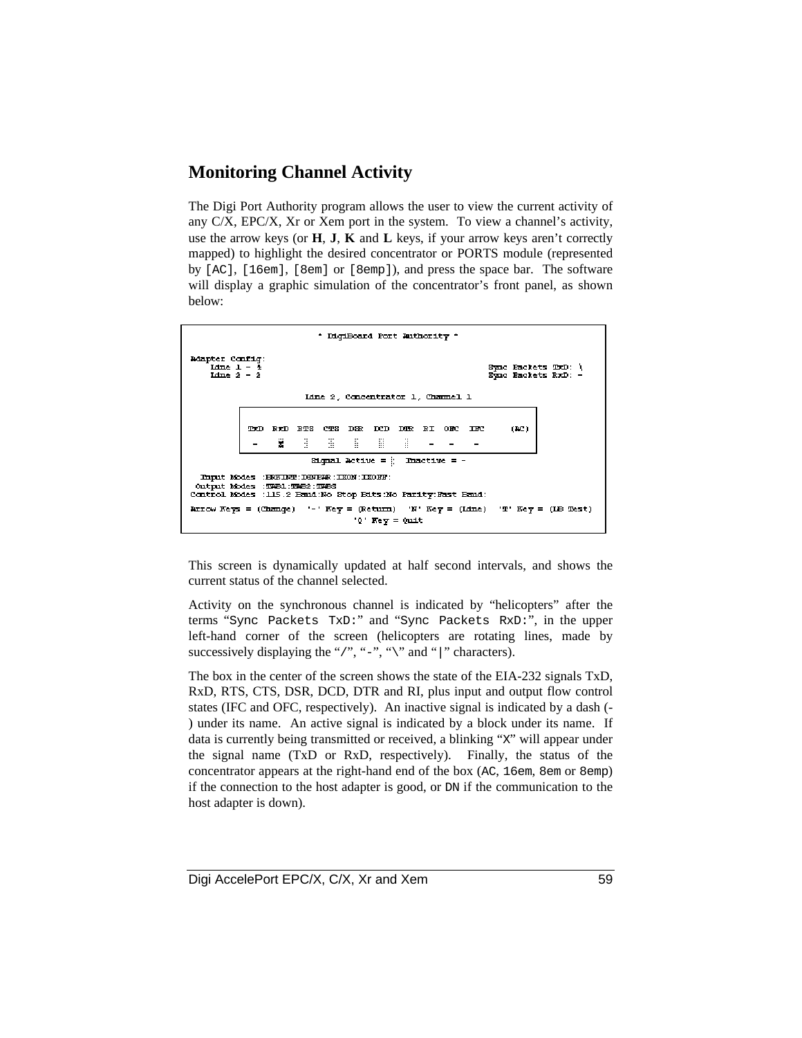## Monitoring Channel Activity

The Digi Port Authority program allows the user to view the current activity of any C/X, EPC/X, Xr or Xem port in the system. To view a channel's activity, use the arrow keys (or **H**, **J**, **K** and **L** keys, if your arrow keys aren't correctly mapped) to highlight the desired concentrator or PORTS module (represented by `[AC]`, `[16em]`, `[8em]` or `[8emp]`), and press the space bar. The software will display a graphic simulation of the concentrator's front panel, as shown below:

```
                         * DigiBoard Port Authority *

Adapter Config:
    Line 1 - 4                                          Sync Packets TxD: \
    Line 2 - 2                                          Sync Packets RxD: -

                     Line 2, Concentrator 1, Channel 1

        TxD  RxD  RTS  CTS  DSR  DCD  DTR  RI  OFC  IFC     (AC)
         -    X    ▌    ▌    ▌    ▌    ▌    -    -    -
                    Signal Active = ▌  Inactive = -

  Input Modes  :BRKINT:IGNPAR:IXON:IXOFF:
 Output Modes  :TAB1:TAB2:TAB3
Control Modes  :115.2 Baud:No Stop Bits:No Parity:Fast Baud:

Arrow Keys = (Change)  '-' Key = (Return)  'N' Key = (Line)  'T' Key = (LB Test)
                                'Q' Key = Quit
```

This screen is dynamically updated at half second intervals, and shows the current status of the channel selected.

Activity on the synchronous channel is indicated by "helicopters" after the terms "`Sync Packets TxD:`" and "`Sync Packets RxD:`", in the upper left-hand corner of the screen (helicopters are rotating lines, made by successively displaying the "`/`", "`-`", "`\`" and "`|`" characters).

The box in the center of the screen shows the state of the EIA-232 signals TxD, RxD, RTS, CTS, DSR, DCD, DTR and RI, plus input and output flow control states (IFC and OFC, respectively). An inactive signal is indicated by a dash (-) under its name. An active signal is indicated by a block under its name. If data is currently being transmitted or received, a blinking "`X`" will appear under the signal name (TxD or RxD, respectively). Finally, the status of the concentrator appears at the right-hand end of the box (`AC`, `16em`, `8em` or `8emp`) if the connection to the host adapter is good, or `DN` if the communication to the host adapter is down).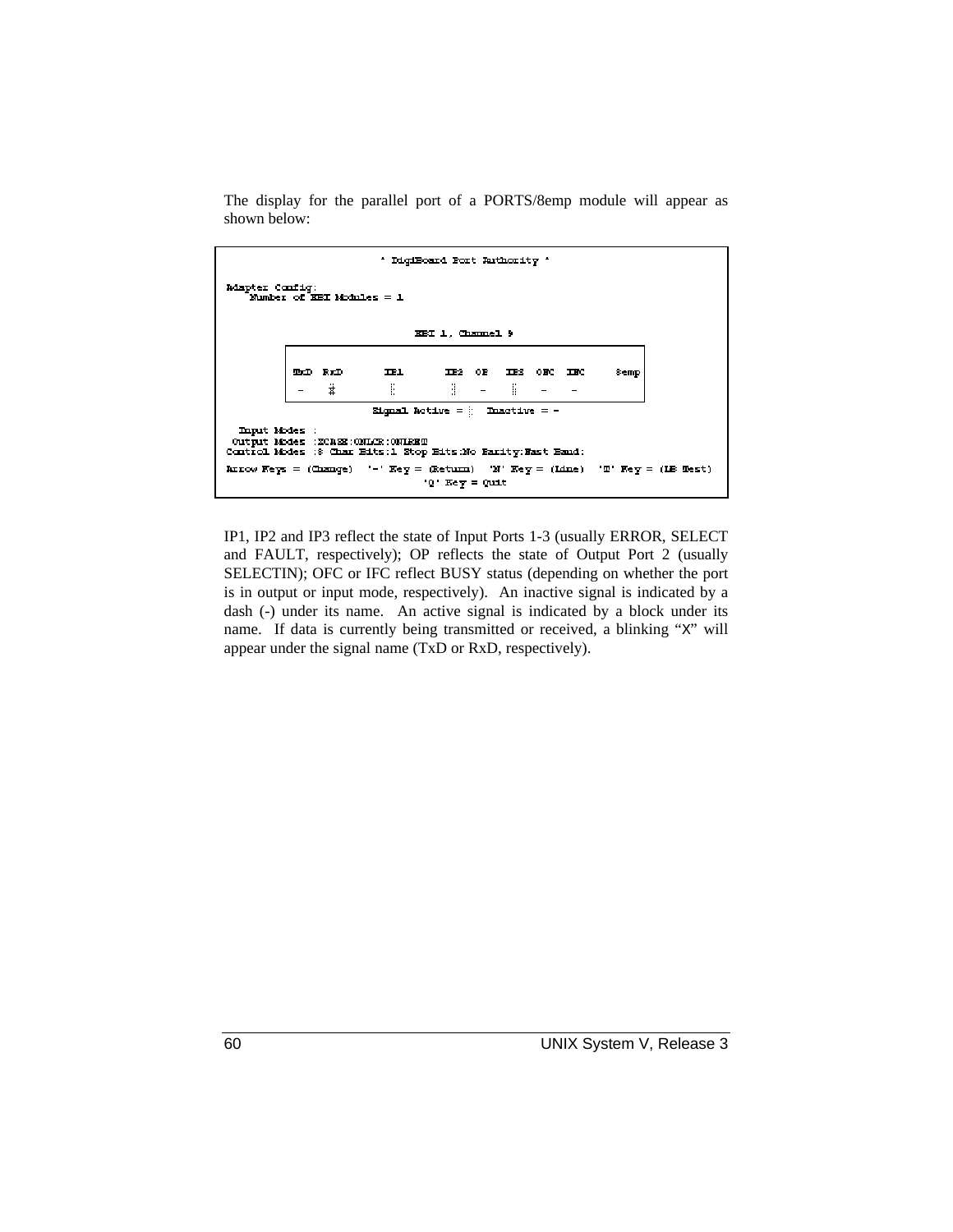The display for the parallel port of a PORTS/8emp module will appear as shown below:

```
                        * DigiBoard Port Authority *

Adapter Config:
    Number of EBI Modules = 1


                              EBI 1, Channel 9

        ┌────────────────────────────────────────────────────────┐
        │ TxD  RxD       IP1       IP2   OP   IP3   OFC   IFC      8emp │
        │  -    #         █         █     -    █     -     -          │
        └────────────────────────────────────────────────────────┘
                      Signal Active = █   Inactive = -

  Input Modes  :
 Output Modes  :XCASE:ONLCR:ONLRET
Control Modes  :8 Char Bits:1 Stop Bits:No Parity:Fast Baud:

Arrow Keys = (Change)  '-' Key = (Return)  'N' Key = (Line)  'T' Key = (LB Test)
                              'Q' Key = Quit
```

IP1, IP2 and IP3 reflect the state of Input Ports 1-3 (usually ERROR, SELECT and FAULT, respectively); OP reflects the state of Output Port 2 (usually SELECTIN); OFC or IFC reflect BUSY status (depending on whether the port is in output or input mode, respectively). An inactive signal is indicated by a dash (-) under its name. An active signal is indicated by a block under its name. If data is currently being transmitted or received, a blinking "X" will appear under the signal name (TxD or RxD, respectively).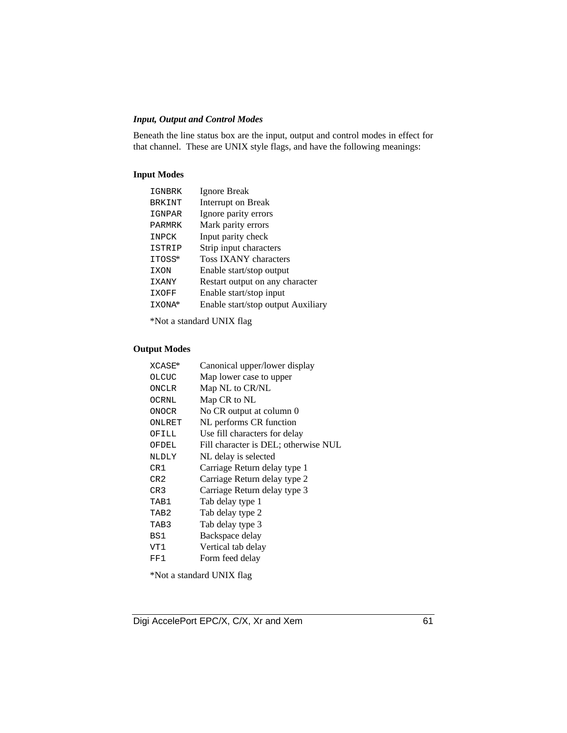### *Input, Output and Control Modes*

Beneath the line status box are the input, output and control modes in effect for that channel. These are UNIX style flags, and have the following meanings:

**Input Modes**

| | |
|---|---|
| `IGNBRK` | Ignore Break |
| `BRKINT` | Interrupt on Break |
| `IGNPAR` | Ignore parity errors |
| `PARMRK` | Mark parity errors |
| `INPCK` | Input parity check |
| `ISTRIP` | Strip input characters |
| `ITOSS`* | Toss IXANY characters |
| `IXON` | Enable start/stop output |
| `IXANY` | Restart output on any character |
| `IXOFF` | Enable start/stop input |
| `IXONA`* | Enable start/stop output Auxiliary |

*Not a standard UNIX flag

**Output Modes**

| | |
|---|---|
| `XCASE`* | Canonical upper/lower display |
| `OLCUC` | Map lower case to upper |
| `ONCLR` | Map NL to CR/NL |
| `OCRNL` | Map CR to NL |
| `ONOCR` | No CR output at column 0 |
| `ONLRET` | NL performs CR function |
| `OFILL` | Use fill characters for delay |
| `OFDEL` | Fill character is DEL; otherwise NUL |
| `NLDLY` | NL delay is selected |
| `CR1` | Carriage Return delay type 1 |
| `CR2` | Carriage Return delay type 2 |
| `CR3` | Carriage Return delay type 3 |
| `TAB1` | Tab delay type 1 |
| `TAB2` | Tab delay type 2 |
| `TAB3` | Tab delay type 3 |
| `BS1` | Backspace delay |
| `VT1` | Vertical tab delay |
| `FF1` | Form feed delay |

*Not a standard UNIX flag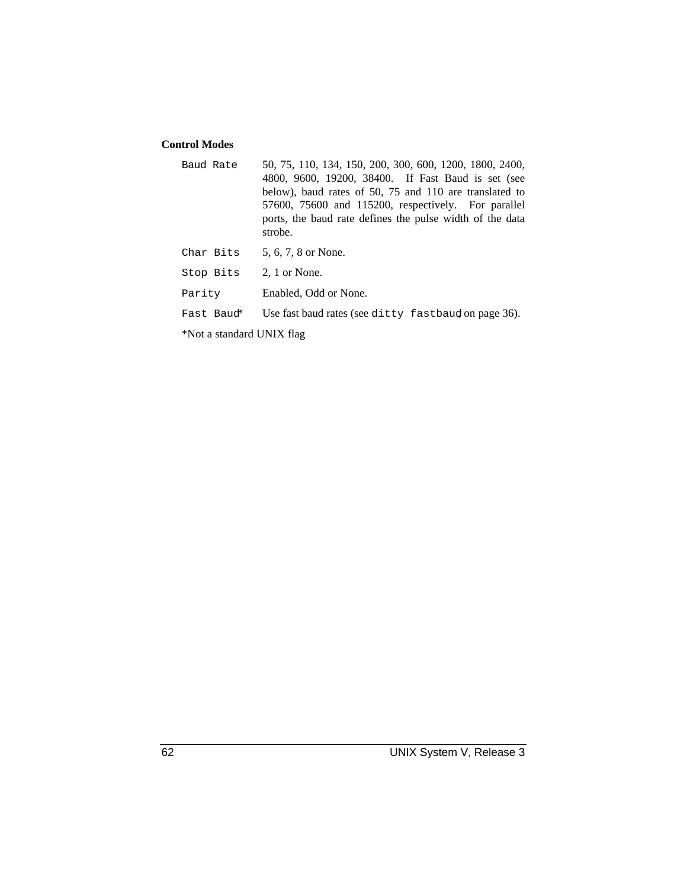**Control Modes**

| | |
|---|---|
| `Baud Rate` | 50, 75, 110, 134, 150, 200, 300, 600, 1200, 1800, 2400, 4800, 9600, 19200, 38400. If Fast Baud is set (see below), baud rates of 50, 75 and 110 are translated to 57600, 75600 and 115200, respectively. For parallel ports, the baud rate defines the pulse width of the data strobe. |
| `Char Bits` | 5, 6, 7, 8 or None. |
| `Stop Bits` | 2, 1 or None. |
| `Parity` | Enabled, Odd or None. |
| `Fast Baud`* | Use fast baud rates (see `ditty fastbaud`, on page 36). |

*Not a standard UNIX flag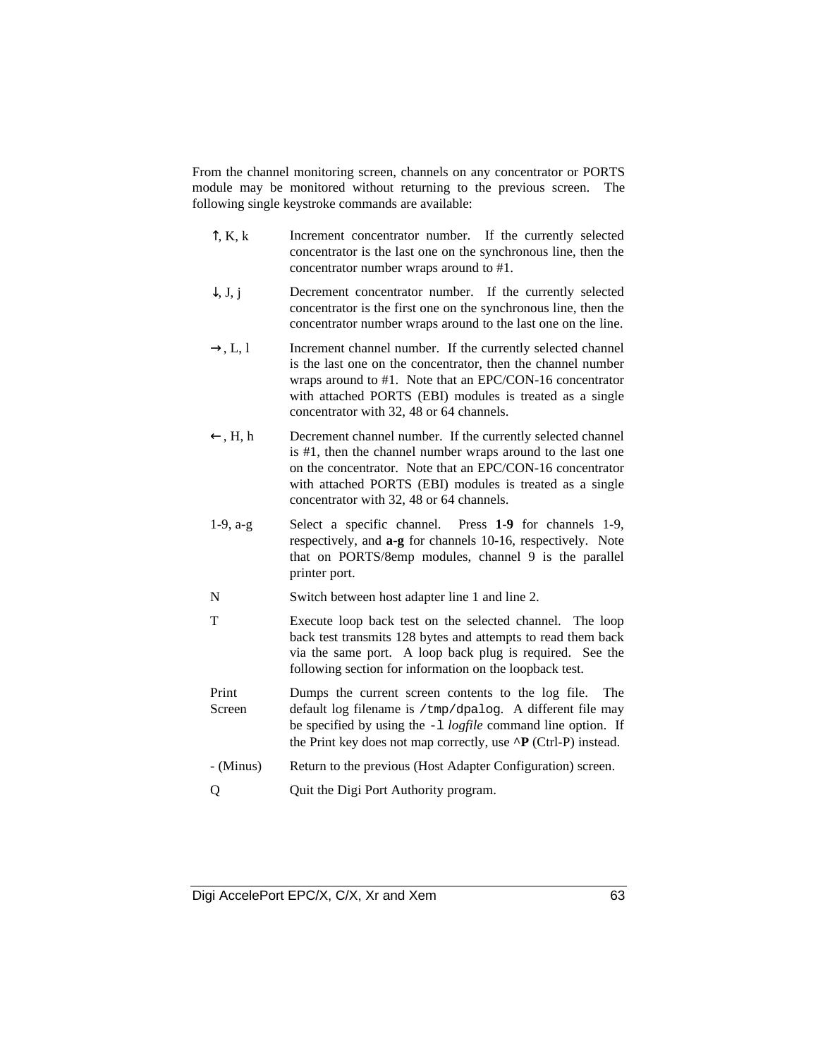From the channel monitoring screen, channels on any concentrator or PORTS module may be monitored without returning to the previous screen. The following single keystroke commands are available:

| | |
|---|---|
| ↑, K, k | Increment concentrator number. If the currently selected concentrator is the last one on the synchronous line, then the concentrator number wraps around to #1. |
| ↓, J, j | Decrement concentrator number. If the currently selected concentrator is the first one on the synchronous line, then the concentrator number wraps around to the last one on the line. |
| →, L, l | Increment channel number. If the currently selected channel is the last one on the concentrator, then the channel number wraps around to #1. Note that an EPC/CON-16 concentrator with attached PORTS (EBI) modules is treated as a single concentrator with 32, 48 or 64 channels. |
| ←, H, h | Decrement channel number. If the currently selected channel is #1, then the channel number wraps around to the last one on the concentrator. Note that an EPC/CON-16 concentrator with attached PORTS (EBI) modules is treated as a single concentrator with 32, 48 or 64 channels. |
| 1-9, a-g | Select a specific channel. Press **1**-**9** for channels 1-9, respectively, and **a**-**g** for channels 10-16, respectively. Note that on PORTS/8emp modules, channel 9 is the parallel printer port. |
| N | Switch between host adapter line 1 and line 2. |
| T | Execute loop back test on the selected channel. The loop back test transmits 128 bytes and attempts to read them back via the same port. A loop back plug is required. See the following section for information on the loopback test. |
| Print Screen | Dumps the current screen contents to the log file. The default log filename is `/tmp/dpalog`. A different file may be specified by using the `-l` *logfile* command line option. If the Print key does not map correctly, use **^P** (Ctrl-P) instead. |
| - (Minus) | Return to the previous (Host Adapter Configuration) screen. |
| Q | Quit the Digi Port Authority program. |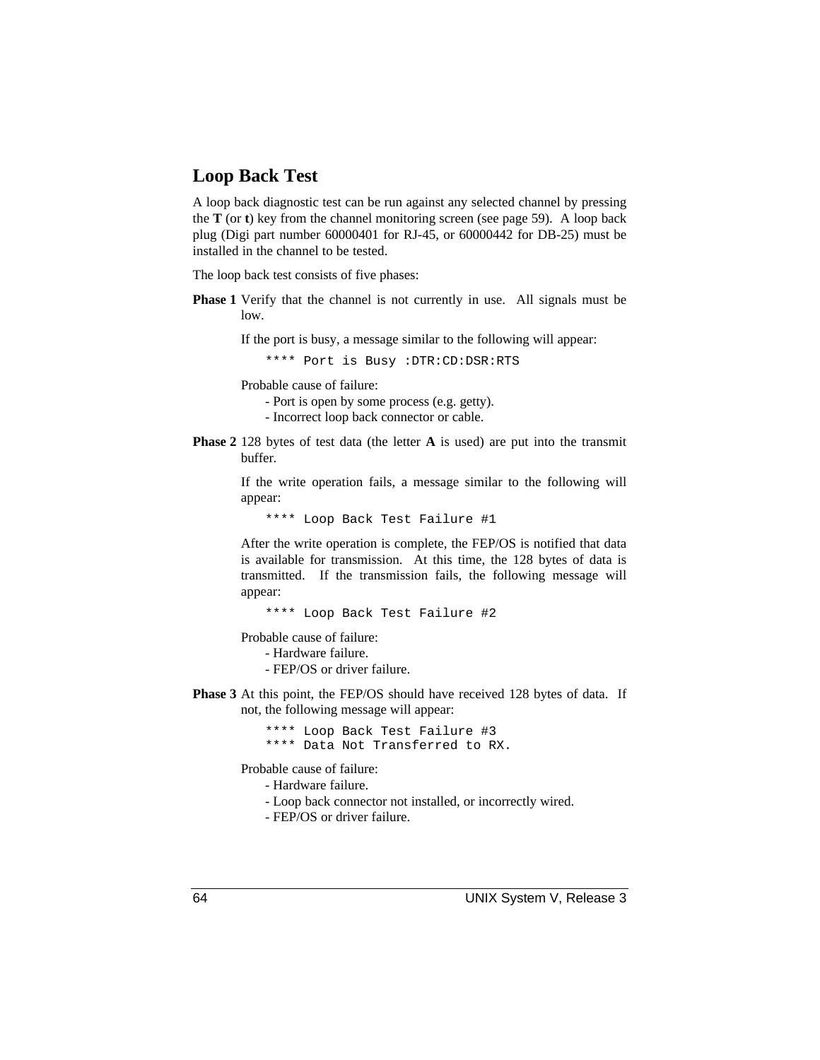## Loop Back Test

A loop back diagnostic test can be run against any selected channel by pressing the **T** (or **t**) key from the channel monitoring screen (see page 59). A loop back plug (Digi part number 60000401 for RJ-45, or 60000442 for DB-25) must be installed in the channel to be tested.

The loop back test consists of five phases:

**Phase 1** Verify that the channel is not currently in use. All signals must be low.

If the port is busy, a message similar to the following will appear:

```
**** Port is Busy :DTR:CD:DSR:RTS
```

Probable cause of failure:
- Port is open by some process (e.g. getty).
- Incorrect loop back connector or cable.

**Phase 2** 128 bytes of test data (the letter **A** is used) are put into the transmit buffer.

If the write operation fails, a message similar to the following will appear:

```
**** Loop Back Test Failure #1
```

After the write operation is complete, the FEP/OS is notified that data is available for transmission. At this time, the 128 bytes of data is transmitted. If the transmission fails, the following message will appear:

```
**** Loop Back Test Failure #2
```

Probable cause of failure:
- Hardware failure.
- FEP/OS or driver failure.

**Phase 3** At this point, the FEP/OS should have received 128 bytes of data. If not, the following message will appear:

```
**** Loop Back Test Failure #3
**** Data Not Transferred to RX.
```

Probable cause of failure:
- Hardware failure.
- Loop back connector not installed, or incorrectly wired.
- FEP/OS or driver failure.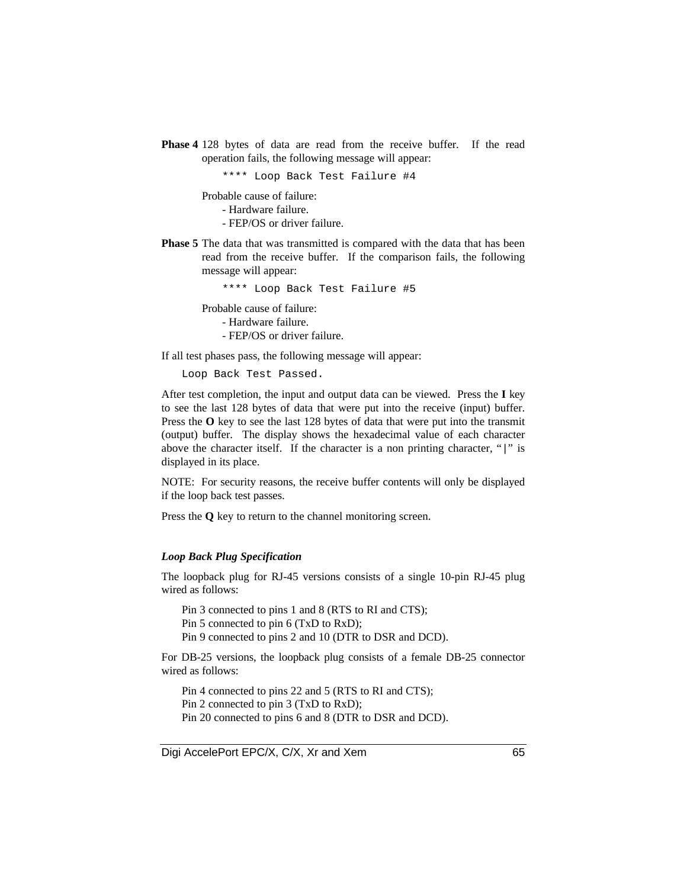**Phase 4** 128 bytes of data are read from the receive buffer. If the read operation fails, the following message will appear:

```
**** Loop Back Test Failure #4
```

Probable cause of failure:
- Hardware failure.
- FEP/OS or driver failure.

**Phase 5** The data that was transmitted is compared with the data that has been read from the receive buffer. If the comparison fails, the following message will appear:

```
**** Loop Back Test Failure #5
```

Probable cause of failure:
- Hardware failure.
- FEP/OS or driver failure.

If all test phases pass, the following message will appear:

```
Loop Back Test Passed.
```

After test completion, the input and output data can be viewed. Press the **I** key to see the last 128 bytes of data that were put into the receive (input) buffer. Press the **O** key to see the last 128 bytes of data that were put into the transmit (output) buffer. The display shows the hexadecimal value of each character above the character itself. If the character is a non printing character, "|" is displayed in its place.

NOTE: For security reasons, the receive buffer contents will only be displayed if the loop back test passes.

Press the **Q** key to return to the channel monitoring screen.

### *Loop Back Plug Specification*

The loopback plug for RJ-45 versions consists of a single 10-pin RJ-45 plug wired as follows:

Pin 3 connected to pins 1 and 8 (RTS to RI and CTS);
Pin 5 connected to pin 6 (TxD to RxD);
Pin 9 connected to pins 2 and 10 (DTR to DSR and DCD).

For DB-25 versions, the loopback plug consists of a female DB-25 connector wired as follows:

Pin 4 connected to pins 22 and 5 (RTS to RI and CTS);
Pin 2 connected to pin 3 (TxD to RxD);
Pin 20 connected to pins 6 and 8 (DTR to DSR and DCD).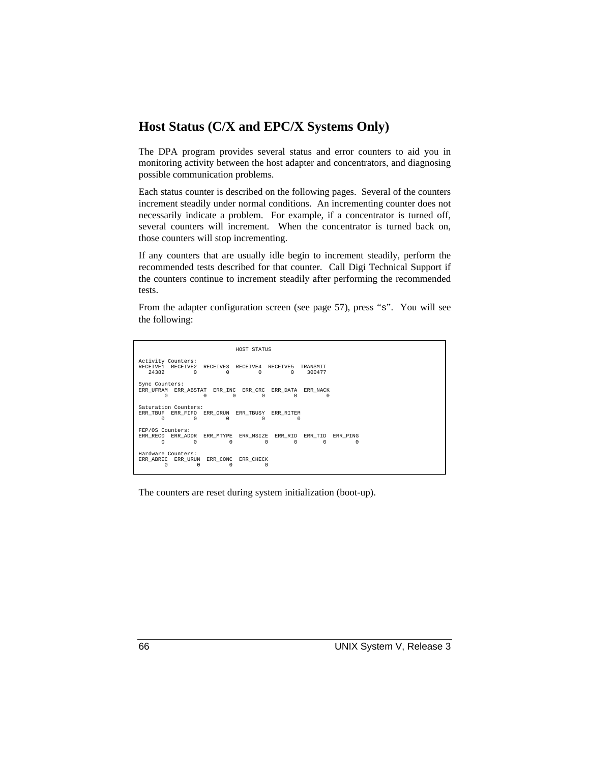## Host Status (C/X and EPC/X Systems Only)

The DPA program provides several status and error counters to aid you in monitoring activity between the host adapter and concentrators, and diagnosing possible communication problems.

Each status counter is described on the following pages. Several of the counters increment steadily under normal conditions. An incrementing counter does not necessarily indicate a problem. For example, if a concentrator is turned off, several counters will increment. When the concentrator is turned back on, those counters will stop incrementing.

If any counters that are usually idle begin to increment steadily, perform the recommended tests described for that counter. Call Digi Technical Support if the counters continue to increment steadily after performing the recommended tests.

From the adapter configuration screen (see page 57), press “s”. You will see the following:

```
                           HOST STATUS

Activity Counters:
RECEIVE1  RECEIVE2  RECEIVE3  RECEIVE4  RECEIVE5  TRANSMIT
   24382         0         0         0         0    300477

Sync Counters:
ERR_UFRAM  ERR_ABSTAT  ERR_INC  ERR_CRC  ERR_DATA  ERR_NACK
        0           0        0        0         0         0

Saturation Counters:
ERR_TBUF  ERR_FIFO  ERR_ORUN  ERR_TBUSY  ERR_RITEM
       0         0         0          0          0

FEP/OS Counters:
ERR_REC0  ERR_ADDR  ERR_MTYPE  ERR_MSIZE  ERR_RID  ERR_TID  ERR_PING
       0         0          0          0        0        0         0

Hardware Counters:
ERR_ABREC  ERR_URUN  ERR_CONC  ERR_CHECK
        0         0         0          0
```

The counters are reset during system initialization (boot-up).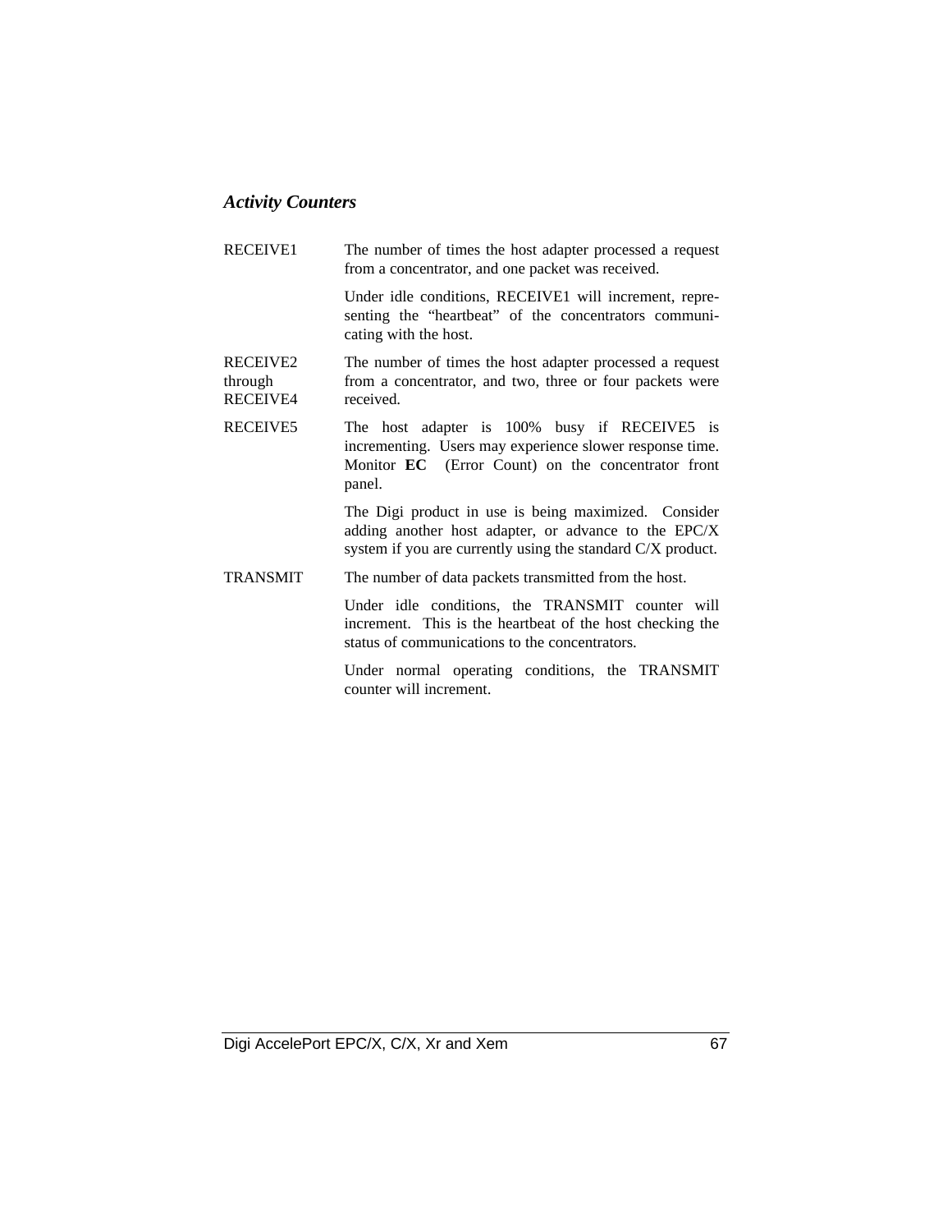### *Activity Counters*

| | |
|---|---|
| RECEIVE1 | The number of times the host adapter processed a request from a concentrator, and one packet was received. |
| | Under idle conditions, RECEIVE1 will increment, representing the "heartbeat" of the concentrators communicating with the host. |
| RECEIVE2 through RECEIVE4 | The number of times the host adapter processed a request from a concentrator, and two, three or four packets were received. |
| RECEIVE5 | The host adapter is 100% busy if RECEIVE5 is incrementing. Users may experience slower response time. Monitor **EC** (Error Count) on the concentrator front panel. |
| | The Digi product in use is being maximized. Consider adding another host adapter, or advance to the EPC/X system if you are currently using the standard C/X product. |
| TRANSMIT | The number of data packets transmitted from the host. |
| | Under idle conditions, the TRANSMIT counter will increment. This is the heartbeat of the host checking the status of communications to the concentrators. |
| | Under normal operating conditions, the TRANSMIT counter will increment. |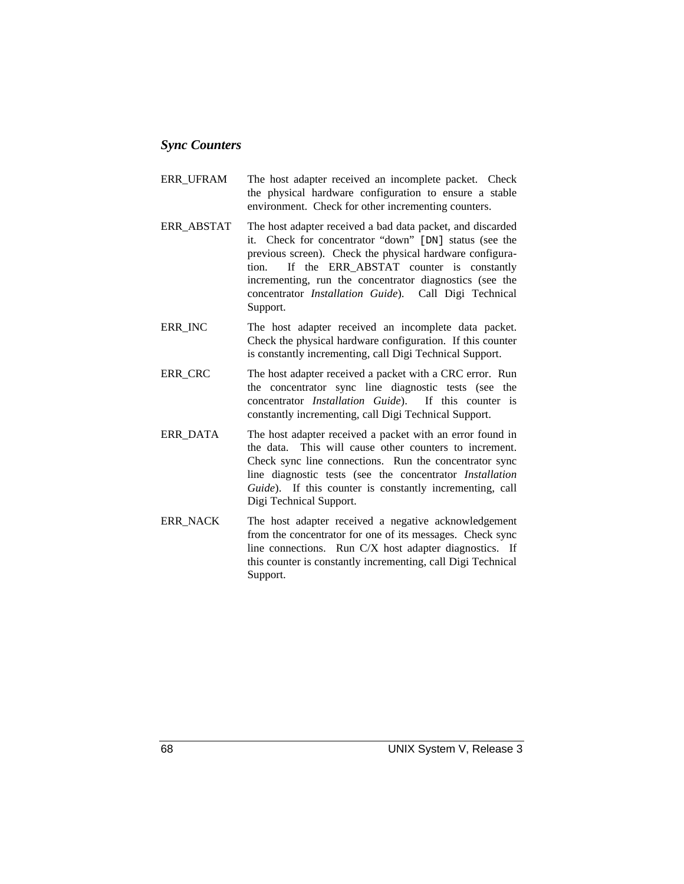### *Sync Counters*

| | |
|---|---|
| ERR_UFRAM | The host adapter received an incomplete packet. Check the physical hardware configuration to ensure a stable environment. Check for other incrementing counters. |
| ERR_ABSTAT | The host adapter received a bad data packet, and discarded it. Check for concentrator “down” `[DN]` status (see the previous screen). Check the physical hardware configuration. If the ERR_ABSTAT counter is constantly incrementing, run the concentrator diagnostics (see the concentrator *Installation Guide*). Call Digi Technical Support. |
| ERR_INC | The host adapter received an incomplete data packet. Check the physical hardware configuration. If this counter is constantly incrementing, call Digi Technical Support. |
| ERR_CRC | The host adapter received a packet with a CRC error. Run the concentrator sync line diagnostic tests (see the concentrator *Installation Guide*). If this counter is constantly incrementing, call Digi Technical Support. |
| ERR_DATA | The host adapter received a packet with an error found in the data. This will cause other counters to increment. Check sync line connections. Run the concentrator sync line diagnostic tests (see the concentrator *Installation Guide*). If this counter is constantly incrementing, call Digi Technical Support. |
| ERR_NACK | The host adapter received a negative acknowledgement from the concentrator for one of its messages. Check sync line connections. Run C/X host adapter diagnostics. If this counter is constantly incrementing, call Digi Technical Support. |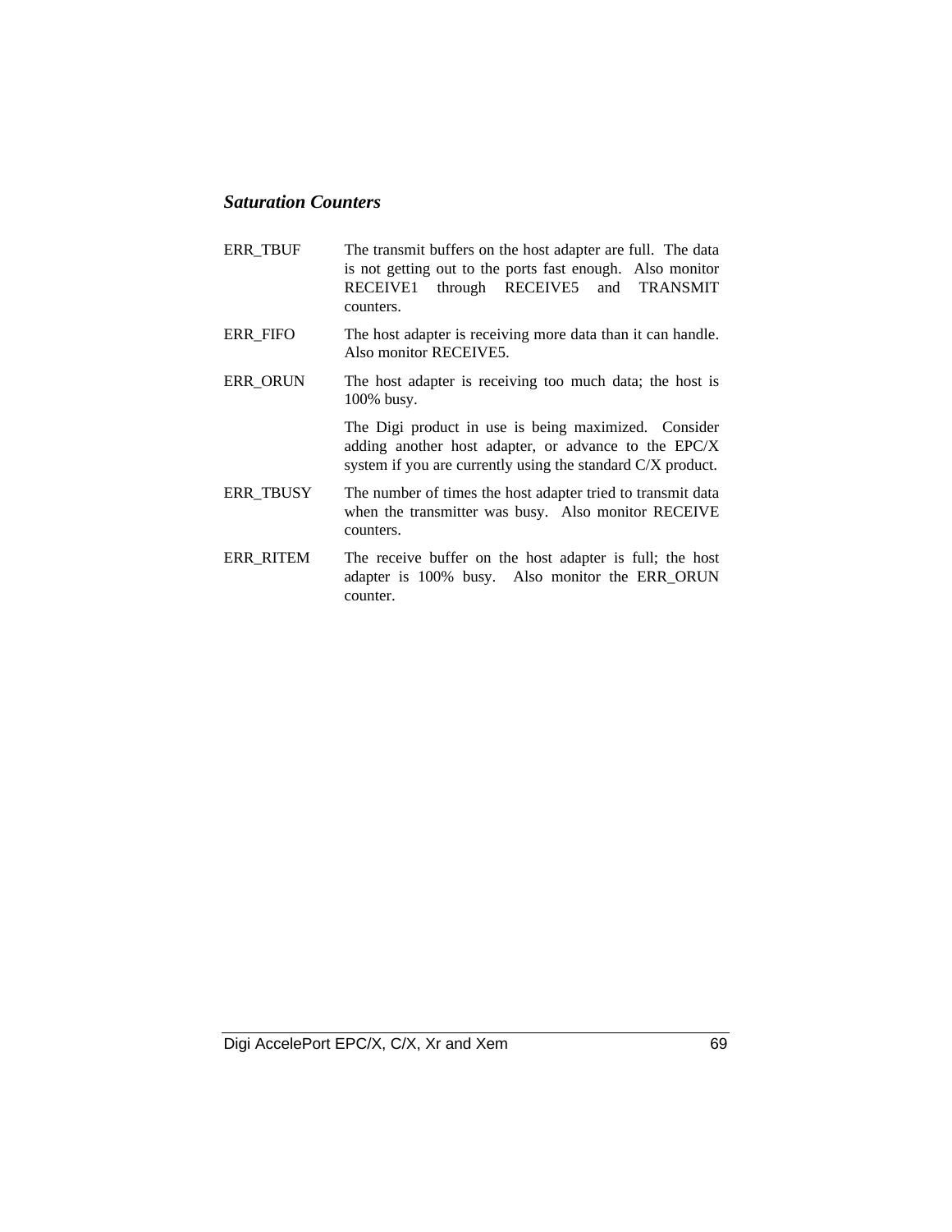### *Saturation Counters*

| | |
|---|---|
| ERR_TBUF | The transmit buffers on the host adapter are full. The data is not getting out to the ports fast enough. Also monitor RECEIVE1 through RECEIVE5 and TRANSMIT counters. |
| ERR_FIFO | The host adapter is receiving more data than it can handle. Also monitor RECEIVE5. |
| ERR_ORUN | The host adapter is receiving too much data; the host is 100% busy.<br><br>The Digi product in use is being maximized. Consider adding another host adapter, or advance to the EPC/X system if you are currently using the standard C/X product. |
| ERR_TBUSY | The number of times the host adapter tried to transmit data when the transmitter was busy. Also monitor RECEIVE counters. |
| ERR_RITEM | The receive buffer on the host adapter is full; the host adapter is 100% busy. Also monitor the ERR_ORUN counter. |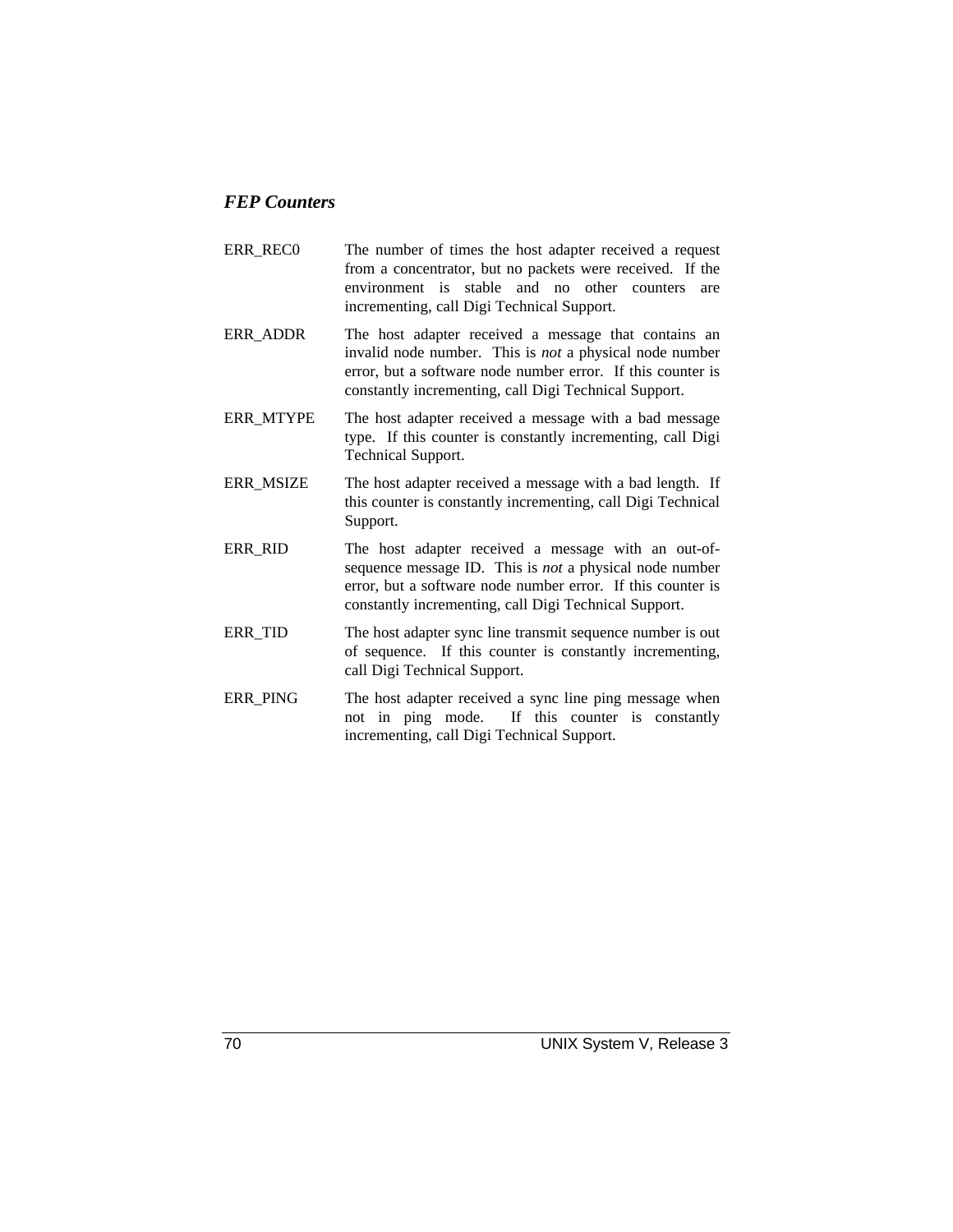### *FEP Counters*

| | |
|---|---|
| ERR_REC0 | The number of times the host adapter received a request from a concentrator, but no packets were received. If the environment is stable and no other counters are incrementing, call Digi Technical Support. |
| ERR_ADDR | The host adapter received a message that contains an invalid node number. This is *not* a physical node number error, but a software node number error. If this counter is constantly incrementing, call Digi Technical Support. |
| ERR_MTYPE | The host adapter received a message with a bad message type. If this counter is constantly incrementing, call Digi Technical Support. |
| ERR_MSIZE | The host adapter received a message with a bad length. If this counter is constantly incrementing, call Digi Technical Support. |
| ERR_RID | The host adapter received a message with an out-of-sequence message ID. This is *not* a physical node number error, but a software node number error. If this counter is constantly incrementing, call Digi Technical Support. |
| ERR_TID | The host adapter sync line transmit sequence number is out of sequence. If this counter is constantly incrementing, call Digi Technical Support. |
| ERR_PING | The host adapter received a sync line ping message when not in ping mode. If this counter is constantly incrementing, call Digi Technical Support. |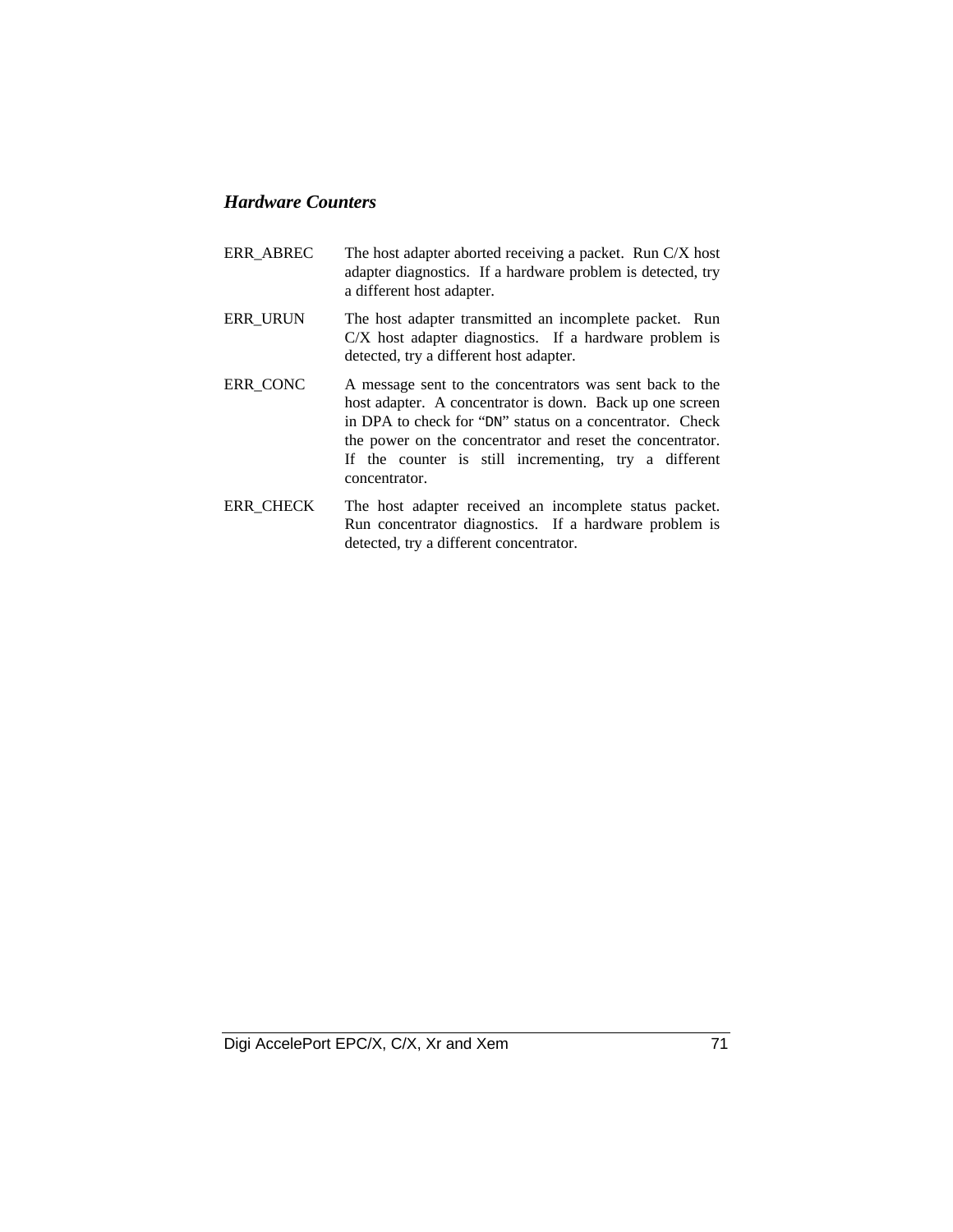### *Hardware Counters*

ERR_ABREC — The host adapter aborted receiving a packet. Run C/X host adapter diagnostics. If a hardware problem is detected, try a different host adapter.

ERR_URUN — The host adapter transmitted an incomplete packet. Run C/X host adapter diagnostics. If a hardware problem is detected, try a different host adapter.

ERR_CONC — A message sent to the concentrators was sent back to the host adapter. A concentrator is down. Back up one screen in DPA to check for "`DN`" status on a concentrator. Check the power on the concentrator and reset the concentrator. If the counter is still incrementing, try a different concentrator.

ERR_CHECK — The host adapter received an incomplete status packet. Run concentrator diagnostics. If a hardware problem is detected, try a different concentrator.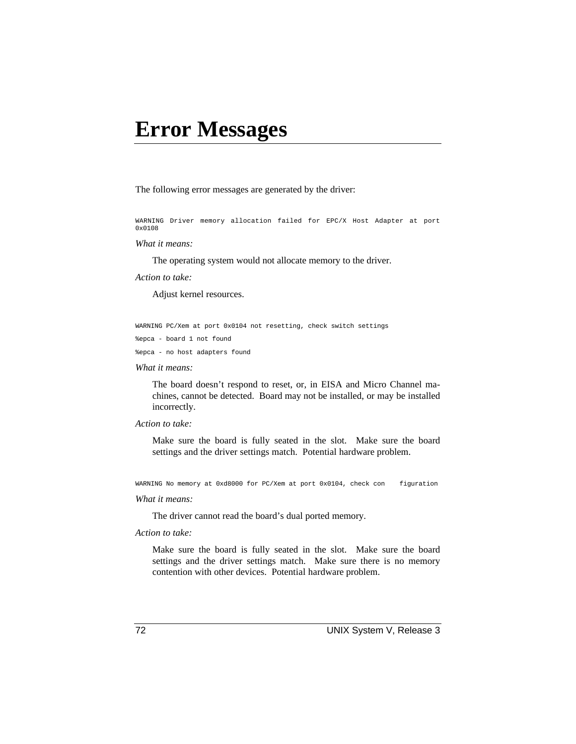# Error Messages

The following error messages are generated by the driver:

```
WARNING Driver memory allocation failed for EPC/X Host Adapter at port 0x0108
```

*What it means:*

The operating system would not allocate memory to the driver.

*Action to take:*

Adjust kernel resources.

```
WARNING PC/Xem at port 0x0104 not resetting, check switch settings
%epca - board 1 not found
%epca - no host adapters found
```

*What it means:*

The board doesn't respond to reset, or, in EISA and Micro Channel machines, cannot be detected. Board may not be installed, or may be installed incorrectly.

*Action to take:*

Make sure the board is fully seated in the slot. Make sure the board settings and the driver settings match. Potential hardware problem.

```
WARNING No memory at 0xd8000 for PC/Xem at port 0x0104, check con    figuration
```

*What it means:*

The driver cannot read the board's dual ported memory.

*Action to take:*

Make sure the board is fully seated in the slot. Make sure the board settings and the driver settings match. Make sure there is no memory contention with other devices. Potential hardware problem.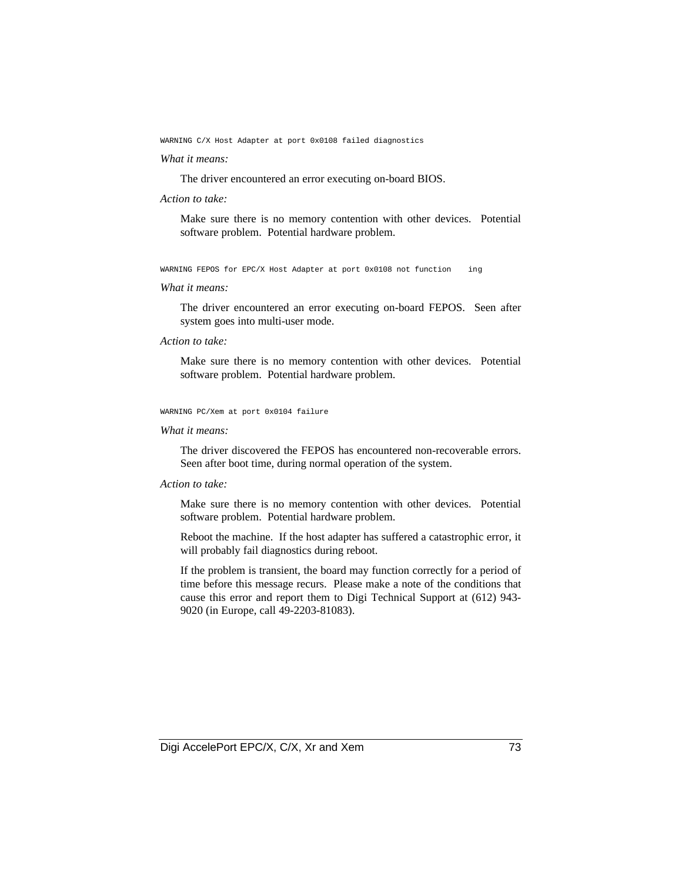```
WARNING C/X Host Adapter at port 0x0108 failed diagnostics
```

*What it means:*

The driver encountered an error executing on-board BIOS.

*Action to take:*

Make sure there is no memory contention with other devices. Potential software problem. Potential hardware problem.

```
WARNING FEPOS for EPC/X Host Adapter at port 0x0108 not function    ing
```

*What it means:*

The driver encountered an error executing on-board FEPOS. Seen after system goes into multi-user mode.

*Action to take:*

Make sure there is no memory contention with other devices. Potential software problem. Potential hardware problem.

```
WARNING PC/Xem at port 0x0104 failure
```

*What it means:*

The driver discovered the FEPOS has encountered non-recoverable errors. Seen after boot time, during normal operation of the system.

*Action to take:*

Make sure there is no memory contention with other devices. Potential software problem. Potential hardware problem.

Reboot the machine. If the host adapter has suffered a catastrophic error, it will probably fail diagnostics during reboot.

If the problem is transient, the board may function correctly for a period of time before this message recurs. Please make a note of the conditions that cause this error and report them to Digi Technical Support at (612) 943-9020 (in Europe, call 49-2203-81083).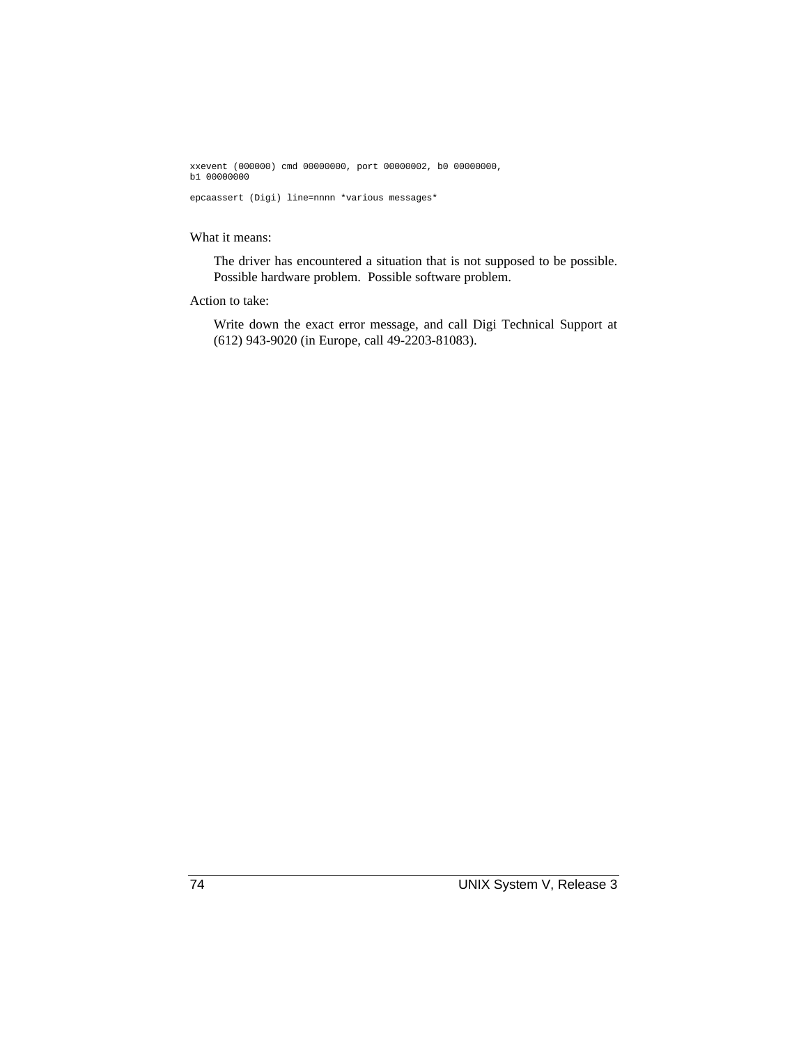```
xxevent (000000) cmd 00000000, port 00000002, b0 00000000,
b1 00000000
```

```
epcaassert (Digi) line=nnnn *various messages*
```

What it means:

The driver has encountered a situation that is not supposed to be possible. Possible hardware problem. Possible software problem.

Action to take:

Write down the exact error message, and call Digi Technical Support at (612) 943-9020 (in Europe, call 49-2203-81083).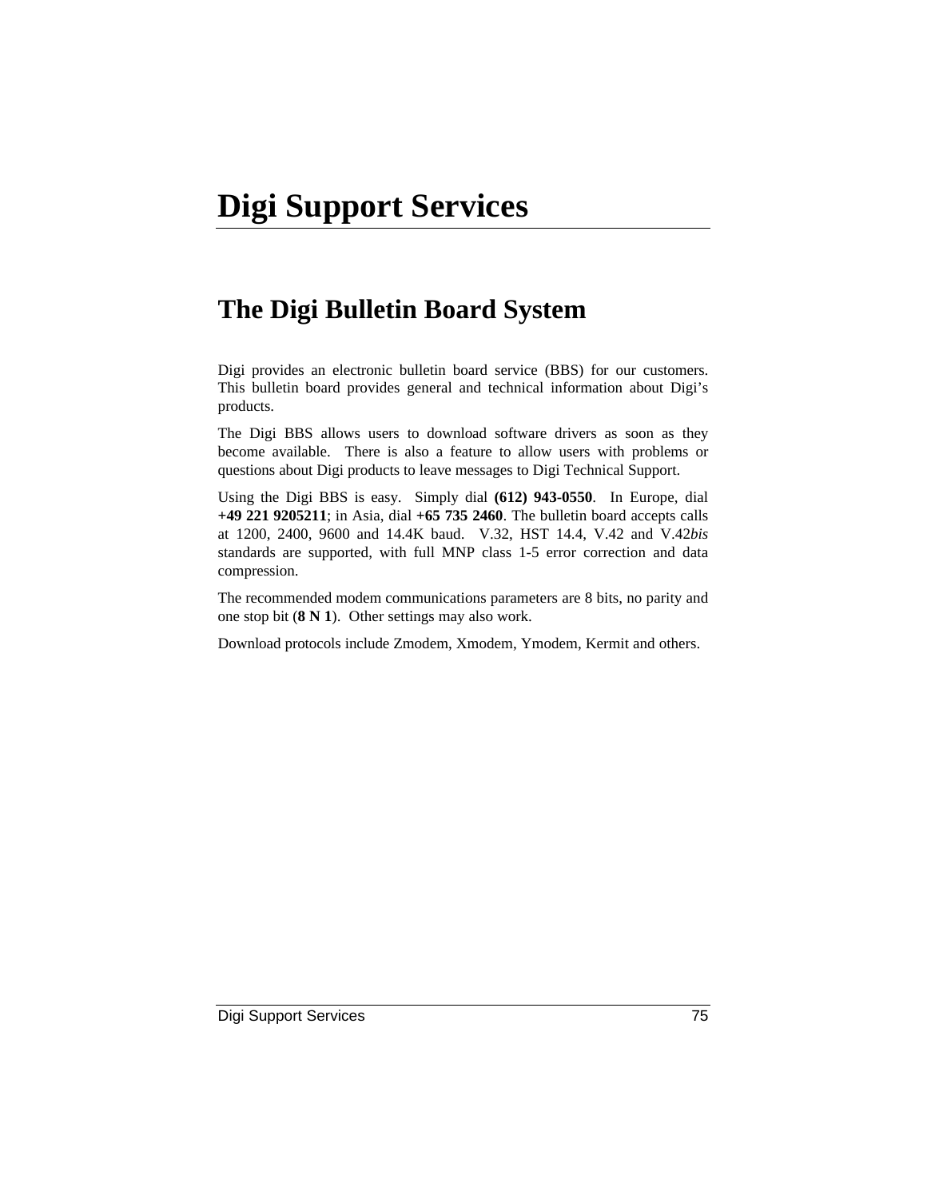# Digi Support Services

## The Digi Bulletin Board System

Digi provides an electronic bulletin board service (BBS) for our customers. This bulletin board provides general and technical information about Digi's products.

The Digi BBS allows users to download software drivers as soon as they become available. There is also a feature to allow users with problems or questions about Digi products to leave messages to Digi Technical Support.

Using the Digi BBS is easy. Simply dial **(612) 943-0550**. In Europe, dial **+49 221 9205211**; in Asia, dial **+65 735 2460**. The bulletin board accepts calls at 1200, 2400, 9600 and 14.4K baud. V.32, HST 14.4, V.42 and V.42*bis* standards are supported, with full MNP class 1-5 error correction and data compression.

The recommended modem communications parameters are 8 bits, no parity and one stop bit (**8 N 1**). Other settings may also work.

Download protocols include Zmodem, Xmodem, Ymodem, Kermit and others.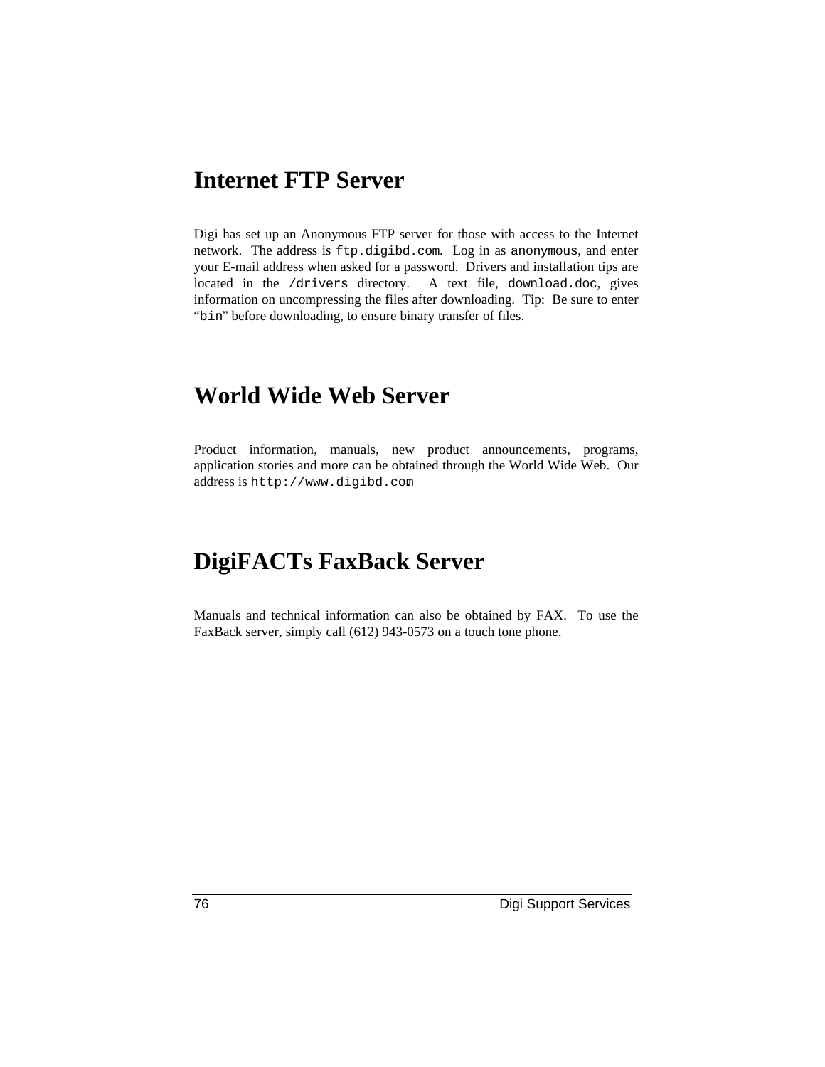## Internet FTP Server

Digi has set up an Anonymous FTP server for those with access to the Internet network. The address is `ftp.digibd.com`. Log in as `anonymous`, and enter your E-mail address when asked for a password. Drivers and installation tips are located in the `/drivers` directory. A text file, `download.doc`, gives information on uncompressing the files after downloading. Tip: Be sure to enter "`bin`" before downloading, to ensure binary transfer of files.

## World Wide Web Server

Product information, manuals, new product announcements, programs, application stories and more can be obtained through the World Wide Web. Our address is `http://www.digibd.com`

## DigiFACTs FaxBack Server

Manuals and technical information can also be obtained by FAX. To use the FaxBack server, simply call (612) 943-0573 on a touch tone phone.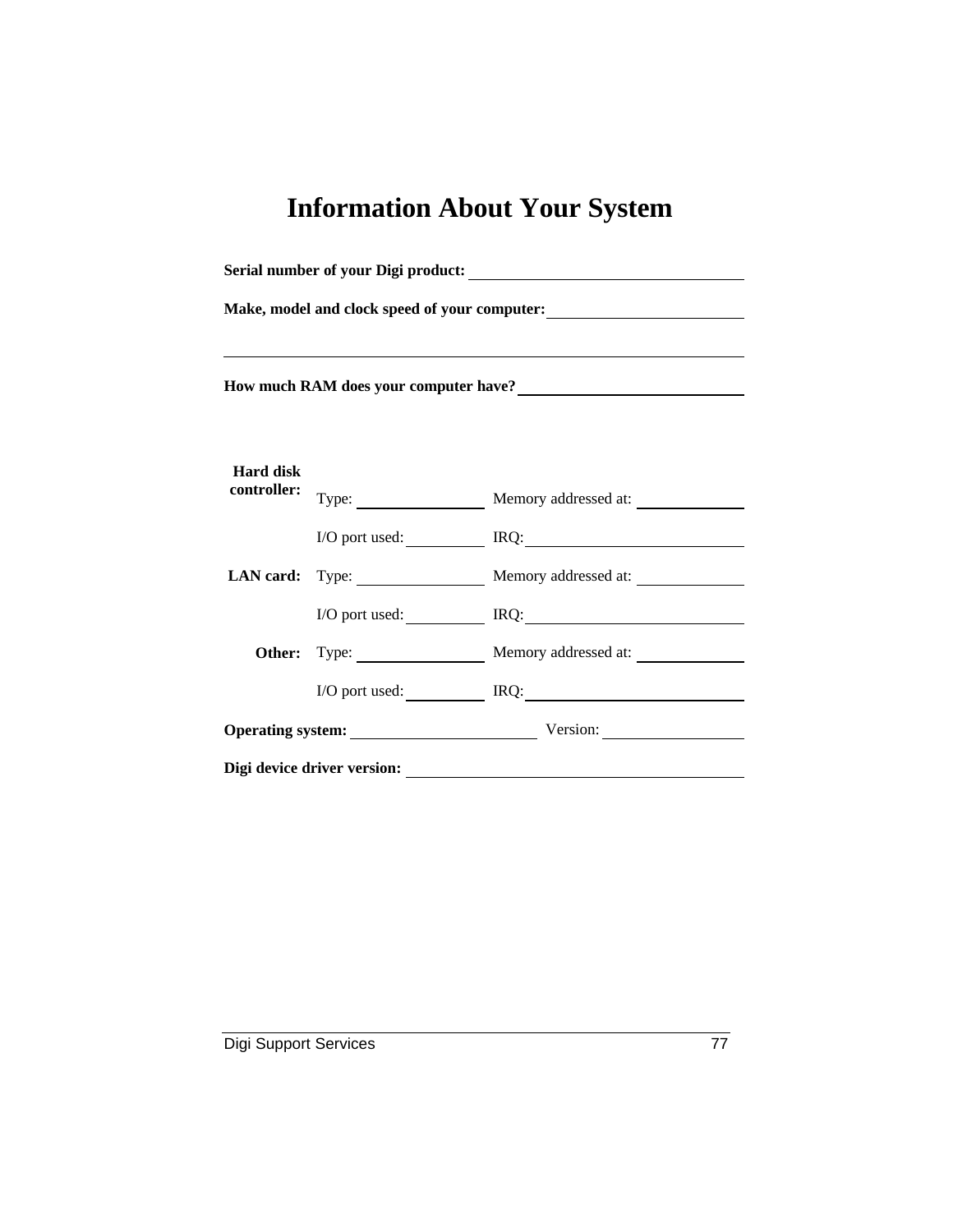# Information About Your System

**Serial number of your Digi product:** \_\_\_\_\_\_\_\_\_\_\_\_\_\_\_\_\_\_\_\_\_\_\_\_\_\_\_\_

**Make, model and clock speed of your computer:** \_\_\_\_\_\_\_\_\_\_\_\_\_\_\_\_\_\_\_\_

\_\_\_\_\_\_\_\_\_\_\_\_\_\_\_\_\_\_\_\_\_\_\_\_\_\_\_\_\_\_\_\_\_\_\_\_\_\_\_\_\_\_\_\_\_\_\_\_\_\_\_\_\_\_

**How much RAM does your computer have?** \_\_\_\_\_\_\_\_\_\_\_\_\_\_\_\_\_\_\_\_\_\_\_

| | | |
|---|---|---|
| **Hard disk controller:** | Type: \_\_\_\_\_\_\_\_\_\_\_\_ | Memory addressed at: \_\_\_\_\_\_\_\_\_\_ |
| | I/O port used: \_\_\_\_\_\_\_\_ | IRQ: \_\_\_\_\_\_\_\_\_\_\_\_\_\_\_\_\_\_\_\_ |
| **LAN card:** | Type: \_\_\_\_\_\_\_\_\_\_\_\_ | Memory addressed at: \_\_\_\_\_\_\_\_\_\_ |
| | I/O port used: \_\_\_\_\_\_\_\_ | IRQ: \_\_\_\_\_\_\_\_\_\_\_\_\_\_\_\_\_\_\_\_ |
| **Other:** | Type: \_\_\_\_\_\_\_\_\_\_\_\_ | Memory addressed at: \_\_\_\_\_\_\_\_\_\_ |
| | I/O port used: \_\_\_\_\_\_\_\_ | IRQ: \_\_\_\_\_\_\_\_\_\_\_\_\_\_\_\_\_\_\_\_ |

**Operating system:** \_\_\_\_\_\_\_\_\_\_\_\_\_\_\_\_\_\_\_\_ Version: \_\_\_\_\_\_\_\_\_\_\_\_\_\_\_

**Digi device driver version:** \_\_\_\_\_\_\_\_\_\_\_\_\_\_\_\_\_\_\_\_\_\_\_\_\_\_\_\_\_\_\_\_\_\_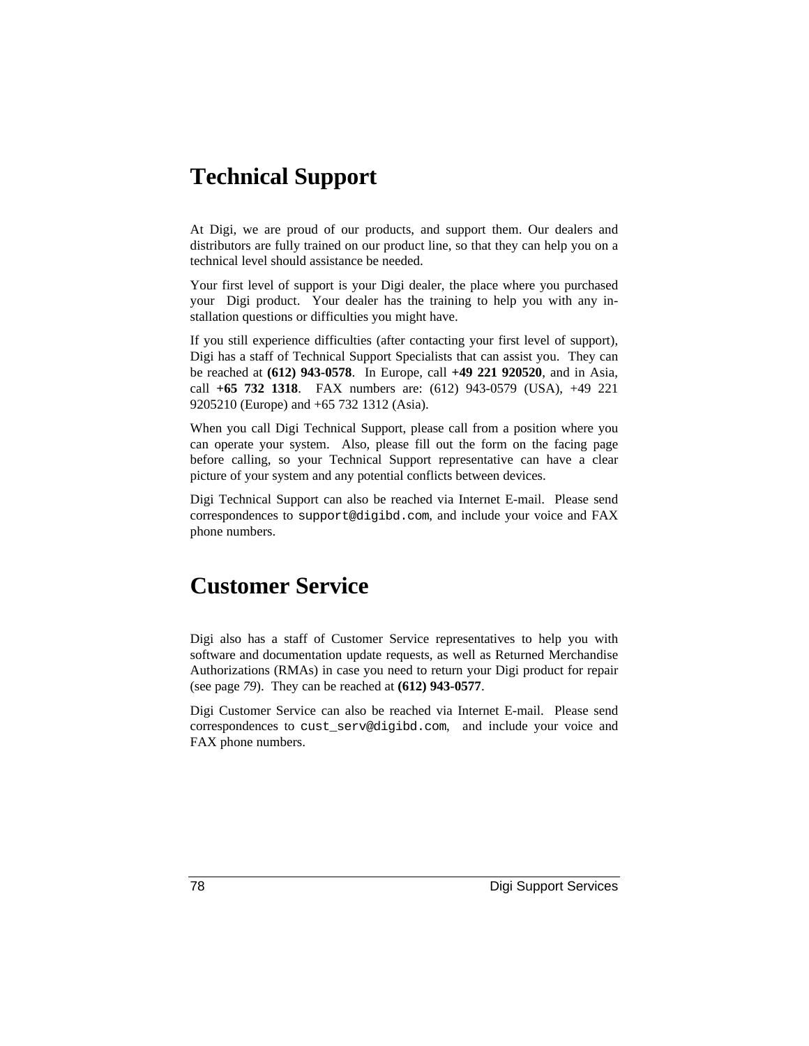# Technical Support

At Digi, we are proud of our products, and support them. Our dealers and distributors are fully trained on our product line, so that they can help you on a technical level should assistance be needed.

Your first level of support is your Digi dealer, the place where you purchased your Digi product. Your dealer has the training to help you with any installation questions or difficulties you might have.

If you still experience difficulties (after contacting your first level of support), Digi has a staff of Technical Support Specialists that can assist you. They can be reached at **(612) 943-0578**. In Europe, call **+49 221 920520**, and in Asia, call **+65 732 1318**. FAX numbers are: (612) 943-0579 (USA), +49 221 9205210 (Europe) and +65 732 1312 (Asia).

When you call Digi Technical Support, please call from a position where you can operate your system. Also, please fill out the form on the facing page before calling, so your Technical Support representative can have a clear picture of your system and any potential conflicts between devices.

Digi Technical Support can also be reached via Internet E-mail. Please send correspondences to `support@digibd.com`, and include your voice and FAX phone numbers.

# Customer Service

Digi also has a staff of Customer Service representatives to help you with software and documentation update requests, as well as Returned Merchandise Authorizations (RMAs) in case you need to return your Digi product for repair (see page *79*). They can be reached at **(612) 943-0577**.

Digi Customer Service can also be reached via Internet E-mail. Please send correspondences to `cust_serv@digibd.com`, and include your voice and FAX phone numbers.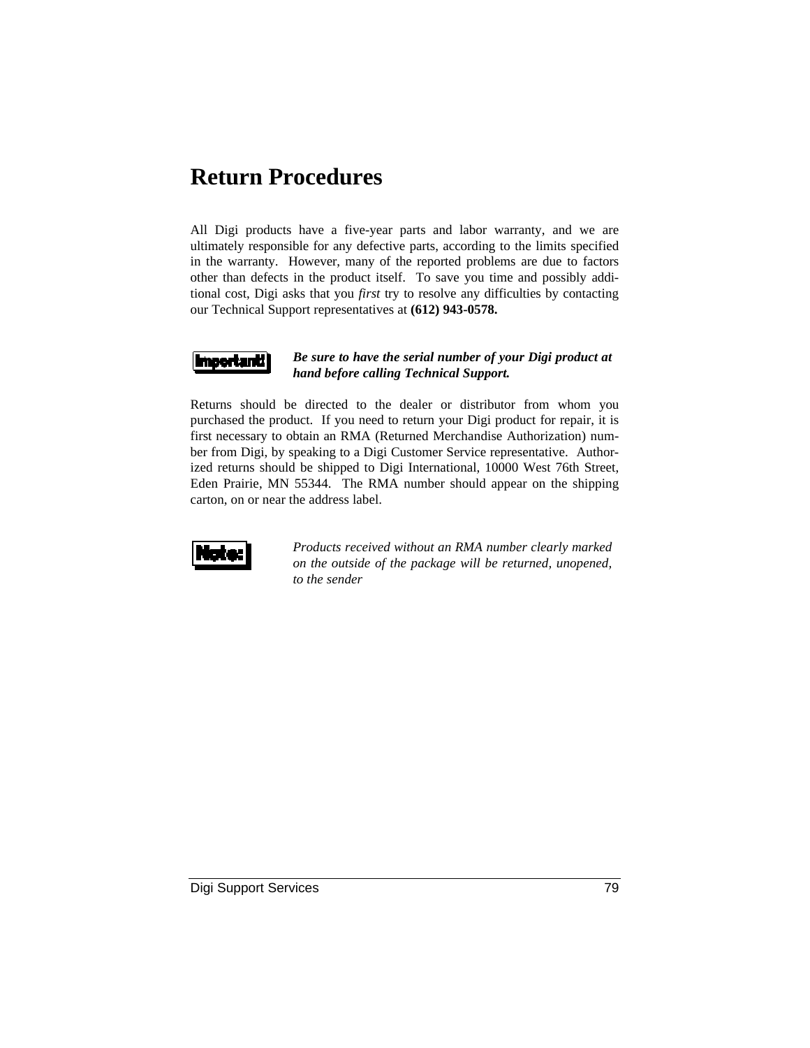# Return Procedures

All Digi products have a five-year parts and labor warranty, and we are ultimately responsible for any defective parts, according to the limits specified in the warranty. However, many of the reported problems are due to factors other than defects in the product itself. To save you time and possibly additional cost, Digi asks that you *first* try to resolve any difficulties by contacting our Technical Support representatives at **(612) 943-0578.**

**Important!** ***Be sure to have the serial number of your Digi product at hand before calling Technical Support.***

Returns should be directed to the dealer or distributor from whom you purchased the product. If you need to return your Digi product for repair, it is first necessary to obtain an RMA (Returned Merchandise Authorization) number from Digi, by speaking to a Digi Customer Service representative. Authorized returns should be shipped to Digi International, 10000 West 76th Street, Eden Prairie, MN 55344. The RMA number should appear on the shipping carton, on or near the address label.

**Note:** *Products received without an RMA number clearly marked on the outside of the package will be returned, unopened, to the sender*